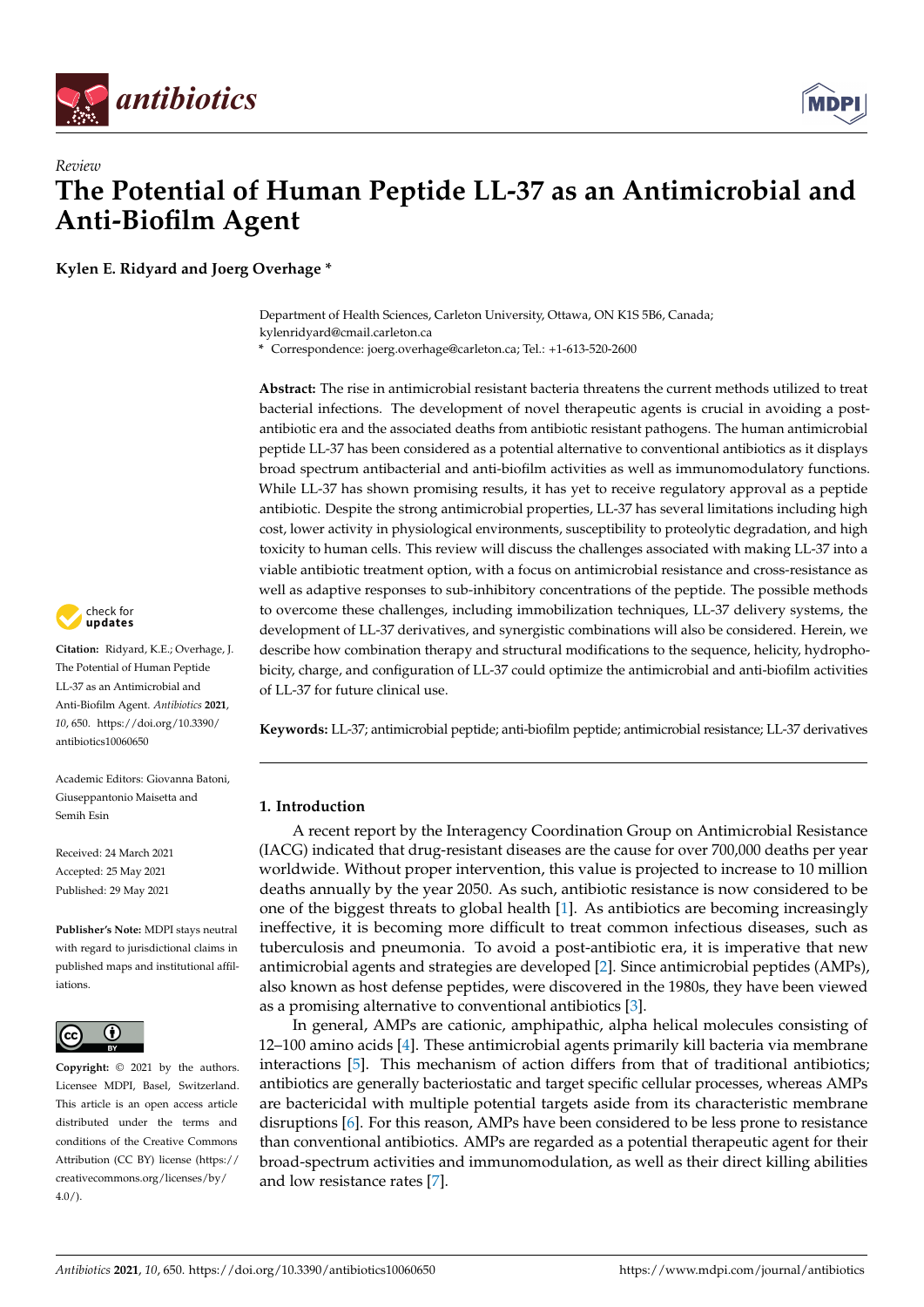*Review*

# The Potential of Human Peptide LL-37 as an Antimicrobial and Anti-Biofilm Agent

**Kylen E. Ridyard and Joerg Overhage ***

Department of Health Sciences, Carleton University, Ottawa, ON K1S 5B6, Canada; kylenridyard@cmail.carleton.ca

\* Correspondence: joerg.overhage@carleton.ca; Tel.: +1-613-520-2600

**Abstract:** The rise in antimicrobial resistant bacteria threatens the current methods utilized to treat bacterial infections. The development of novel therapeutic agents is crucial in avoiding a post-antibiotic era and the associated deaths from antibiotic resistant pathogens. The human antimicrobial peptide LL-37 has been considered as a potential alternative to conventional antibiotics as it displays broad spectrum antibacterial and anti-biofilm activities as well as immunomodulatory functions. While LL-37 has shown promising results, it has yet to receive regulatory approval as a peptide antibiotic. Despite the strong antimicrobial properties, LL-37 has several limitations including high cost, lower activity in physiological environments, susceptibility to proteolytic degradation, and high toxicity to human cells. This review will discuss the challenges associated with making LL-37 into a viable antibiotic treatment option, with a focus on antimicrobial resistance and cross-resistance as well as adaptive responses to sub-inhibitory concentrations of the peptide. The possible methods to overcome these challenges, including immobilization techniques, LL-37 delivery systems, the development of LL-37 derivatives, and synergistic combinations will also be considered. Herein, we describe how combination therapy and structural modifications to the sequence, helicity, hydrophobicity, charge, and configuration of LL-37 could optimize the antimicrobial and anti-biofilm activities of LL-37 for future clinical use.

**Keywords:** LL-37; antimicrobial peptide; anti-biofilm peptide; antimicrobial resistance; LL-37 derivatives

**Citation:** Ridyard, K.E.; Overhage, J. The Potential of Human Peptide LL-37 as an Antimicrobial and Anti-Biofilm Agent. *Antibiotics* **2021**, *10*, 650. https://doi.org/10.3390/antibiotics10060650

Academic Editors: Giovanna Batoni, Giuseppantonio Maisetta and Semih Esin

Received: 24 March 2021
Accepted: 25 May 2021
Published: 29 May 2021

**Publisher's Note:** MDPI stays neutral with regard to jurisdictional claims in published maps and institutional affiliations.

**Copyright:** © 2021 by the authors. Licensee MDPI, Basel, Switzerland. This article is an open access article distributed under the terms and conditions of the Creative Commons Attribution (CC BY) license (https://creativecommons.org/licenses/by/4.0/).

## 1. Introduction

A recent report by the Interagency Coordination Group on Antimicrobial Resistance (IACG) indicated that drug-resistant diseases are the cause for over 700,000 deaths per year worldwide. Without proper intervention, this value is projected to increase to 10 million deaths annually by the year 2050. As such, antibiotic resistance is now considered to be one of the biggest threats to global health [1]. As antibiotics are becoming increasingly ineffective, it is becoming more difficult to treat common infectious diseases, such as tuberculosis and pneumonia. To avoid a post-antibiotic era, it is imperative that new antimicrobial agents and strategies are developed [2]. Since antimicrobial peptides (AMPs), also known as host defense peptides, were discovered in the 1980s, they have been viewed as a promising alternative to conventional antibiotics [3].

In general, AMPs are cationic, amphipathic, alpha helical molecules consisting of 12–100 amino acids [4]. These antimicrobial agents primarily kill bacteria via membrane interactions [5]. This mechanism of action differs from that of traditional antibiotics; antibiotics are generally bacteriostatic and target specific cellular processes, whereas AMPs are bactericidal with multiple potential targets aside from their characteristic membrane disruptions [6]. For this reason, AMPs have been considered to be less prone to resistance than conventional antibiotics. AMPs are regarded as a potential therapeutic agent for their broad-spectrum activities and immunomodulation, as well as their direct killing abilities and low resistance rates [7].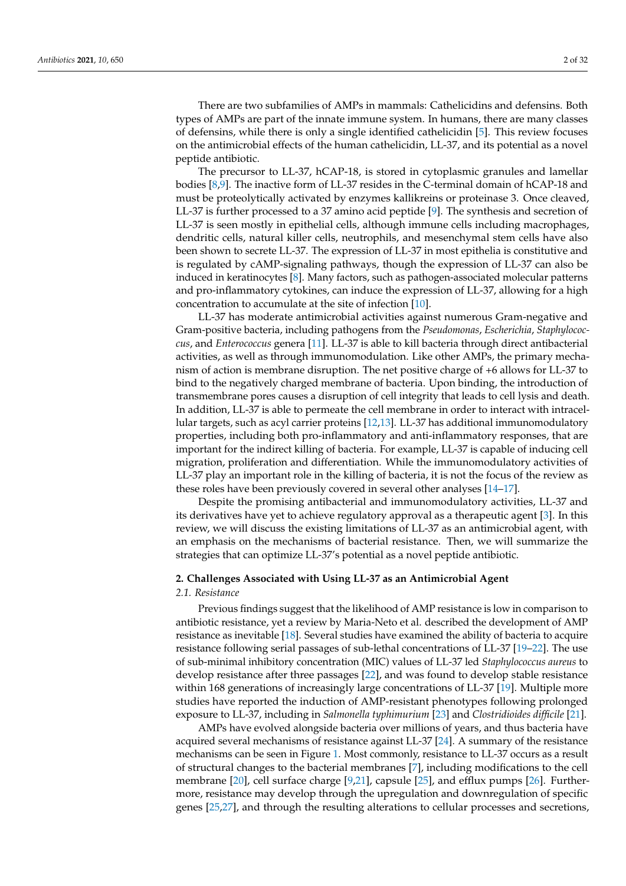There are two subfamilies of AMPs in mammals: Cathelicidins and defensins. Both types of AMPs are part of the innate immune system. In humans, there are many classes of defensins, while there is only a single identified cathelicidin [5]. This review focuses on the antimicrobial effects of the human cathelicidin, LL-37, and its potential as a novel peptide antibiotic.

The precursor to LL-37, hCAP-18, is stored in cytoplasmic granules and lamellar bodies [8,9]. The inactive form of LL-37 resides in the C-terminal domain of hCAP-18 and must be proteolytically activated by enzymes kallikreins or proteinase 3. Once cleaved, LL-37 is further processed to a 37 amino acid peptide [9]. The synthesis and secretion of LL-37 is seen mostly in epithelial cells, although immune cells including macrophages, dendritic cells, natural killer cells, neutrophils, and mesenchymal stem cells have also been shown to secrete LL-37. The expression of LL-37 in most epithelia is constitutive and is regulated by cAMP-signaling pathways, though the expression of LL-37 can also be induced in keratinocytes [8]. Many factors, such as pathogen-associated molecular patterns and pro-inflammatory cytokines, can induce the expression of LL-37, allowing for a high concentration to accumulate at the site of infection [10].

LL-37 has moderate antimicrobial activities against numerous Gram-negative and Gram-positive bacteria, including pathogens from the *Pseudomonas*, *Escherichia*, *Staphylococcus*, and *Enterococcus* genera [11]. LL-37 is able to kill bacteria through direct antibacterial activities, as well as through immunomodulation. Like other AMPs, the primary mechanism of action is membrane disruption. The net positive charge of +6 allows for LL-37 to bind to the negatively charged membrane of bacteria. Upon binding, the introduction of transmembrane pores causes a disruption of cell integrity that leads to cell lysis and death. In addition, LL-37 is able to permeate the cell membrane in order to interact with intracellular targets, such as acyl carrier proteins [12,13]. LL-37 has additional immunomodulatory properties, including both pro-inflammatory and anti-inflammatory responses, that are important for the indirect killing of bacteria. For example, LL-37 is capable of inducing cell migration, proliferation and differentiation. While the immunomodulatory activities of LL-37 play an important role in the killing of bacteria, it is not the focus of the review as these roles have been previously covered in several other analyses [14–17].

Despite the promising antibacterial and immunomodulatory activities, LL-37 and its derivatives have yet to achieve regulatory approval as a therapeutic agent [3]. In this review, we will discuss the existing limitations of LL-37 as an antimicrobial agent, with an emphasis on the mechanisms of bacterial resistance. Then, we will summarize the strategies that can optimize LL-37's potential as a novel peptide antibiotic.

## 2. Challenges Associated with Using LL-37 as an Antimicrobial Agent

### 2.1. Resistance

Previous findings suggest that the likelihood of AMP resistance is low in comparison to antibiotic resistance, yet a review by Maria-Neto et al. described the development of AMP resistance as inevitable [18]. Several studies have examined the ability of bacteria to acquire resistance following serial passages of sub-lethal concentrations of LL-37 [19–22]. The use of sub-minimal inhibitory concentration (MIC) values of LL-37 led *Staphylococcus aureus* to develop resistance after three passages [22], and was found to develop stable resistance within 168 generations of increasingly large concentrations of LL-37 [19]. Multiple more studies have reported the induction of AMP-resistant phenotypes following prolonged exposure to LL-37, including in *Salmonella typhimurium* [23] and *Clostridioides difficile* [21].

AMPs have evolved alongside bacteria over millions of years, and thus bacteria have acquired several mechanisms of resistance against LL-37 [24]. A summary of the resistance mechanisms can be seen in Figure 1. Most commonly, resistance to LL-37 occurs as a result of structural changes to the bacterial membranes [7], including modifications to the cell membrane [20], cell surface charge [9,21], capsule [25], and efflux pumps [26]. Furthermore, resistance may develop through the upregulation and downregulation of specific genes [25,27], and through the resulting alterations to cellular processes and secretions,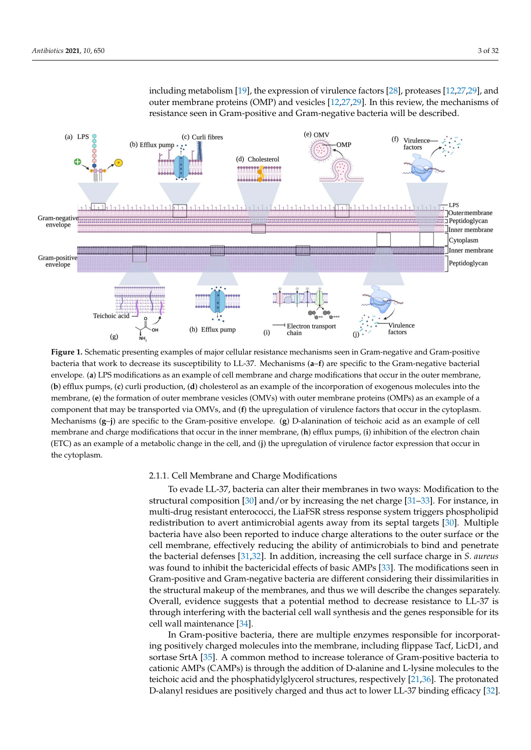including metabolism [19], the expression of virulence factors [28], proteases [12,27,29], and outer membrane proteins (OMP) and vesicles [12,27,29]. In this review, the mechanisms of resistance seen in Gram-positive and Gram-negative bacteria will be described.

**Figure 1.** Schematic presenting examples of major cellular resistance mechanisms seen in Gram-negative and Gram-positive bacteria that work to decrease its susceptibility to LL-37. Mechanisms (**a**–**f**) are specific to the Gram-negative bacterial envelope. (**a**) LPS modifications as an example of cell membrane and charge modifications that occur in the outer membrane, (**b**) efflux pumps, (**c**) curli production, (**d**) cholesterol as an example of the incorporation of exogenous molecules into the membrane, (**e**) the formation of outer membrane vesicles (OMVs) with outer membrane proteins (OMPs) as an example of a component that may be transported via OMVs, and (**f**) the upregulation of virulence factors that occur in the cytoplasm. Mechanisms (**g**–**j**) are specific to the Gram-positive envelope. (**g**) D-alanination of teichoic acid as an example of cell membrane and charge modifications that occur in the inner membrane, (**h**) efflux pumps, (**i**) inhibition of the electron chain (ETC) as an example of a metabolic change in the cell, and (**j**) the upregulation of virulence factor expression that occur in the cytoplasm.

### 2.1.1. Cell Membrane and Charge Modifications

To evade LL-37, bacteria can alter their membranes in two ways: Modification to the structural composition [30] and/or by increasing the net charge [31–33]. For instance, in multi-drug resistant enterococci, the LiaFSR stress response system triggers phospholipid redistribution to avert antimicrobial agents away from its septal targets [30]. Multiple bacteria have also been reported to induce charge alterations to the outer surface or the cell membrane, effectively reducing the ability of antimicrobials to bind and penetrate the bacterial defenses [31,32]. In addition, increasing the cell surface charge in *S. aureus* was found to inhibit the bactericidal effects of basic AMPs [33]. The modifications seen in Gram-positive and Gram-negative bacteria are different considering their dissimilarities in the structural makeup of the membranes, and thus we will describe the changes separately. Overall, evidence suggests that a potential method to decrease resistance to LL-37 is through interfering with the bacterial cell wall synthesis and the genes responsible for its cell wall maintenance [34].

In Gram-positive bacteria, there are multiple enzymes responsible for incorporating positively charged molecules into the membrane, including flippase Tacf, LicD1, and sortase SrtA [35]. A common method to increase tolerance of Gram-positive bacteria to cationic AMPs (CAMPs) is through the addition of D-alanine and L-lysine molecules to the teichoic acid and the phosphatidylglycerol structures, respectively [21,36]. The protonated D-alanyl residues are positively charged and thus act to lower LL-37 binding efficacy [32].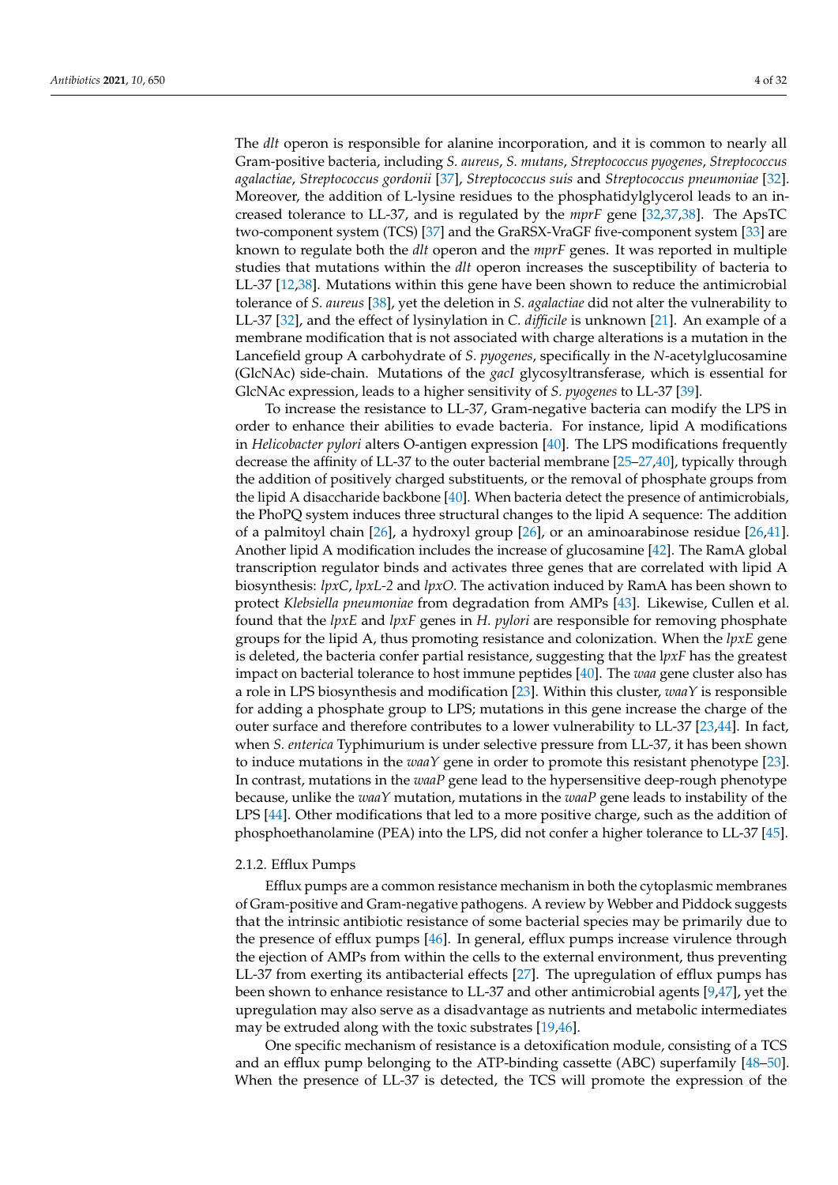The *dlt* operon is responsible for alanine incorporation, and it is common to nearly all Gram-positive bacteria, including *S. aureus*, *S. mutans*, *Streptococcus pyogenes*, *Streptococcus agalactiae*, *Streptococcus gordonii* [37], *Streptococcus suis* and *Streptococcus pneumoniae* [32]. Moreover, the addition of L-lysine residues to the phosphatidylglycerol leads to an increased tolerance to LL-37, and is regulated by the *mprF* gene [32,37,38]. The ApsTC two-component system (TCS) [37] and the GraRSX-VraGF five-component system [33] are known to regulate both the *dlt* operon and the *mprF* genes. It was reported in multiple studies that mutations within the *dlt* operon increases the susceptibility of bacteria to LL-37 [12,38]. Mutations within this gene have been shown to reduce the antimicrobial tolerance of *S. aureus* [38], yet the deletion in *S. agalactiae* did not alter the vulnerability to LL-37 [32], and the effect of lysinylation in *C. difficile* is unknown [21]. An example of a membrane modification that is not associated with charge alterations is a mutation in the Lancefield group A carbohydrate of *S. pyogenes*, specifically in the *N*-acetylglucosamine (GlcNAc) side-chain. Mutations of the *gacI* glycosyltransferase, which is essential for GlcNAc expression, leads to a higher sensitivity of *S. pyogenes* to LL-37 [39].

To increase the resistance to LL-37, Gram-negative bacteria can modify the LPS in order to enhance their abilities to evade bacteria. For instance, lipid A modifications in *Helicobacter pylori* alters O-antigen expression [40]. The LPS modifications frequently decrease the affinity of LL-37 to the outer bacterial membrane [25–27,40], typically through the addition of positively charged substituents, or the removal of phosphate groups from the lipid A disaccharide backbone [40]. When bacteria detect the presence of antimicrobials, the PhoPQ system induces three structural changes to the lipid A sequence: The addition of a palmitoyl chain [26], a hydroxyl group [26], or an aminoarabinose residue [26,41]. Another lipid A modification includes the increase of glucosamine [42]. The RamA global transcription regulator binds and activates three genes that are correlated with lipid A biosynthesis: *lpxC*, *lpxL-2* and *lpxO*. The activation induced by RamA has been shown to protect *Klebsiella pneumoniae* from degradation from AMPs [43]. Likewise, Cullen et al. found that the *lpxE* and *lpxF* genes in *H. pylori* are responsible for removing phosphate groups for the lipid A, thus promoting resistance and colonization. When the *lpxE* gene is deleted, the bacteria confer partial resistance, suggesting that the l*pxF* has the greatest impact on bacterial tolerance to host immune peptides [40]. The *waa* gene cluster also has a role in LPS biosynthesis and modification [23]. Within this cluster, *waaY* is responsible for adding a phosphate group to LPS; mutations in this gene increase the charge of the outer surface and therefore contributes to a lower vulnerability to LL-37 [23,44]. In fact, when *S. enterica* Typhimurium is under selective pressure from LL-37, it has been shown to induce mutations in the *waaY* gene in order to promote this resistant phenotype [23]. In contrast, mutations in the *waaP* gene lead to the hypersensitive deep-rough phenotype because, unlike the *waaY* mutation, mutations in the *waaP* gene leads to instability of the LPS [44]. Other modifications that led to a more positive charge, such as the addition of phosphoethanolamine (PEA) into the LPS, did not confer a higher tolerance to LL-37 [45].

#### 2.1.2. Efflux Pumps

Efflux pumps are a common resistance mechanism in both the cytoplasmic membranes of Gram-positive and Gram-negative pathogens. A review by Webber and Piddock suggests that the intrinsic antibiotic resistance of some bacterial species may be primarily due to the presence of efflux pumps [46]. In general, efflux pumps increase virulence through the ejection of AMPs from within the cells to the external environment, thus preventing LL-37 from exerting its antibacterial effects [27]. The upregulation of efflux pumps has been shown to enhance resistance to LL-37 and other antimicrobial agents [9,47], yet the upregulation may also serve as a disadvantage as nutrients and metabolic intermediates may be extruded along with the toxic substrates [19,46].

One specific mechanism of resistance is a detoxification module, consisting of a TCS and an efflux pump belonging to the ATP-binding cassette (ABC) superfamily [48–50]. When the presence of LL-37 is detected, the TCS will promote the expression of the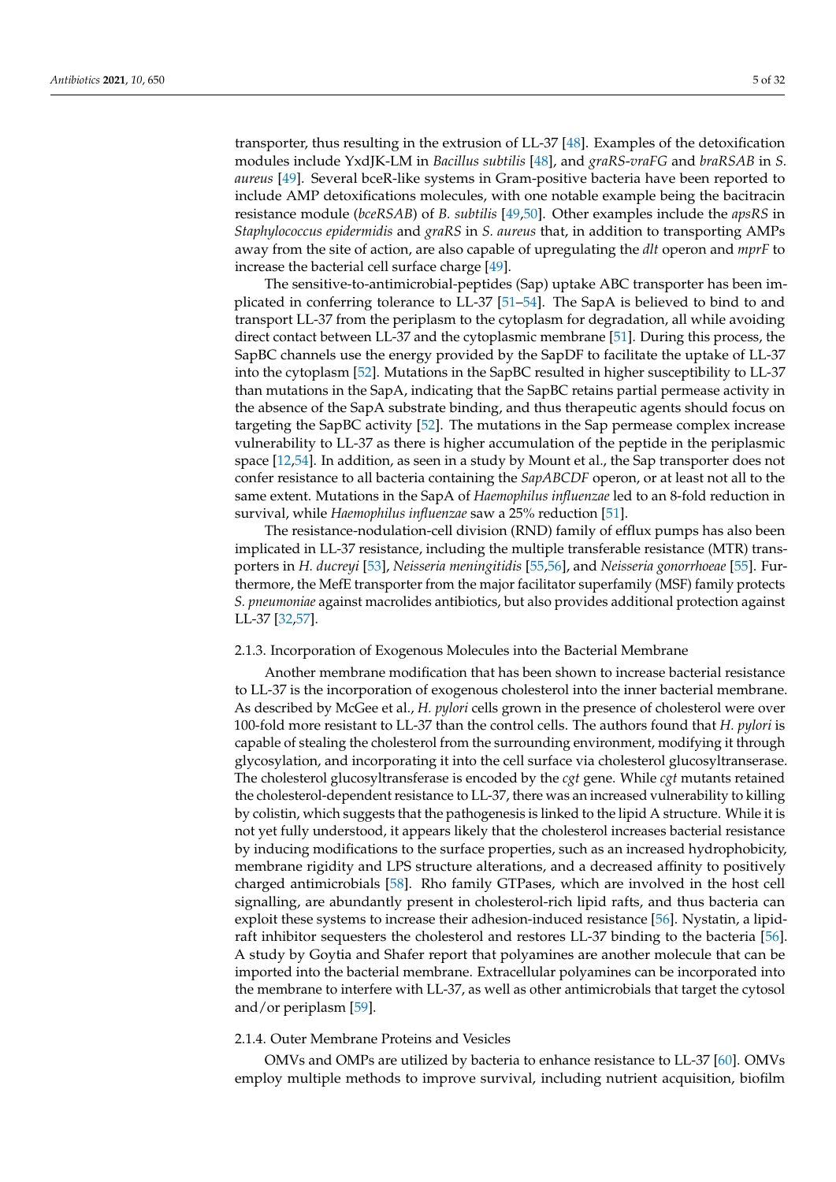transporter, thus resulting in the extrusion of LL-37 [48]. Examples of the detoxification modules include YxdJK-LM in *Bacillus subtilis* [48], and *graRS-vraFG* and *braRSAB* in *S. aureus* [49]. Several bceR-like systems in Gram-positive bacteria have been reported to include AMP detoxifications molecules, with one notable example being the bacitracin resistance module (*bceRSAB*) of *B. subtilis* [49,50]. Other examples include the *apsRS* in *Staphylococcus epidermidis* and *graRS* in *S. aureus* that, in addition to transporting AMPs away from the site of action, are also capable of upregulating the *dlt* operon and *mprF* to increase the bacterial cell surface charge [49].

The sensitive-to-antimicrobial-peptides (Sap) uptake ABC transporter has been implicated in conferring tolerance to LL-37 [51–54]. The SapA is believed to bind to and transport LL-37 from the periplasm to the cytoplasm for degradation, all while avoiding direct contact between LL-37 and the cytoplasmic membrane [51]. During this process, the SapBC channels use the energy provided by the SapDF to facilitate the uptake of LL-37 into the cytoplasm [52]. Mutations in the SapBC resulted in higher susceptibility to LL-37 than mutations in the SapA, indicating that the SapBC retains partial permease activity in the absence of the SapA substrate binding, and thus therapeutic agents should focus on targeting the SapBC activity [52]. The mutations in the Sap permease complex increase vulnerability to LL-37 as there is higher accumulation of the peptide in the periplasmic space [12,54]. In addition, as seen in a study by Mount et al., the Sap transporter does not confer resistance to all bacteria containing the *SapABCDF* operon, or at least not all to the same extent. Mutations in the SapA of *Haemophilus influenzae* led to an 8-fold reduction in survival, while *Haemophilus influenzae* saw a 25% reduction [51].

The resistance-nodulation-cell division (RND) family of efflux pumps has also been implicated in LL-37 resistance, including the multiple transferable resistance (MTR) transporters in *H. ducreyi* [53], *Neisseria meningitidis* [55,56], and *Neisseria gonorrhoeae* [55]. Furthermore, the MefE transporter from the major facilitator superfamily (MSF) family protects *S. pneumoniae* against macrolides antibiotics, but also provides additional protection against LL-37 [32,57].

#### 2.1.3. Incorporation of Exogenous Molecules into the Bacterial Membrane

Another membrane modification that has been shown to increase bacterial resistance to LL-37 is the incorporation of exogenous cholesterol into the inner bacterial membrane. As described by McGee et al., *H. pylori* cells grown in the presence of cholesterol were over 100-fold more resistant to LL-37 than the control cells. The authors found that *H. pylori* is capable of stealing the cholesterol from the surrounding environment, modifying it through glycosylation, and incorporating it into the cell surface via cholesterol glucosyltranserase. The cholesterol glucosyltransferase is encoded by the *cgt* gene. While *cgt* mutants retained the cholesterol-dependent resistance to LL-37, there was an increased vulnerability to killing by colistin, which suggests that the pathogenesis is linked to the lipid A structure. While it is not yet fully understood, it appears likely that the cholesterol increases bacterial resistance by inducing modifications to the surface properties, such as an increased hydrophobicity, membrane rigidity and LPS structure alterations, and a decreased affinity to positively charged antimicrobials [58]. Rho family GTPases, which are involved in the host cell signalling, are abundantly present in cholesterol-rich lipid rafts, and thus bacteria can exploit these systems to increase their adhesion-induced resistance [56]. Nystatin, a lipid-raft inhibitor sequesters the cholesterol and restores LL-37 binding to the bacteria [56]. A study by Goytia and Shafer report that polyamines are another molecule that can be imported into the bacterial membrane. Extracellular polyamines can be incorporated into the membrane to interfere with LL-37, as well as other antimicrobials that target the cytosol and/or periplasm [59].

#### 2.1.4. Outer Membrane Proteins and Vesicles

OMVs and OMPs are utilized by bacteria to enhance resistance to LL-37 [60]. OMVs employ multiple methods to improve survival, including nutrient acquisition, biofilm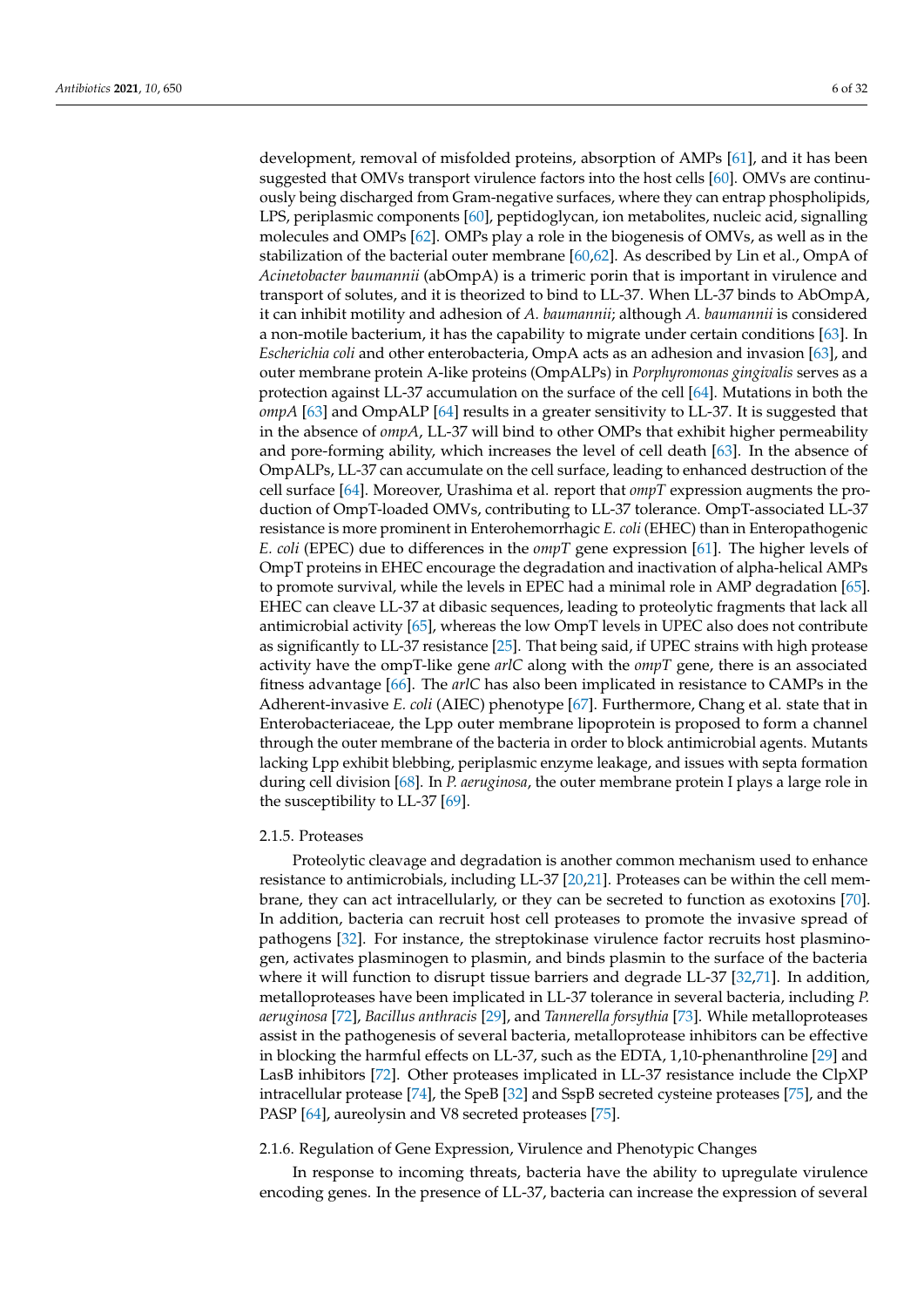development, removal of misfolded proteins, absorption of AMPs [61], and it has been suggested that OMVs transport virulence factors into the host cells [60]. OMVs are continuously being discharged from Gram-negative surfaces, where they can entrap phospholipids, LPS, periplasmic components [60], peptidoglycan, ion metabolites, nucleic acid, signalling molecules and OMPs [62]. OMPs play a role in the biogenesis of OMVs, as well as in the stabilization of the bacterial outer membrane [60,62]. As described by Lin et al., OmpA of *Acinetobacter baumannii* (abOmpA) is a trimeric porin that is important in virulence and transport of solutes, and it is theorized to bind to LL-37. When LL-37 binds to AbOmpA, it can inhibit motility and adhesion of *A. baumannii*; although *A. baumannii* is considered a non-motile bacterium, it has the capability to migrate under certain conditions [63]. In *Escherichia coli* and other enterobacteria, OmpA acts as an adhesion and invasion [63], and outer membrane protein A-like proteins (OmpALPs) in *Porphyromonas gingivalis* serves as a protection against LL-37 accumulation on the surface of the cell [64]. Mutations in both the *ompA* [63] and OmpALP [64] results in a greater sensitivity to LL-37. It is suggested that in the absence of *ompA*, LL-37 will bind to other OMPs that exhibit higher permeability and pore-forming ability, which increases the level of cell death [63]. In the absence of OmpALPs, LL-37 can accumulate on the cell surface, leading to enhanced destruction of the cell surface [64]. Moreover, Urashima et al. report that *ompT* expression augments the production of OmpT-loaded OMVs, contributing to LL-37 tolerance. OmpT-associated LL-37 resistance is more prominent in Enterohemorrhagic *E. coli* (EHEC) than in Enteropathogenic *E. coli* (EPEC) due to differences in the *ompT* gene expression [61]. The higher levels of OmpT proteins in EHEC encourage the degradation and inactivation of alpha-helical AMPs to promote survival, while the levels in EPEC had a minimal role in AMP degradation [65]. EHEC can cleave LL-37 at dibasic sequences, leading to proteolytic fragments that lack all antimicrobial activity [65], whereas the low OmpT levels in UPEC also does not contribute as significantly to LL-37 resistance [25]. That being said, if UPEC strains with high protease activity have the ompT-like gene *arlC* along with the *ompT* gene, there is an associated fitness advantage [66]. The *arlC* has also been implicated in resistance to CAMPs in the Adherent-invasive *E. coli* (AIEC) phenotype [67]. Furthermore, Chang et al. state that in Enterobacteriaceae, the Lpp outer membrane lipoprotein is proposed to form a channel through the outer membrane of the bacteria in order to block antimicrobial agents. Mutants lacking Lpp exhibit blebbing, periplasmic enzyme leakage, and issues with septa formation during cell division [68]. In *P. aeruginosa*, the outer membrane protein I plays a large role in the susceptibility to LL-37 [69].

#### 2.1.5. Proteases

Proteolytic cleavage and degradation is another common mechanism used to enhance resistance to antimicrobials, including LL-37 [20,21]. Proteases can be within the cell membrane, they can act intracellularly, or they can be secreted to function as exotoxins [70]. In addition, bacteria can recruit host cell proteases to promote the invasive spread of pathogens [32]. For instance, the streptokinase virulence factor recruits host plasminogen, activates plasminogen to plasmin, and binds plasmin to the surface of the bacteria where it will function to disrupt tissue barriers and degrade LL-37 [32,71]. In addition, metalloproteases have been implicated in LL-37 tolerance in several bacteria, including *P. aeruginosa* [72], *Bacillus anthracis* [29], and *Tannerella forsythia* [73]. While metalloproteases assist in the pathogenesis of several bacteria, metalloprotease inhibitors can be effective in blocking the harmful effects on LL-37, such as the EDTA, 1,10-phenanthroline [29] and LasB inhibitors [72]. Other proteases implicated in LL-37 resistance include the ClpXP intracellular protease [74], the SpeB [32] and SspB secreted cysteine proteases [75], and the PASP [64], aureolysin and V8 secreted proteases [75].

#### 2.1.6. Regulation of Gene Expression, Virulence and Phenotypic Changes

In response to incoming threats, bacteria have the ability to upregulate virulence encoding genes. In the presence of LL-37, bacteria can increase the expression of several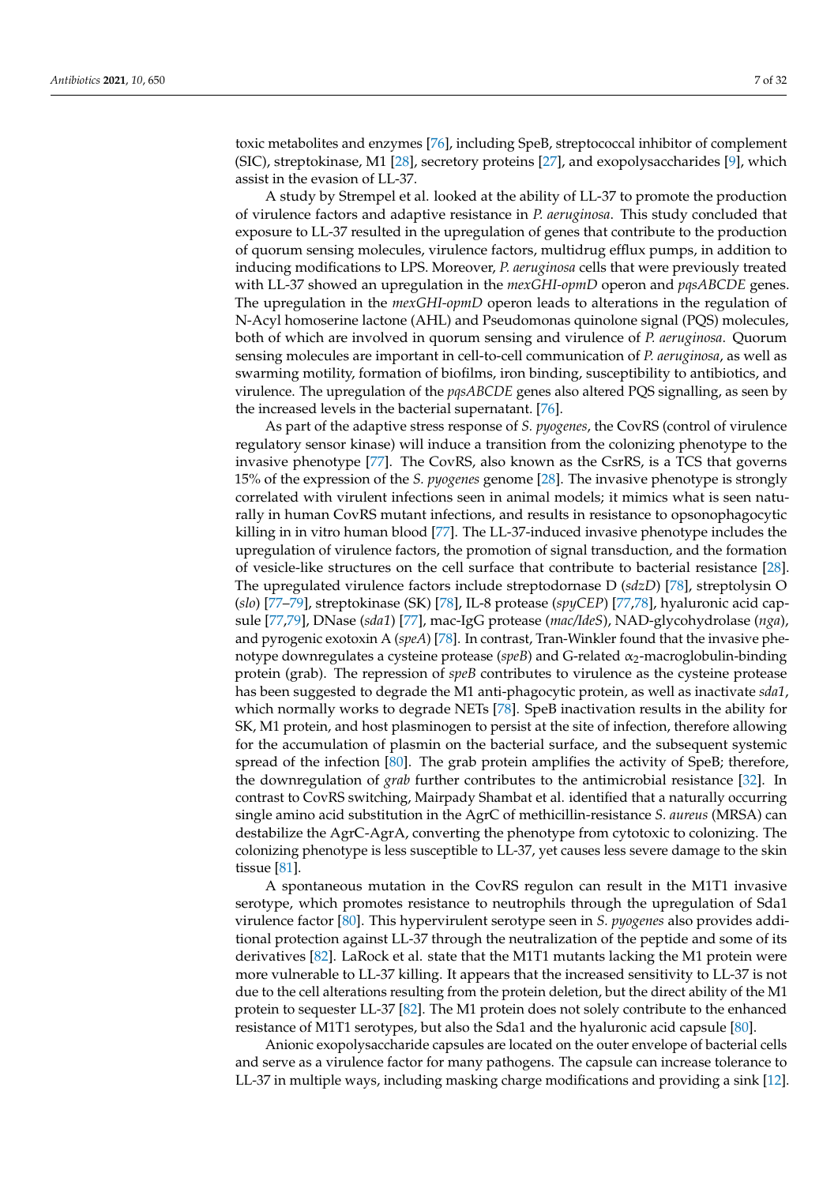toxic metabolites and enzymes [76], including SpeB, streptococcal inhibitor of complement (SIC), streptokinase, M1 [28], secretory proteins [27], and exopolysaccharides [9], which assist in the evasion of LL-37.

A study by Strempel et al. looked at the ability of LL-37 to promote the production of virulence factors and adaptive resistance in *P. aeruginosa*. This study concluded that exposure to LL-37 resulted in the upregulation of genes that contribute to the production of quorum sensing molecules, virulence factors, multidrug efflux pumps, in addition to inducing modifications to LPS. Moreover, *P. aeruginosa* cells that were previously treated with LL-37 showed an upregulation in the *mexGHI-opmD* operon and *pqsABCDE* genes. The upregulation in the *mexGHI-opmD* operon leads to alterations in the regulation of N-Acyl homoserine lactone (AHL) and Pseudomonas quinolone signal (PQS) molecules, both of which are involved in quorum sensing and virulence of *P. aeruginosa*. Quorum sensing molecules are important in cell-to-cell communication of *P. aeruginosa*, as well as swarming motility, formation of biofilms, iron binding, susceptibility to antibiotics, and virulence. The upregulation of the *pqsABCDE* genes also altered PQS signalling, as seen by the increased levels in the bacterial supernatant. [76].

As part of the adaptive stress response of *S. pyogenes*, the CovRS (control of virulence regulatory sensor kinase) will induce a transition from the colonizing phenotype to the invasive phenotype [77]. The CovRS, also known as the CsrRS, is a TCS that governs 15% of the expression of the *S. pyogenes* genome [28]. The invasive phenotype is strongly correlated with virulent infections seen in animal models; it mimics what is seen naturally in human CovRS mutant infections, and results in resistance to opsonophagocytic killing in in vitro human blood [77]. The LL-37-induced invasive phenotype includes the upregulation of virulence factors, the promotion of signal transduction, and the formation of vesicle-like structures on the cell surface that contribute to bacterial resistance [28]. The upregulated virulence factors include streptodornase D (*sdzD*) [78], streptolysin O (*slo*) [77–79], streptokinase (SK) [78], IL-8 protease (*spyCEP*) [77,78], hyaluronic acid capsule [77,79], DNase (*sda1*) [77], mac-IgG protease (*mac/IdeS*), NAD-glycohydrolase (*nga*), and pyrogenic exotoxin A (*speA*) [78]. In contrast, Tran-Winkler found that the invasive phenotype downregulates a cysteine protease (*speB*) and G-related $\alpha_2$-macroglobulin-binding protein (grab). The repression of *speB* contributes to virulence as the cysteine protease has been suggested to degrade the M1 anti-phagocytic protein, as well as inactivate *sda1*, which normally works to degrade NETs [78]. SpeB inactivation results in the ability for SK, M1 protein, and host plasminogen to persist at the site of infection, therefore allowing for the accumulation of plasmin on the bacterial surface, and the subsequent systemic spread of the infection [80]. The grab protein amplifies the activity of SpeB; therefore, the downregulation of *grab* further contributes to the antimicrobial resistance [32]. In contrast to CovRS switching, Mairpady Shambat et al. identified that a naturally occurring single amino acid substitution in the AgrC of methicillin-resistance *S. aureus* (MRSA) can destabilize the AgrC-AgrA, converting the phenotype from cytotoxic to colonizing. The colonizing phenotype is less susceptible to LL-37, yet causes less severe damage to the skin tissue [81].

A spontaneous mutation in the CovRS regulon can result in the M1T1 invasive serotype, which promotes resistance to neutrophils through the upregulation of Sda1 virulence factor [80]. This hypervirulent serotype seen in *S. pyogenes* also provides additional protection against LL-37 through the neutralization of the peptide and some of its derivatives [82]. LaRock et al. state that the M1T1 mutants lacking the M1 protein were more vulnerable to LL-37 killing. It appears that the increased sensitivity to LL-37 is not due to the cell alterations resulting from the protein deletion, but the direct ability of the M1 protein to sequester LL-37 [82]. The M1 protein does not solely contribute to the enhanced resistance of M1T1 serotypes, but also the Sda1 and the hyaluronic acid capsule [80].

Anionic exopolysaccharide capsules are located on the outer envelope of bacterial cells and serve as a virulence factor for many pathogens. The capsule can increase tolerance to LL-37 in multiple ways, including masking charge modifications and providing a sink [12].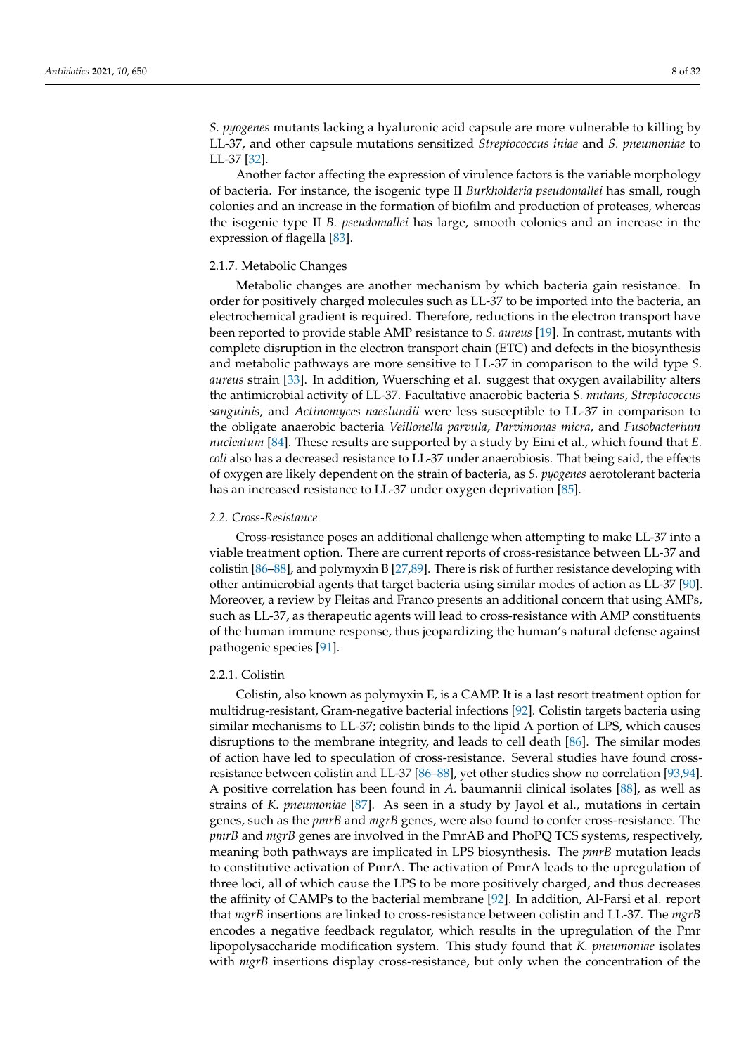*S. pyogenes* mutants lacking a hyaluronic acid capsule are more vulnerable to killing by LL-37, and other capsule mutations sensitized *Streptococcus iniae* and *S. pneumoniae* to LL-37 [32].

Another factor affecting the expression of virulence factors is the variable morphology of bacteria. For instance, the isogenic type II *Burkholderia pseudomallei* has small, rough colonies and an increase in the formation of biofilm and production of proteases, whereas the isogenic type II *B. pseudomallei* has large, smooth colonies and an increase in the expression of flagella [83].

#### 2.1.7. Metabolic Changes

Metabolic changes are another mechanism by which bacteria gain resistance. In order for positively charged molecules such as LL-37 to be imported into the bacteria, an electrochemical gradient is required. Therefore, reductions in the electron transport have been reported to provide stable AMP resistance to *S. aureus* [19]. In contrast, mutants with complete disruption in the electron transport chain (ETC) and defects in the biosynthesis and metabolic pathways are more sensitive to LL-37 in comparison to the wild type *S. aureus* strain [33]. In addition, Wuersching et al. suggest that oxygen availability alters the antimicrobial activity of LL-37. Facultative anaerobic bacteria *S. mutans*, *Streptococcus sanguinis*, and *Actinomyces naeslundii* were less susceptible to LL-37 in comparison to the obligate anaerobic bacteria *Veillonella parvula*, *Parvimonas micra*, and *Fusobacterium nucleatum* [84]. These results are supported by a study by Eini et al., which found that *E. coli* also has a decreased resistance to LL-37 under anaerobiosis. That being said, the effects of oxygen are likely dependent on the strain of bacteria, as *S. pyogenes* aerotolerant bacteria has an increased resistance to LL-37 under oxygen deprivation [85].

### *2.2. Cross-Resistance*

Cross-resistance poses an additional challenge when attempting to make LL-37 into a viable treatment option. There are current reports of cross-resistance between LL-37 and colistin [86–88], and polymyxin B [27,89]. There is risk of further resistance developing with other antimicrobial agents that target bacteria using similar modes of action as LL-37 [90]. Moreover, a review by Fleitas and Franco presents an additional concern that using AMPs, such as LL-37, as therapeutic agents will lead to cross-resistance with AMP constituents of the human immune response, thus jeopardizing the human's natural defense against pathogenic species [91].

#### 2.2.1. Colistin

Colistin, also known as polymyxin E, is a CAMP. It is a last resort treatment option for multidrug-resistant, Gram-negative bacterial infections [92]. Colistin targets bacteria using similar mechanisms to LL-37; colistin binds to the lipid A portion of LPS, which causes disruptions to the membrane integrity, and leads to cell death [86]. The similar modes of action have led to speculation of cross-resistance. Several studies have found cross-resistance between colistin and LL-37 [86–88], yet other studies show no correlation [93,94]. A positive correlation has been found in *A.* baumannii clinical isolates [88], as well as strains of *K. pneumoniae* [87]. As seen in a study by Jayol et al., mutations in certain genes, such as the *pmrB* and *mgrB* genes, were also found to confer cross-resistance. The *pmrB* and *mgrB* genes are involved in the PmrAB and PhoPQ TCS systems, respectively, meaning both pathways are implicated in LPS biosynthesis. The *pmrB* mutation leads to constitutive activation of PmrA. The activation of PmrA leads to the upregulation of three loci, all of which cause the LPS to be more positively charged, and thus decreases the affinity of CAMPs to the bacterial membrane [92]. In addition, Al-Farsi et al. report that *mgrB* insertions are linked to cross-resistance between colistin and LL-37. The *mgrB* encodes a negative feedback regulator, which results in the upregulation of the Pmr lipopolysaccharide modification system. This study found that *K. pneumoniae* isolates with *mgrB* insertions display cross-resistance, but only when the concentration of the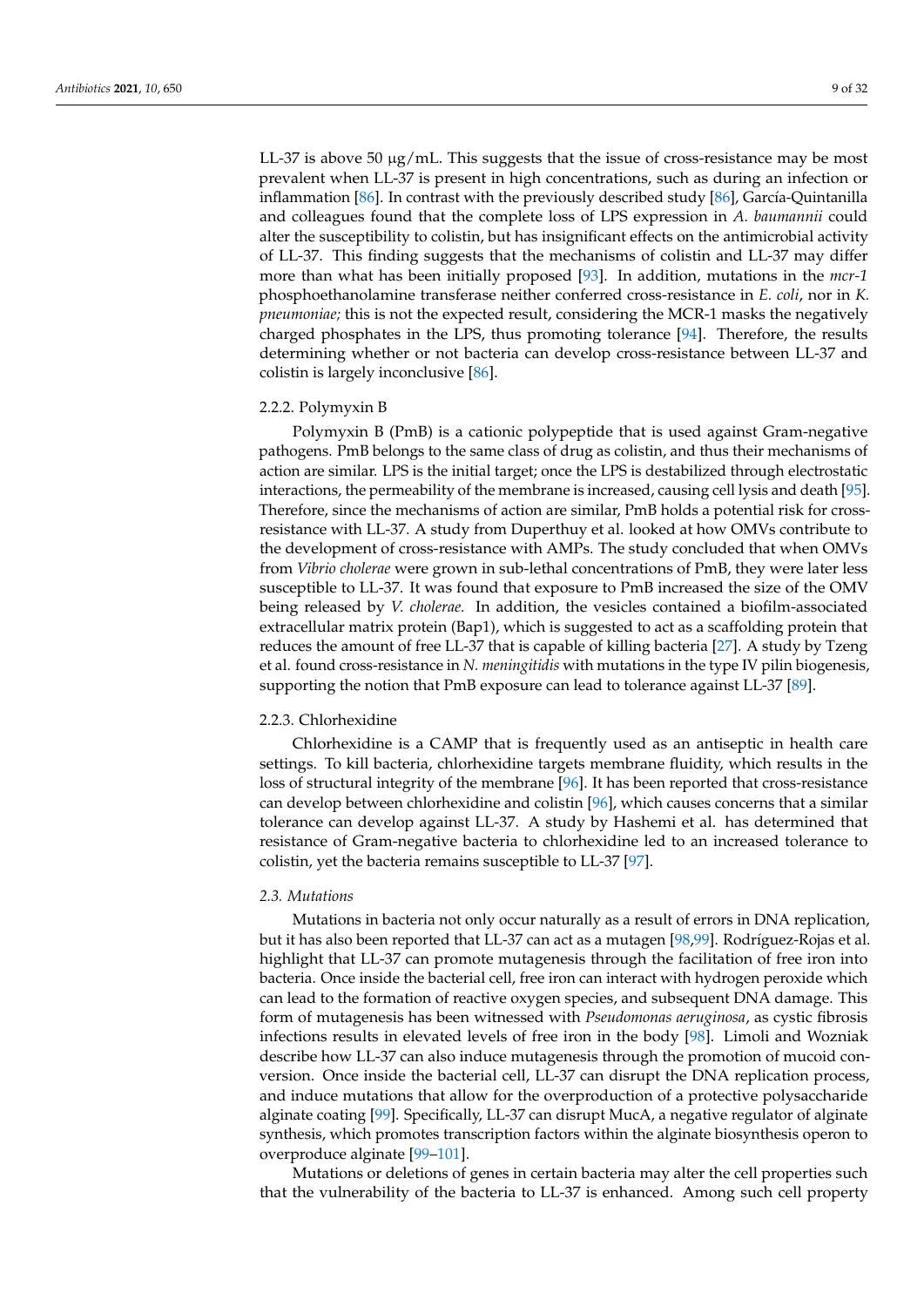LL-37 is above 50 μg/mL. This suggests that the issue of cross-resistance may be most prevalent when LL-37 is present in high concentrations, such as during an infection or inflammation [86]. In contrast with the previously described study [86], García-Quintanilla and colleagues found that the complete loss of LPS expression in *A. baumannii* could alter the susceptibility to colistin, but has insignificant effects on the antimicrobial activity of LL-37. This finding suggests that the mechanisms of colistin and LL-37 may differ more than what has been initially proposed [93]. In addition, mutations in the *mcr-1* phosphoethanolamine transferase neither conferred cross-resistance in *E. coli*, nor in *K. pneumoniae;* this is not the expected result, considering the MCR-1 masks the negatively charged phosphates in the LPS, thus promoting tolerance [94]. Therefore, the results determining whether or not bacteria can develop cross-resistance between LL-37 and colistin is largely inconclusive [86].

#### 2.2.2. Polymyxin B

Polymyxin B (PmB) is a cationic polypeptide that is used against Gram-negative pathogens. PmB belongs to the same class of drug as colistin, and thus their mechanisms of action are similar. LPS is the initial target; once the LPS is destabilized through electrostatic interactions, the permeability of the membrane is increased, causing cell lysis and death [95]. Therefore, since the mechanisms of action are similar, PmB holds a potential risk for cross-resistance with LL-37. A study from Duperthuy et al. looked at how OMVs contribute to the development of cross-resistance with AMPs. The study concluded that when OMVs from *Vibrio cholerae* were grown in sub-lethal concentrations of PmB, they were later less susceptible to LL-37. It was found that exposure to PmB increased the size of the OMV being released by *V. cholerae.* In addition, the vesicles contained a biofilm-associated extracellular matrix protein (Bap1), which is suggested to act as a scaffolding protein that reduces the amount of free LL-37 that is capable of killing bacteria [27]. A study by Tzeng et al. found cross-resistance in *N. meningitidis* with mutations in the type IV pilin biogenesis, supporting the notion that PmB exposure can lead to tolerance against LL-37 [89].

#### 2.2.3. Chlorhexidine

Chlorhexidine is a CAMP that is frequently used as an antiseptic in health care settings. To kill bacteria, chlorhexidine targets membrane fluidity, which results in the loss of structural integrity of the membrane [96]. It has been reported that cross-resistance can develop between chlorhexidine and colistin [96], which causes concerns that a similar tolerance can develop against LL-37. A study by Hashemi et al. has determined that resistance of Gram-negative bacteria to chlorhexidine led to an increased tolerance to colistin, yet the bacteria remains susceptible to LL-37 [97].

### *2.3. Mutations*

Mutations in bacteria not only occur naturally as a result of errors in DNA replication, but it has also been reported that LL-37 can act as a mutagen [98,99]. Rodríguez-Rojas et al. highlight that LL-37 can promote mutagenesis through the facilitation of free iron into bacteria. Once inside the bacterial cell, free iron can interact with hydrogen peroxide which can lead to the formation of reactive oxygen species, and subsequent DNA damage. This form of mutagenesis has been witnessed with *Pseudomonas aeruginosa*, as cystic fibrosis infections results in elevated levels of free iron in the body [98]. Limoli and Wozniak describe how LL-37 can also induce mutagenesis through the promotion of mucoid conversion. Once inside the bacterial cell, LL-37 can disrupt the DNA replication process, and induce mutations that allow for the overproduction of a protective polysaccharide alginate coating [99]. Specifically, LL-37 can disrupt MucA, a negative regulator of alginate synthesis, which promotes transcription factors within the alginate biosynthesis operon to overproduce alginate [99–101].

Mutations or deletions of genes in certain bacteria may alter the cell properties such that the vulnerability of the bacteria to LL-37 is enhanced. Among such cell property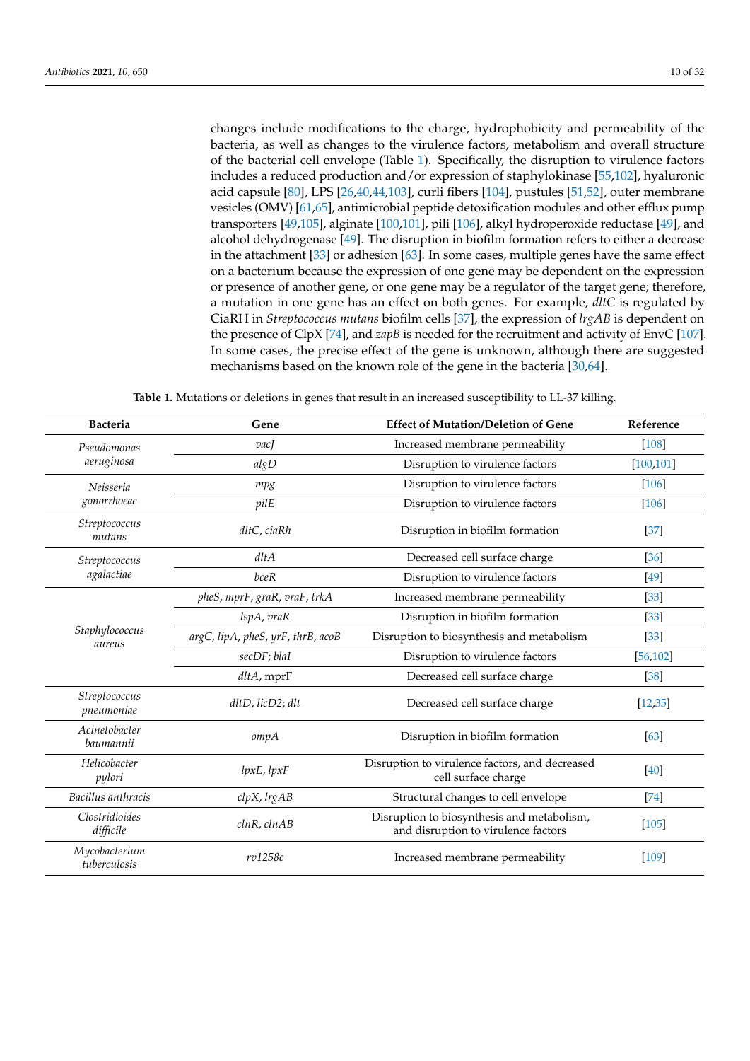changes include modifications to the charge, hydrophobicity and permeability of the bacteria, as well as changes to the virulence factors, metabolism and overall structure of the bacterial cell envelope (Table 1). Specifically, the disruption to virulence factors includes a reduced production and/or expression of staphylokinase [55,102], hyaluronic acid capsule [80], LPS [26,40,44,103], curli fibers [104], pustules [51,52], outer membrane vesicles (OMV) [61,65], antimicrobial peptide detoxification modules and other efflux pump transporters [49,105], alginate [100,101], pili [106], alkyl hydroperoxide reductase [49], and alcohol dehydrogenase [49]. The disruption in biofilm formation refers to either a decrease in the attachment [33] or adhesion [63]. In some cases, multiple genes have the same effect on a bacterium because the expression of one gene may be dependent on the expression or presence of another gene, or one gene may be a regulator of the target gene; therefore, a mutation in one gene has an effect on both genes. For example, *dltC* is regulated by CiaRH in *Streptococcus mutans* biofilm cells [37], the expression of *lrgAB* is dependent on the presence of ClpX [74], and *zapB* is needed for the recruitment and activity of EnvC [107]. In some cases, the precise effect of the gene is unknown, although there are suggested mechanisms based on the known role of the gene in the bacteria [30,64].

**Table 1.** Mutations or deletions in genes that result in an increased susceptibility to LL-37 killing.

| Bacteria | Gene | Effect of Mutation/Deletion of Gene | Reference |
|---|---|---|---|
| *Pseudomonas aeruginosa* | *vacJ* | Increased membrane permeability | [108] |
| | *algD* | Disruption to virulence factors | [100,101] |
| *Neisseria gonorrhoeae* | *mpg* | Disruption to virulence factors | [106] |
| | *pilE* | Disruption to virulence factors | [106] |
| *Streptococcus mutans* | *dltC*, *ciaRh* | Disruption in biofilm formation | [37] |
| *Streptococcus agalactiae* | *dltA* | Decreased cell surface charge | [36] |
| | *bceR* | Disruption to virulence factors | [49] |
| *Staphylococcus aureus* | *pheS*, *mprF*, *graR*, *vraF*, *trkA* | Increased membrane permeability | [33] |
| | *lspA*, *vraR* | Disruption in biofilm formation | [33] |
| | *argC*, *lipA*, *pheS*, *yrF*, *thrB*, *acoB* | Disruption to biosynthesis and metabolism | [33] |
| | *secDF*; *blaI* | Disruption to virulence factors | [56,102] |
| | *dltA*, mprF | Decreased cell surface charge | [38] |
| *Streptococcus pneumoniae* | *dltD*, *licD2*; *dlt* | Decreased cell surface charge | [12,35] |
| *Acinetobacter baumannii* | *ompA* | Disruption in biofilm formation | [63] |
| *Helicobacter pylori* | *lpxE*, *lpxF* | Disruption to virulence factors, and decreased cell surface charge | [40] |
| *Bacillus anthracis* | *clpX*, *lrgAB* | Structural changes to cell envelope | [74] |
| *Clostridioides difficile* | *clnR*, *clnAB* | Disruption to biosynthesis and metabolism, and disruption to virulence factors | [105] |
| *Mycobacterium tuberculosis* | *rv1258c* | Increased membrane permeability | [109] |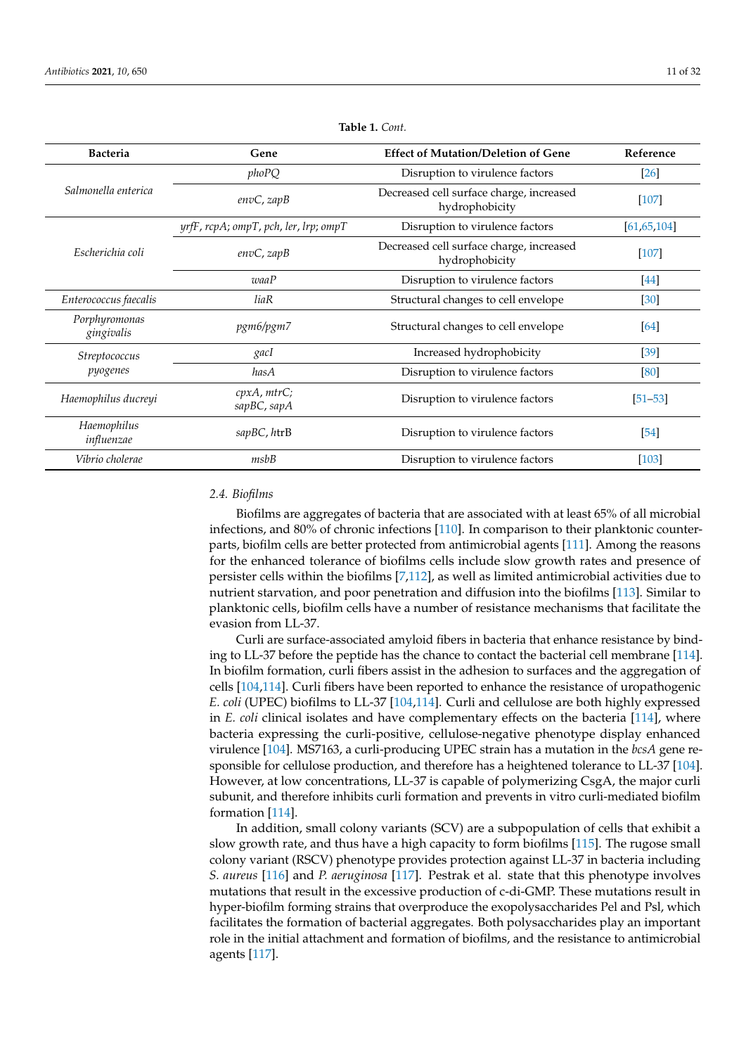**Table 1.** *Cont.*

| Bacteria | Gene | Effect of Mutation/Deletion of Gene | Reference |
|---|---|---|---|
| *Salmonella enterica* | *phoPQ* | Disruption to virulence factors | [26] |
| | *envC*, *zapB* | Decreased cell surface charge, increased hydrophobicity | [107] |
| *Escherichia coli* | *yrfF*, *rcpA*; *ompT*, *pch*, *ler*, *lrp*; *ompT* | Disruption to virulence factors | [61,65,104] |
| | *envC*, *zapB* | Decreased cell surface charge, increased hydrophobicity | [107] |
| | *waaP* | Disruption to virulence factors | [44] |
| *Enterococcus faecalis* | *liaR* | Structural changes to cell envelope | [30] |
| *Porphyromonas gingivalis* | *pgm6/pgm7* | Structural changes to cell envelope | [64] |
| *Streptococcus pyogenes* | *gacI* | Increased hydrophobicity | [39] |
| | *hasA* | Disruption to virulence factors | [80] |
| *Haemophilus ducreyi* | *cpxA*, *mtrC*; *sapBC*, *sapA* | Disruption to virulence factors | [51–53] |
| *Haemophilus influenzae* | *sapBC*, *htrB* | Disruption to virulence factors | [54] |
| *Vibrio cholerae* | *msbB* | Disruption to virulence factors | [103] |

### 2.4. Biofilms

Biofilms are aggregates of bacteria that are associated with at least 65% of all microbial infections, and 80% of chronic infections [110]. In comparison to their planktonic counterparts, biofilm cells are better protected from antimicrobial agents [111]. Among the reasons for the enhanced tolerance of biofilms cells include slow growth rates and presence of persister cells within the biofilms [7,112], as well as limited antimicrobial activities due to nutrient starvation, and poor penetration and diffusion into the biofilms [113]. Similar to planktonic cells, biofilm cells have a number of resistance mechanisms that facilitate the evasion from LL-37.

Curli are surface-associated amyloid fibers in bacteria that enhance resistance by binding to LL-37 before the peptide has the chance to contact the bacterial cell membrane [114]. In biofilm formation, curli fibers assist in the adhesion to surfaces and the aggregation of cells [104,114]. Curli fibers have been reported to enhance the resistance of uropathogenic *E. coli* (UPEC) biofilms to LL-37 [104,114]. Curli and cellulose are both highly expressed in *E. coli* clinical isolates and have complementary effects on the bacteria [114], where bacteria expressing the curli-positive, cellulose-negative phenotype display enhanced virulence [104]. MS7163, a curli-producing UPEC strain has a mutation in the *bcsA* gene responsible for cellulose production, and therefore has a heightened tolerance to LL-37 [104]. However, at low concentrations, LL-37 is capable of polymerizing CsgA, the major curli subunit, and therefore inhibits curli formation and prevents in vitro curli-mediated biofilm formation [114].

In addition, small colony variants (SCV) are a subpopulation of cells that exhibit a slow growth rate, and thus have a high capacity to form biofilms [115]. The rugose small colony variant (RSCV) phenotype provides protection against LL-37 in bacteria including *S. aureus* [116] and *P. aeruginosa* [117]. Pestrak et al. state that this phenotype involves mutations that result in the excessive production of c-di-GMP. These mutations result in hyper-biofilm forming strains that overproduce the exopolysaccharides Pel and Psl, which facilitates the formation of bacterial aggregates. Both polysaccharides play an important role in the initial attachment and formation of biofilms, and the resistance to antimicrobial agents [117].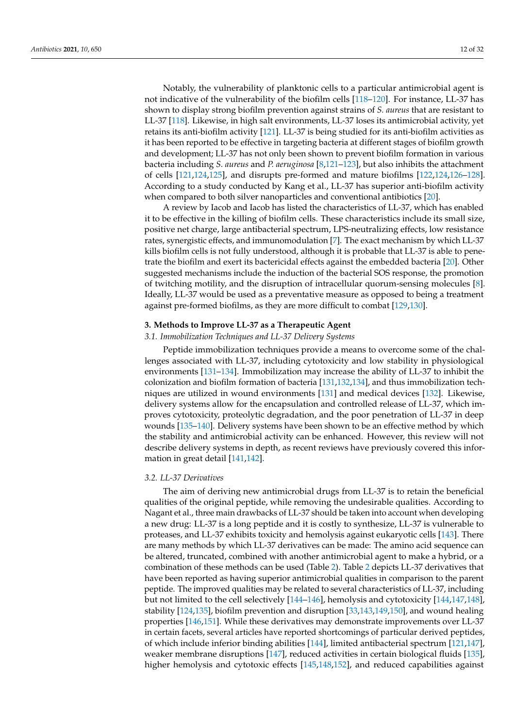Notably, the vulnerability of planktonic cells to a particular antimicrobial agent is not indicative of the vulnerability of the biofilm cells [118–120]. For instance, LL-37 has shown to display strong biofilm prevention against strains of *S. aureus* that are resistant to LL-37 [118]. Likewise, in high salt environments, LL-37 loses its antimicrobial activity, yet retains its anti-biofilm activity [121]. LL-37 is being studied for its anti-biofilm activities as it has been reported to be effective in targeting bacteria at different stages of biofilm growth and development; LL-37 has not only been shown to prevent biofilm formation in various bacteria including *S. aureus* and *P. aeruginosa* [8,121–123], but also inhibits the attachment of cells [121,124,125], and disrupts pre-formed and mature biofilms [122,124,126–128]. According to a study conducted by Kang et al., LL-37 has superior anti-biofilm activity when compared to both silver nanoparticles and conventional antibiotics [20].

A review by Iacob and Iacob has listed the characteristics of LL-37, which has enabled it to be effective in the killing of biofilm cells. These characteristics include its small size, positive net charge, large antibacterial spectrum, LPS-neutralizing effects, low resistance rates, synergistic effects, and immunomodulation [7]. The exact mechanism by which LL-37 kills biofilm cells is not fully understood, although it is probable that LL-37 is able to penetrate the biofilm and exert its bactericidal effects against the embedded bacteria [20]. Other suggested mechanisms include the induction of the bacterial SOS response, the promotion of twitching motility, and the disruption of intracellular quorum-sensing molecules [8]. Ideally, LL-37 would be used as a preventative measure as opposed to being a treatment against pre-formed biofilms, as they are more difficult to combat [129,130].

## 3. Methods to Improve LL-37 as a Therapeutic Agent

### *3.1. Immobilization Techniques and LL-37 Delivery Systems*

Peptide immobilization techniques provide a means to overcome some of the challenges associated with LL-37, including cytotoxicity and low stability in physiological environments [131–134]. Immobilization may increase the ability of LL-37 to inhibit the colonization and biofilm formation of bacteria [131,132,134], and thus immobilization techniques are utilized in wound environments [131] and medical devices [132]. Likewise, delivery systems allow for the encapsulation and controlled release of LL-37, which improves cytotoxicity, proteolytic degradation, and the poor penetration of LL-37 in deep wounds [135–140]. Delivery systems have been shown to be an effective method by which the stability and antimicrobial activity can be enhanced. However, this review will not describe delivery systems in depth, as recent reviews have previously covered this information in great detail [141,142].

### *3.2. LL-37 Derivatives*

The aim of deriving new antimicrobial drugs from LL-37 is to retain the beneficial qualities of the original peptide, while removing the undesirable qualities. According to Nagant et al., three main drawbacks of LL-37 should be taken into account when developing a new drug: LL-37 is a long peptide and it is costly to synthesize, LL-37 is vulnerable to proteases, and LL-37 exhibits toxicity and hemolysis against eukaryotic cells [143]. There are many methods by which LL-37 derivatives can be made: The amino acid sequence can be altered, truncated, combined with another antimicrobial agent to make a hybrid, or a combination of these methods can be used (Table 2). Table 2 depicts LL-37 derivatives that have been reported as having superior antimicrobial qualities in comparison to the parent peptide. The improved qualities may be related to several characteristics of LL-37, including but not limited to the cell selectively [144–146], hemolysis and cytotoxicity [144,147,148], stability [124,135], biofilm prevention and disruption [33,143,149,150], and wound healing properties [146,151]. While these derivatives may demonstrate improvements over LL-37 in certain facets, several articles have reported shortcomings of particular derived peptides, of which include inferior binding abilities [144], limited antibacterial spectrum [121,147], weaker membrane disruptions [147], reduced activities in certain biological fluids [135], higher hemolysis and cytotoxic effects [145,148,152], and reduced capabilities against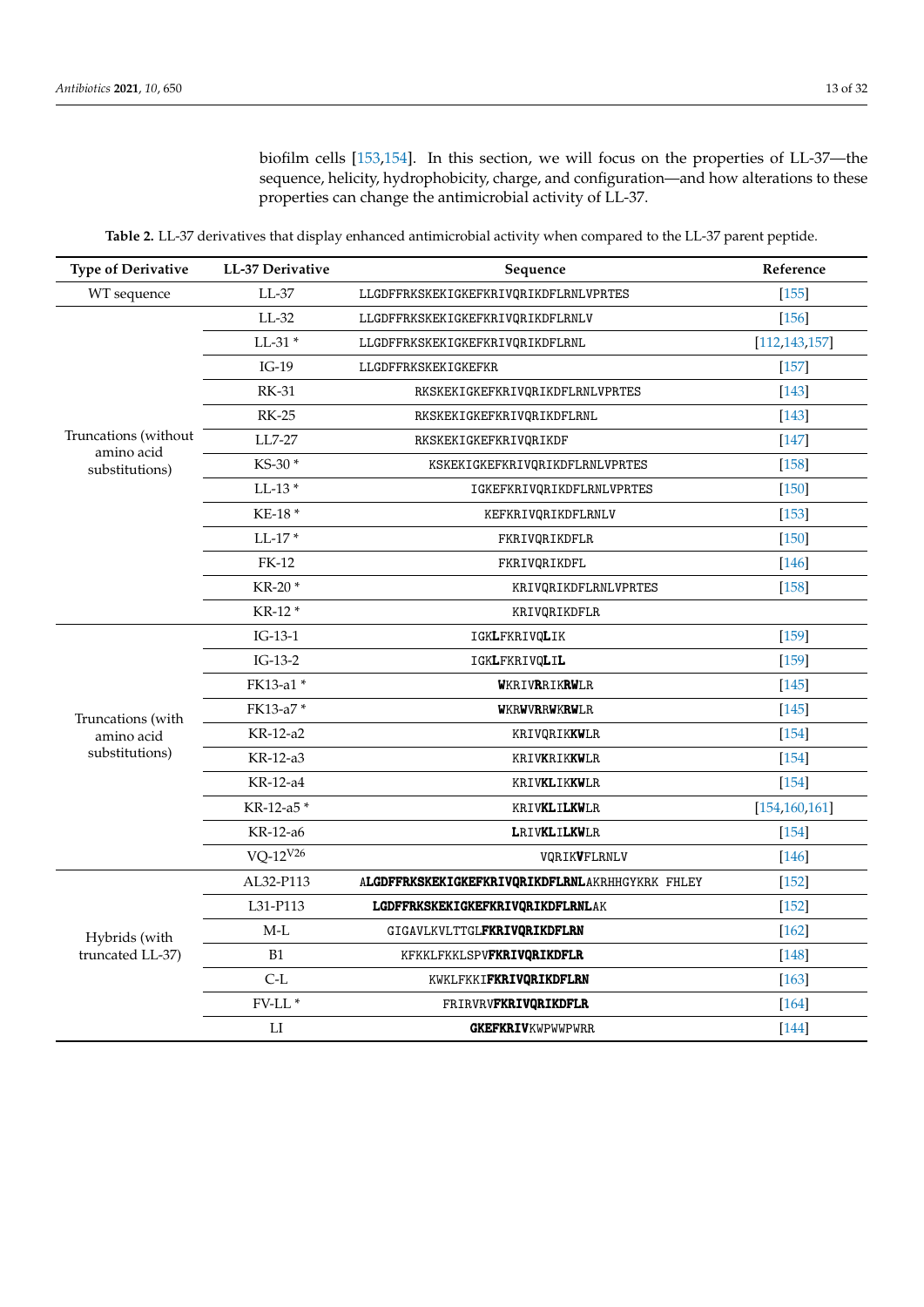biofilm cells [153,154]. In this section, we will focus on the properties of LL-37—the sequence, helicity, hydrophobicity, charge, and configuration—and how alterations to these properties can change the antimicrobial activity of LL-37.

**Table 2.** LL-37 derivatives that display enhanced antimicrobial activity when compared to the LL-37 parent peptide.

| Type of Derivative | LL-37 Derivative | Sequence | Reference |
|---|---|---|---|
| WT sequence | LL-37 | LLGDFFRKSKEKIGKEFKRIVQRIKDFLRNLVPRTES | [155] |
| Truncations (without amino acid substitutions) | LL-32 | LLGDFFRKSKEKIGKEFKRIVQRIKDFLRNLV | [156] |
| | LL-31 * | LLGDFFRKSKEKIGKEFKRIVQRIKDFLRNL | [112,143,157] |
| | IG-19 | LLGDFFRKSKEKIGKEFKR | [157] |
| | RK-31 | RKSKEKIGKEFKRIVQRIKDFLRNLVPRTES | [143] |
| | RK-25 | RKSKEKIGKEFKRIVQRIKDFLRNL | [143] |
| | LL7-27 | RKSKEKIGKEFKRIVQRIKDF | [147] |
| | KS-30 * | KSKEKIGKEFKRIVQRIKDFLRNLVPRTES | [158] |
| | LL-13 * | IGKEFKRIVQRIKDFLRNLVPRTES | [150] |
| | KE-18 * | KEFKRIVQRIKDFLRNLV | [153] |
| | LL-17 * | FKRIVQRIKDFLR | [150] |
| | FK-12 | FKRIVQRIKDFL | [146] |
| | KR-20 * | KRIVQRIKDFLRNLVPRTES | [158] |
| | KR-12 * | KRIVQRIKDFLR | |
| Truncations (with amino acid substitutions) | IG-13-1 | IGK**L**FKRIVQ**L**IK | [159] |
| | IG-13-2 | IGK**L**FKRIVQ**L**I**L** | [159] |
| | FK13-a1 * | **W**KRIV**R**RIK**RW**LR | [145] |
| | FK13-a7 * | **W**KR**W**V**R**R**W**KR**W**LR | [145] |
| | KR-12-a2 | KRIVQRIK**KW**LR | [154] |
| | KR-12-a3 | KRIV**K**RIK**KW**LR | [154] |
| | KR-12-a4 | KRIV**KL**IK**KW**LR | [154] |
| | KR-12-a5 * | KRIV**KL**I**LKW**LR | [154,160,161] |
| | KR-12-a6 | **L**RIV**KL**I**LKW**LR | [154] |
| | VQ-12$^{V26}$ | VQRIK**V**FLRNLV | [146] |
| Hybrids (with truncated LL-37) | AL32-P113 | A**LGDFFRKSKEKIGKEFKRIVQRIKDFLRNL**AKRHHGYKRK FHLEY | [152] |
| | L31-P113 | **LGDFFRKSKEKIGKEFKRIVQRIKDFLRNL**AK | [152] |
| | M-L | GIGAVLKVLTTGL**FKRIVQRIKDFLRN** | [162] |
| | B1 | KFKKLFKKLSPV**FKRIVQRIKDFLR** | [148] |
| | C-L | KWKLFKKI**FKRIVQRIKDFLRN** | [163] |
| | FV-LL * | FRIRVRV**FKRIVQRIKDFLR** | [164] |
| | LI | **GKEFKRIV**KWPWWPWRR | [144] |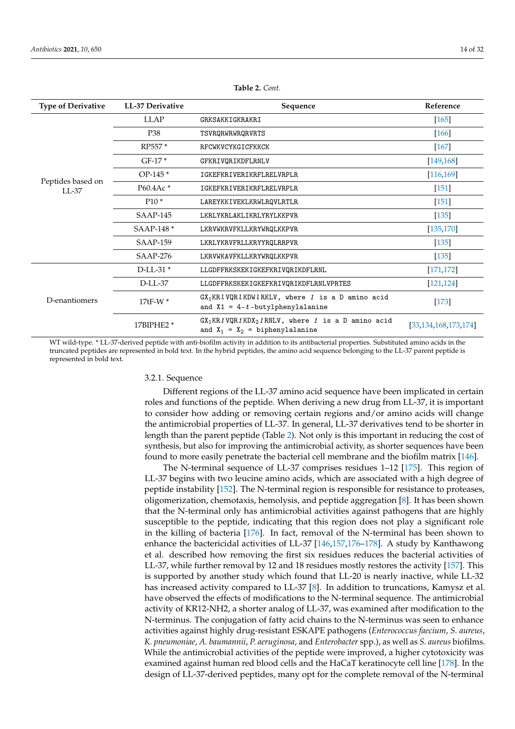**Table 2.** *Cont.*

| Type of Derivative | LL-37 Derivative | Sequence | Reference |
|---|---|---|---|
| Peptides based on LL-37 | LLAP | GRKSAKKIGKRAKRI | [165] |
| | P38 | TSVRQRWRWRQRVRTS | [166] |
| | RP557 * | RFCWKVCYKGICFKKCK | [167] |
| | GF-17 * | GFKRIVQRIKDFLRNLV | [149,168] |
| | OP-145 * | IGKEFKRIVERIKRFLRELVRPLR | [116,169] |
| | P60.4Ac * | IGKEFKRIVERIKRFLRELVRPLR | [151] |
| | P10 * | LAREYKKIVEKLKRWLRQVLRTLR | [151] |
| | SAAP-145 | LKRLYKRLAKLIKRLYRYLKKPVR | [135] |
| | SAAP-148 * | LKRVWKRVFKLLKRYWRQLKKPVR | [135,170] |
| | SAAP-159 | LKRLYKRVFRLLKRYYRQLRRPVR | [135] |
| | SAAP-276 | LKRVWKAVFKLLKRYWRQLKKPVR | [135] |
| D-enantiomers | D-LL-31 * | LLGDFFRKSKEKIGKEFKRIVQRIKDFLRNL | [171,172] |
| | D-LL-37 | LLGDFFRKSKEKIGKEFKRIVQRIKDFLRNLVPRTES | [121,124] |
| | 17tF-W * | $GX_1KR$*l*VQR*l*KDW*l*RKLV, where *l* is a D amino acid and X1 = 4-*t*-butylphenylalanine | [173] |
| | 17BIPHE2 * | $GX_1KR$*1*VQR*1*$KDX_2$*1*RNLV, where *1* is a D amino acid and $X_1$ = $X_2$ = biphenylalanine | [33,134,168,173,174] |

WT wild-type. * LL-37-derived peptide with anti-biofilm activity in addition to its antibacterial properties. Substituted amino acids in the truncated peptides are represented in bold text. In the hybrid peptides, the amino acid sequence belonging to the LL-37 parent peptide is represented in bold text.

#### 3.2.1. Sequence

Different regions of the LL-37 amino acid sequence have been implicated in certain roles and functions of the peptide. When deriving a new drug from LL-37, it is important to consider how adding or removing certain regions and/or amino acids will change the antimicrobial properties of LL-37. In general, LL-37 derivatives tend to be shorter in length than the parent peptide (Table 2). Not only is this important in reducing the cost of synthesis, but also for improving the antimicrobial activity, as shorter sequences have been found to more easily penetrate the bacterial cell membrane and the biofilm matrix [146].

The N-terminal sequence of LL-37 comprises residues 1–12 [175]. This region of LL-37 begins with two leucine amino acids, which are associated with a high degree of peptide instability [152]. The N-terminal region is responsible for resistance to proteases, oligomerization, chemotaxis, hemolysis, and peptide aggregation [8]. It has been shown that the N-terminal only has antimicrobial activities against pathogens that are highly susceptible to the peptide, indicating that this region does not play a significant role in the killing of bacteria [176]. In fact, removal of the N-terminal has been shown to enhance the bactericidal activities of LL-37 [146,157,176–178]. A study by Kanthawong et al. described how removing the first six residues reduces the bacterial activities of LL-37, while further removal by 12 and 18 residues mostly restores the activity [157]. This is supported by another study which found that LL-20 is nearly inactive, while LL-32 has increased activity compared to LL-37 [8]. In addition to truncations, Kamysz et al. have observed the effects of modifications to the N-terminal sequence. The antimicrobial activity of KR12-NH2, a shorter analog of LL-37, was examined after modification to the N-terminus. The conjugation of fatty acid chains to the N-terminus was seen to enhance activities against highly drug-resistant ESKAPE pathogens (*Enterococcus faecium*, *S. aureus*, *K. pneumoniae*, *A. baumannii*, *P. aeruginosa*, and *Enterobacter* spp.), as well as *S. aureus* biofilms. While the antimicrobial activities of the peptide were improved, a higher cytotoxicity was examined against human red blood cells and the HaCaT keratinocyte cell line [178]. In the design of LL-37-derived peptides, many opt for the complete removal of the N-terminal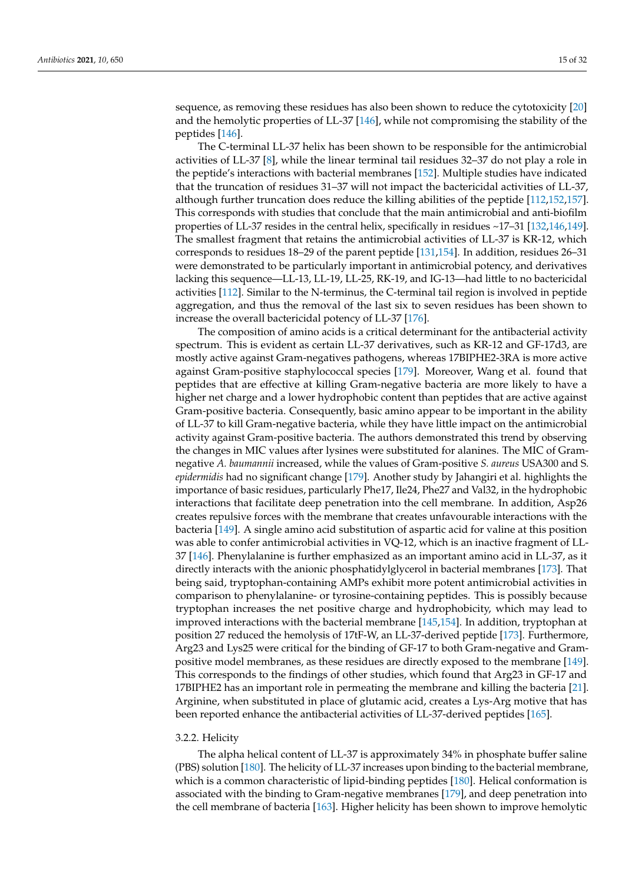sequence, as removing these residues has also been shown to reduce the cytotoxicity [20] and the hemolytic properties of LL-37 [146], while not compromising the stability of the peptides [146].

The C-terminal LL-37 helix has been shown to be responsible for the antimicrobial activities of LL-37 [8], while the linear terminal tail residues 32–37 do not play a role in the peptide's interactions with bacterial membranes [152]. Multiple studies have indicated that the truncation of residues 31–37 will not impact the bactericidal activities of LL-37, although further truncation does reduce the killing abilities of the peptide [112,152,157]. This corresponds with studies that conclude that the main antimicrobial and anti-biofilm properties of LL-37 resides in the central helix, specifically in residues ~17–31 [132,146,149]. The smallest fragment that retains the antimicrobial activities of LL-37 is KR-12, which corresponds to residues 18–29 of the parent peptide [131,154]. In addition, residues 26–31 were demonstrated to be particularly important in antimicrobial potency, and derivatives lacking this sequence—LL-13, LL-19, LL-25, RK-19, and IG-13—had little to no bactericidal activities [112]. Similar to the N-terminus, the C-terminal tail region is involved in peptide aggregation, and thus the removal of the last six to seven residues has been shown to increase the overall bactericidal potency of LL-37 [176].

The composition of amino acids is a critical determinant for the antibacterial activity spectrum. This is evident as certain LL-37 derivatives, such as KR-12 and GF-17d3, are mostly active against Gram-negatives pathogens, whereas 17BIPHE2-3RA is more active against Gram-positive staphylococcal species [179]. Moreover, Wang et al. found that peptides that are effective at killing Gram-negative bacteria are more likely to have a higher net charge and a lower hydrophobic content than peptides that are active against Gram-positive bacteria. Consequently, basic amino appear to be important in the ability of LL-37 to kill Gram-negative bacteria, while they have little impact on the antimicrobial activity against Gram-positive bacteria. The authors demonstrated this trend by observing the changes in MIC values after lysines were substituted for alanines. The MIC of Gram-negative *A. baumannii* increased, while the values of Gram-positive *S. aureus* USA300 and S. *epidermidis* had no significant change [179]. Another study by Jahangiri et al. highlights the importance of basic residues, particularly Phe17, Ile24, Phe27 and Val32, in the hydrophobic interactions that facilitate deep penetration into the cell membrane. In addition, Asp26 creates repulsive forces with the membrane that creates unfavourable interactions with the bacteria [149]. A single amino acid substitution of aspartic acid for valine at this position was able to confer antimicrobial activities in VQ-12, which is an inactive fragment of LL-37 [146]. Phenylalanine is further emphasized as an important amino acid in LL-37, as it directly interacts with the anionic phosphatidylglycerol in bacterial membranes [173]. That being said, tryptophan-containing AMPs exhibit more potent antimicrobial activities in comparison to phenylalanine- or tyrosine-containing peptides. This is possibly because tryptophan increases the net positive charge and hydrophobicity, which may lead to improved interactions with the bacterial membrane [145,154]. In addition, tryptophan at position 27 reduced the hemolysis of 17tF-W, an LL-37-derived peptide [173]. Furthermore, Arg23 and Lys25 were critical for the binding of GF-17 to both Gram-negative and Gram-positive model membranes, as these residues are directly exposed to the membrane [149]. This corresponds to the findings of other studies, which found that Arg23 in GF-17 and 17BIPHE2 has an important role in permeating the membrane and killing the bacteria [21]. Arginine, when substituted in place of glutamic acid, creates a Lys-Arg motive that has been reported enhance the antibacterial activities of LL-37-derived peptides [165].

#### 3.2.2. Helicity

The alpha helical content of LL-37 is approximately 34% in phosphate buffer saline (PBS) solution [180]. The helicity of LL-37 increases upon binding to the bacterial membrane, which is a common characteristic of lipid-binding peptides [180]. Helical conformation is associated with the binding to Gram-negative membranes [179], and deep penetration into the cell membrane of bacteria [163]. Higher helicity has been shown to improve hemolytic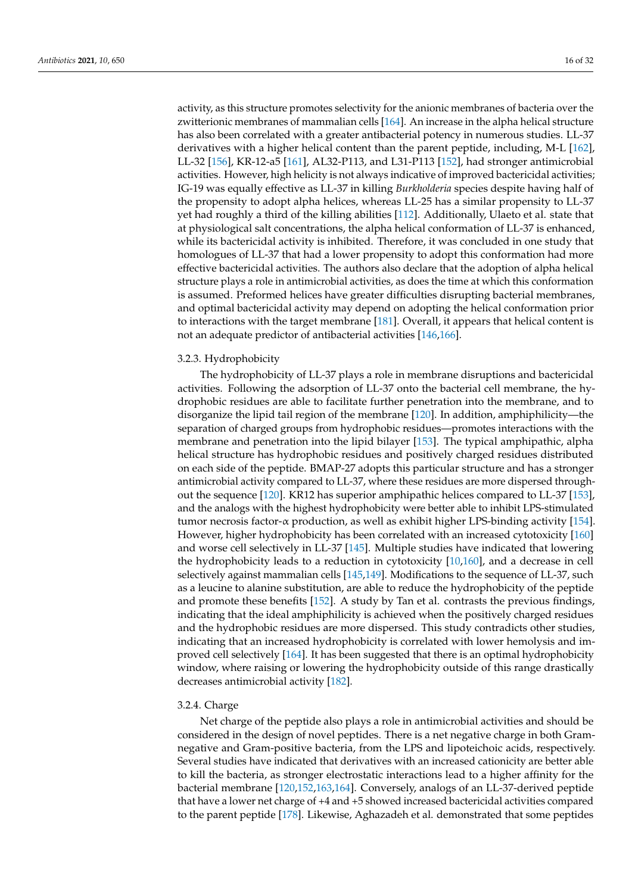activity, as this structure promotes selectivity for the anionic membranes of bacteria over the zwitterionic membranes of mammalian cells [164]. An increase in the alpha helical structure has also been correlated with a greater antibacterial potency in numerous studies. LL-37 derivatives with a higher helical content than the parent peptide, including, M-L [162], LL-32 [156], KR-12-a5 [161], AL32-P113, and L31-P113 [152], had stronger antimicrobial activities. However, high helicity is not always indicative of improved bactericidal activities; IG-19 was equally effective as LL-37 in killing *Burkholderia* species despite having half of the propensity to adopt alpha helices, whereas LL-25 has a similar propensity to LL-37 yet had roughly a third of the killing abilities [112]. Additionally, Ulaeto et al. state that at physiological salt concentrations, the alpha helical conformation of LL-37 is enhanced, while its bactericidal activity is inhibited. Therefore, it was concluded in one study that homologues of LL-37 that had a lower propensity to adopt this conformation had more effective bactericidal activities. The authors also declare that the adoption of alpha helical structure plays a role in antimicrobial activities, as does the time at which this conformation is assumed. Preformed helices have greater difficulties disrupting bacterial membranes, and optimal bactericidal activity may depend on adopting the helical conformation prior to interactions with the target membrane [181]. Overall, it appears that helical content is not an adequate predictor of antibacterial activities [146,166].

### 3.2.3. Hydrophobicity

The hydrophobicity of LL-37 plays a role in membrane disruptions and bactericidal activities. Following the adsorption of LL-37 onto the bacterial cell membrane, the hydrophobic residues are able to facilitate further penetration into the membrane, and to disorganize the lipid tail region of the membrane [120]. In addition, amphiphilicity—the separation of charged groups from hydrophobic residues—promotes interactions with the membrane and penetration into the lipid bilayer [153]. The typical amphipathic, alpha helical structure has hydrophobic residues and positively charged residues distributed on each side of the peptide. BMAP-27 adopts this particular structure and has a stronger antimicrobial activity compared to LL-37, where these residues are more dispersed throughout the sequence [120]. KR12 has superior amphipathic helices compared to LL-37 [153], and the analogs with the highest hydrophobicity were better able to inhibit LPS-stimulated tumor necrosis factor-α production, as well as exhibit higher LPS-binding activity [154]. However, higher hydrophobicity has been correlated with an increased cytotoxicity [160] and worse cell selectively in LL-37 [145]. Multiple studies have indicated that lowering the hydrophobicity leads to a reduction in cytotoxicity [10,160], and a decrease in cell selectively against mammalian cells [145,149]. Modifications to the sequence of LL-37, such as a leucine to alanine substitution, are able to reduce the hydrophobicity of the peptide and promote these benefits [152]. A study by Tan et al. contrasts the previous findings, indicating that the ideal amphiphilicity is achieved when the positively charged residues and the hydrophobic residues are more dispersed. This study contradicts other studies, indicating that an increased hydrophobicity is correlated with lower hemolysis and improved cell selectively [164]. It has been suggested that there is an optimal hydrophobicity window, where raising or lowering the hydrophobicity outside of this range drastically decreases antimicrobial activity [182].

### 3.2.4. Charge

Net charge of the peptide also plays a role in antimicrobial activities and should be considered in the design of novel peptides. There is a net negative charge in both Gram-negative and Gram-positive bacteria, from the LPS and lipoteichoic acids, respectively. Several studies have indicated that derivatives with an increased cationicity are better able to kill the bacteria, as stronger electrostatic interactions lead to a higher affinity for the bacterial membrane [120,152,163,164]. Conversely, analogs of an LL-37-derived peptide that have a lower net charge of +4 and +5 showed increased bactericidal activities compared to the parent peptide [178]. Likewise, Aghazadeh et al. demonstrated that some peptides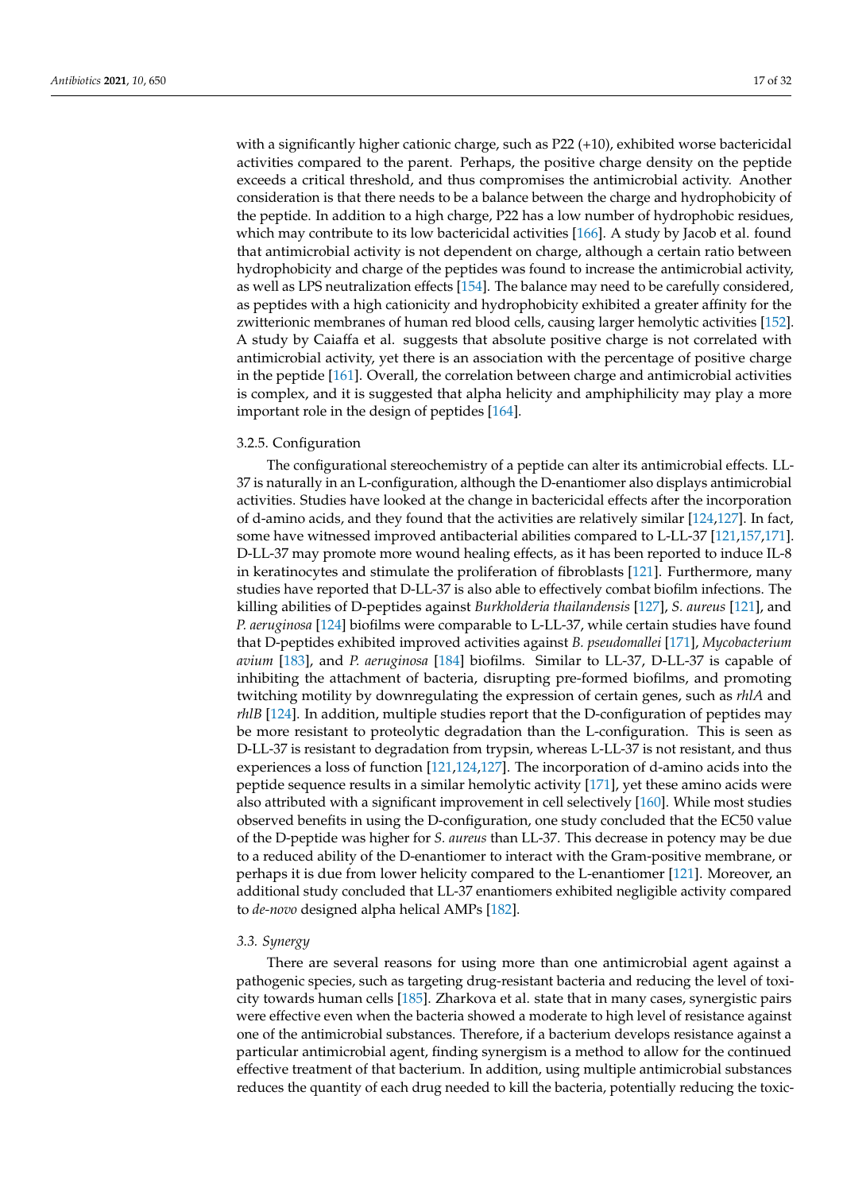with a significantly higher cationic charge, such as P22 (+10), exhibited worse bactericidal activities compared to the parent. Perhaps, the positive charge density on the peptide exceeds a critical threshold, and thus compromises the antimicrobial activity. Another consideration is that there needs to be a balance between the charge and hydrophobicity of the peptide. In addition to a high charge, P22 has a low number of hydrophobic residues, which may contribute to its low bactericidal activities [166]. A study by Jacob et al. found that antimicrobial activity is not dependent on charge, although a certain ratio between hydrophobicity and charge of the peptides was found to increase the antimicrobial activity, as well as LPS neutralization effects [154]. The balance may need to be carefully considered, as peptides with a high cationicity and hydrophobicity exhibited a greater affinity for the zwitterionic membranes of human red blood cells, causing larger hemolytic activities [152]. A study by Caiaffa et al. suggests that absolute positive charge is not correlated with antimicrobial activity, yet there is an association with the percentage of positive charge in the peptide [161]. Overall, the correlation between charge and antimicrobial activities is complex, and it is suggested that alpha helicity and amphiphilicity may play a more important role in the design of peptides [164].

#### 3.2.5. Configuration

The configurational stereochemistry of a peptide can alter its antimicrobial effects. LL-37 is naturally in an L-configuration, although the D-enantiomer also displays antimicrobial activities. Studies have looked at the change in bactericidal effects after the incorporation of d-amino acids, and they found that the activities are relatively similar [124,127]. In fact, some have witnessed improved antibacterial abilities compared to L-LL-37 [121,157,171]. D-LL-37 may promote more wound healing effects, as it has been reported to induce IL-8 in keratinocytes and stimulate the proliferation of fibroblasts [121]. Furthermore, many studies have reported that D-LL-37 is also able to effectively combat biofilm infections. The killing abilities of D-peptides against *Burkholderia thailandensis* [127], *S. aureus* [121], and *P. aeruginosa* [124] biofilms were comparable to L-LL-37, while certain studies have found that D-peptides exhibited improved activities against *B. pseudomallei* [171], *Mycobacterium avium* [183], and *P. aeruginosa* [184] biofilms. Similar to LL-37, D-LL-37 is capable of inhibiting the attachment of bacteria, disrupting pre-formed biofilms, and promoting twitching motility by downregulating the expression of certain genes, such as *rhlA* and *rhlB* [124]. In addition, multiple studies report that the D-configuration of peptides may be more resistant to proteolytic degradation than the L-configuration. This is seen as D-LL-37 is resistant to degradation from trypsin, whereas L-LL-37 is not resistant, and thus experiences a loss of function [121,124,127]. The incorporation of d-amino acids into the peptide sequence results in a similar hemolytic activity [171], yet these amino acids were also attributed with a significant improvement in cell selectively [160]. While most studies observed benefits in using the D-configuration, one study concluded that the EC50 value of the D-peptide was higher for *S. aureus* than LL-37. This decrease in potency may be due to a reduced ability of the D-enantiomer to interact with the Gram-positive membrane, or perhaps it is due from lower helicity compared to the L-enantiomer [121]. Moreover, an additional study concluded that LL-37 enantiomers exhibited negligible activity compared to *de-novo* designed alpha helical AMPs [182].

### *3.3. Synergy*

There are several reasons for using more than one antimicrobial agent against a pathogenic species, such as targeting drug-resistant bacteria and reducing the level of toxicity towards human cells [185]. Zharkova et al. state that in many cases, synergistic pairs were effective even when the bacteria showed a moderate to high level of resistance against one of the antimicrobial substances. Therefore, if a bacterium develops resistance against a particular antimicrobial agent, finding synergism is a method to allow for the continued effective treatment of that bacterium. In addition, using multiple antimicrobial substances reduces the quantity of each drug needed to kill the bacteria, potentially reducing the toxic-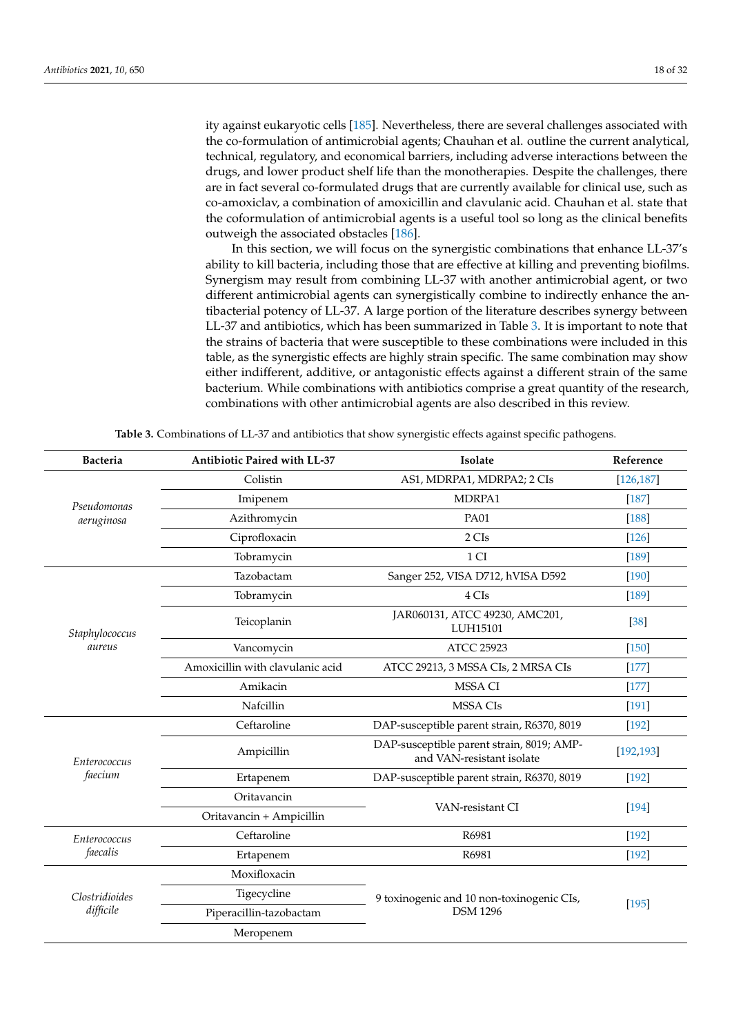ity against eukaryotic cells [185]. Nevertheless, there are several challenges associated with the co-formulation of antimicrobial agents; Chauhan et al. outline the current analytical, technical, regulatory, and economical barriers, including adverse interactions between the drugs, and lower product shelf life than the monotherapies. Despite the challenges, there are in fact several co-formulated drugs that are currently available for clinical use, such as co-amoxiclav, a combination of amoxicillin and clavulanic acid. Chauhan et al. state that the coformulation of antimicrobial agents is a useful tool so long as the clinical benefits outweigh the associated obstacles [186].

In this section, we will focus on the synergistic combinations that enhance LL-37's ability to kill bacteria, including those that are effective at killing and preventing biofilms. Synergism may result from combining LL-37 with another antimicrobial agent, or two different antimicrobial agents can synergistically combine to indirectly enhance the antibacterial potency of LL-37. A large portion of the literature describes synergy between LL-37 and antibiotics, which has been summarized in Table 3. It is important to note that the strains of bacteria that were susceptible to these combinations were included in this table, as the synergistic effects are highly strain specific. The same combination may show either indifferent, additive, or antagonistic effects against a different strain of the same bacterium. While combinations with antibiotics comprise a great quantity of the research, combinations with other antimicrobial agents are also described in this review.

**Table 3.** Combinations of LL-37 and antibiotics that show synergistic effects against specific pathogens.

| Bacteria | Antibiotic Paired with LL-37 | Isolate | Reference |
|---|---|---|---|
| *Pseudomonas aeruginosa* | Colistin | AS1, MDRPA1, MDRPA2; 2 CIs | [126,187] |
| | Imipenem | MDRPA1 | [187] |
| | Azithromycin | PA01 | [188] |
| | Ciprofloxacin | 2 CIs | [126] |
| | Tobramycin | 1 CI | [189] |
| *Staphylococcus aureus* | Tazobactam | Sanger 252, VISA D712, hVISA D592 | [190] |
| | Tobramycin | 4 CIs | [189] |
| | Teicoplanin | JAR060131, ATCC 49230, AMC201, LUH15101 | [38] |
| | Vancomycin | ATCC 25923 | [150] |
| | Amoxicillin with clavulanic acid | ATCC 29213, 3 MSSA CIs, 2 MRSA CIs | [177] |
| | Amikacin | MSSA CI | [177] |
| | Nafcillin | MSSA CIs | [191] |
| *Enterococcus faecium* | Ceftaroline | DAP-susceptible parent strain, R6370, 8019 | [192] |
| | Ampicillin | DAP-susceptible parent strain, 8019; AMP- and VAN-resistant isolate | [192,193] |
| | Ertapenem | DAP-susceptible parent strain, R6370, 8019 | [192] |
| | Oritavancin | VAN-resistant CI | [194] |
| | Oritavancin + Ampicillin | | |
| *Enterococcus faecalis* | Ceftaroline | R6981 | [192] |
| | Ertapenem | R6981 | [192] |
| *Clostridioides difficile* | Moxifloxacin | 9 toxinogenic and 10 non-toxinogenic CIs, DSM 1296 | [195] |
| | Tigecycline | | |
| | Piperacillin-tazobactam | | |
| | Meropenem | | |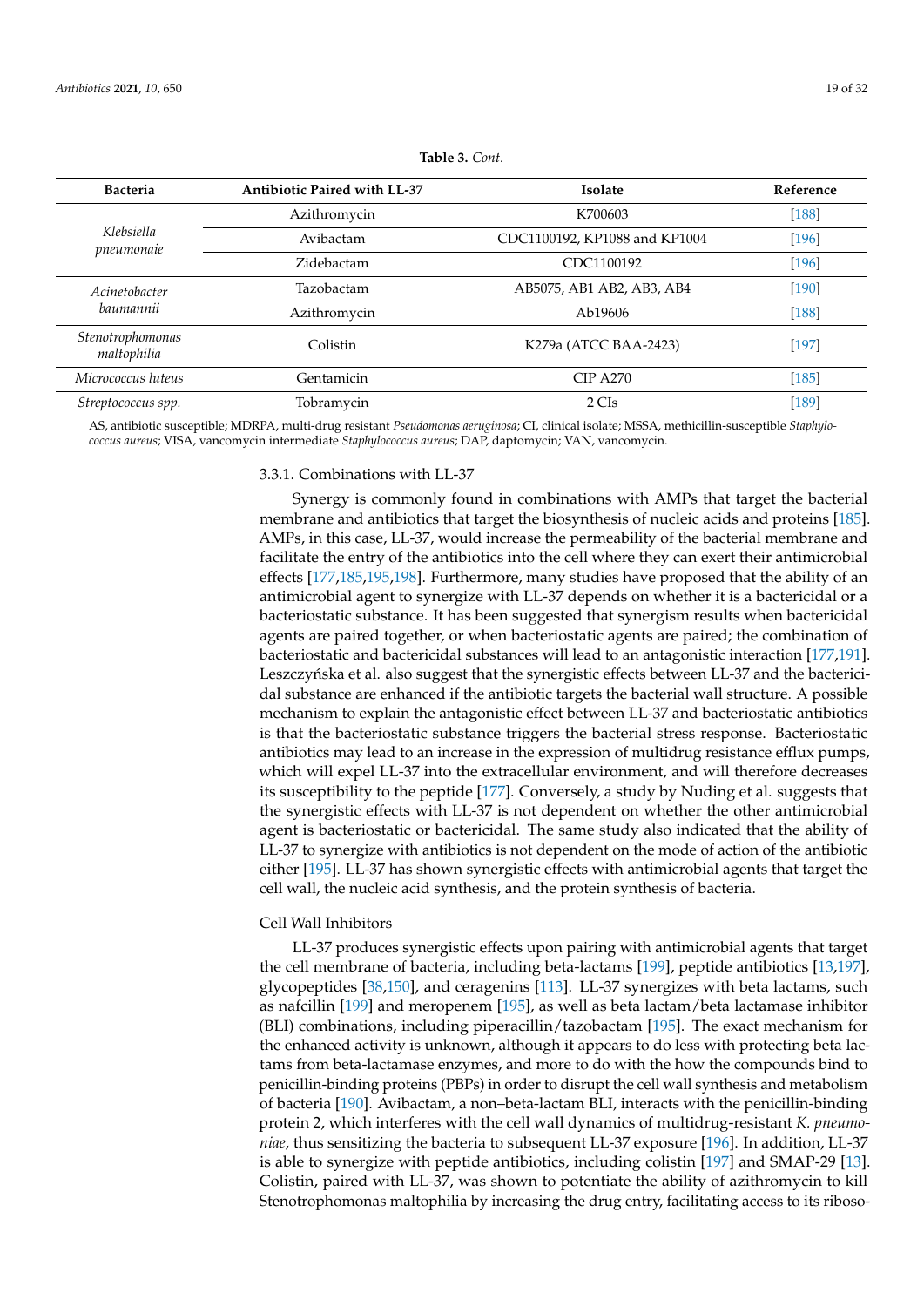**Table 3.** *Cont.*

| Bacteria | Antibiotic Paired with LL-37 | Isolate | Reference |
|---|---|---|---|
| *Klebsiella pneumonaie* | Azithromycin | K700603 | [188] |
| | Avibactam | CDC1100192, KP1088 and KP1004 | [196] |
| | Zidebactam | CDC1100192 | [196] |
| *Acinetobacter baumannii* | Tazobactam | AB5075, AB1 AB2, AB3, AB4 | [190] |
| | Azithromycin | Ab19606 | [188] |
| *Stenotrophomonas maltophilia* | Colistin | K279a (ATCC BAA-2423) | [197] |
| *Micrococcus luteus* | Gentamicin | CIP A270 | [185] |
| *Streptococcus spp.* | Tobramycin | 2 CIs | [189] |

AS, antibiotic susceptible; MDRPA, multi-drug resistant *Pseudomonas aeruginosa*; CI, clinical isolate; MSSA, methicillin-susceptible *Staphylococcus aureus*; VISA, vancomycin intermediate *Staphylococcus aureus*; DAP, daptomycin; VAN, vancomycin.

#### 3.3.1. Combinations with LL-37

Synergy is commonly found in combinations with AMPs that target the bacterial membrane and antibiotics that target the biosynthesis of nucleic acids and proteins [185]. AMPs, in this case, LL-37, would increase the permeability of the bacterial membrane and facilitate the entry of the antibiotics into the cell where they can exert their antimicrobial effects [177,185,195,198]. Furthermore, many studies have proposed that the ability of an antimicrobial agent to synergize with LL-37 depends on whether it is a bactericidal or a bacteriostatic substance. It has been suggested that synergism results when bactericidal agents are paired together, or when bacteriostatic agents are paired; the combination of bacteriostatic and bactericidal substances will lead to an antagonistic interaction [177,191]. Leszczyńska et al. also suggest that the synergistic effects between LL-37 and the bactericidal substance are enhanced if the antibiotic targets the bacterial wall structure. A possible mechanism to explain the antagonistic effect between LL-37 and bacteriostatic antibiotics is that the bacteriostatic substance triggers the bacterial stress response. Bacteriostatic antibiotics may lead to an increase in the expression of multidrug resistance efflux pumps, which will expel LL-37 into the extracellular environment, and will therefore decreases its susceptibility to the peptide [177]. Conversely, a study by Nuding et al. suggests that the synergistic effects with LL-37 is not dependent on whether the other antimicrobial agent is bacteriostatic or bactericidal. The same study also indicated that the ability of LL-37 to synergize with antibiotics is not dependent on the mode of action of the antibiotic either [195]. LL-37 has shown synergistic effects with antimicrobial agents that target the cell wall, the nucleic acid synthesis, and the protein synthesis of bacteria.

##### Cell Wall Inhibitors

LL-37 produces synergistic effects upon pairing with antimicrobial agents that target the cell membrane of bacteria, including beta-lactams [199], peptide antibiotics [13,197], glycopeptides [38,150], and ceragenins [113]. LL-37 synergizes with beta lactams, such as nafcillin [199] and meropenem [195], as well as beta lactam/beta lactamase inhibitor (BLI) combinations, including piperacillin/tazobactam [195]. The exact mechanism for the enhanced activity is unknown, although it appears to do less with protecting beta lactams from beta-lactamase enzymes, and more to do with the how the compounds bind to penicillin-binding proteins (PBPs) in order to disrupt the cell wall synthesis and metabolism of bacteria [190]. Avibactam, a non–beta-lactam BLI, interacts with the penicillin-binding protein 2, which interferes with the cell wall dynamics of multidrug-resistant *K. pneumoniae,* thus sensitizing the bacteria to subsequent LL-37 exposure [196]. In addition, LL-37 is able to synergize with peptide antibiotics, including colistin [197] and SMAP-29 [13]. Colistin, paired with LL-37, was shown to potentiate the ability of azithromycin to kill Stenotrophomonas maltophilia by increasing the drug entry, facilitating access to its riboso-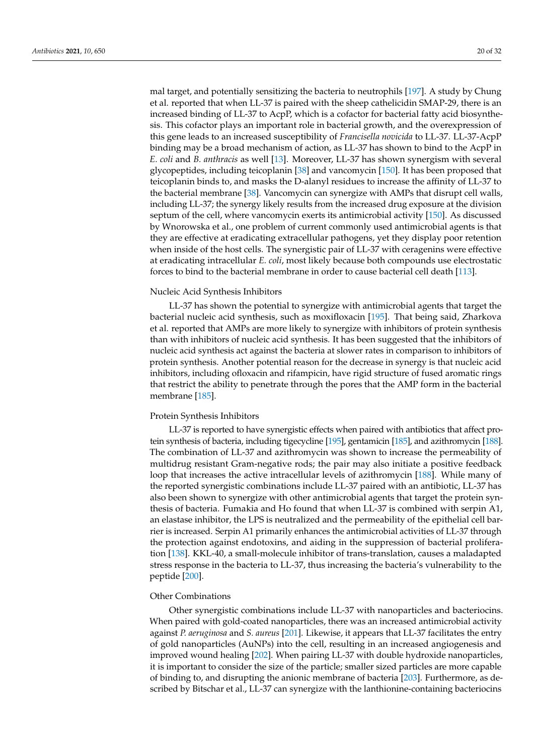mal target, and potentially sensitizing the bacteria to neutrophils [197]. A study by Chung et al. reported that when LL-37 is paired with the sheep cathelicidin SMAP-29, there is an increased binding of LL-37 to AcpP, which is a cofactor for bacterial fatty acid biosynthesis. This cofactor plays an important role in bacterial growth, and the overexpression of this gene leads to an increased susceptibility of *Francisella novicida* to LL-37. LL-37-AcpP binding may be a broad mechanism of action, as LL-37 has shown to bind to the AcpP in *E. coli* and *B. anthracis* as well [13]. Moreover, LL-37 has shown synergism with several glycopeptides, including teicoplanin [38] and vancomycin [150]. It has been proposed that teicoplanin binds to, and masks the D-alanyl residues to increase the affinity of LL-37 to the bacterial membrane [38]. Vancomycin can synergize with AMPs that disrupt cell walls, including LL-37; the synergy likely results from the increased drug exposure at the division septum of the cell, where vancomycin exerts its antimicrobial activity [150]. As discussed by Wnorowska et al., one problem of current commonly used antimicrobial agents is that they are effective at eradicating extracellular pathogens, yet they display poor retention when inside of the host cells. The synergistic pair of LL-37 with ceragenins were effective at eradicating intracellular *E. coli*, most likely because both compounds use electrostatic forces to bind to the bacterial membrane in order to cause bacterial cell death [113].

Nucleic Acid Synthesis Inhibitors

LL-37 has shown the potential to synergize with antimicrobial agents that target the bacterial nucleic acid synthesis, such as moxifloxacin [195]. That being said, Zharkova et al. reported that AMPs are more likely to synergize with inhibitors of protein synthesis than with inhibitors of nucleic acid synthesis. It has been suggested that the inhibitors of nucleic acid synthesis act against the bacteria at slower rates in comparison to inhibitors of protein synthesis. Another potential reason for the decrease in synergy is that nucleic acid inhibitors, including ofloxacin and rifampicin, have rigid structure of fused aromatic rings that restrict the ability to penetrate through the pores that the AMP form in the bacterial membrane [185].

Protein Synthesis Inhibitors

LL-37 is reported to have synergistic effects when paired with antibiotics that affect protein synthesis of bacteria, including tigecycline [195], gentamicin [185], and azithromycin [188]. The combination of LL-37 and azithromycin was shown to increase the permeability of multidrug resistant Gram-negative rods; the pair may also initiate a positive feedback loop that increases the active intracellular levels of azithromycin [188]. While many of the reported synergistic combinations include LL-37 paired with an antibiotic, LL-37 has also been shown to synergize with other antimicrobial agents that target the protein synthesis of bacteria. Fumakia and Ho found that when LL-37 is combined with serpin A1, an elastase inhibitor, the LPS is neutralized and the permeability of the epithelial cell barrier is increased. Serpin A1 primarily enhances the antimicrobial activities of LL-37 through the protection against endotoxins, and aiding in the suppression of bacterial proliferation [138]. KKL-40, a small-molecule inhibitor of trans-translation, causes a maladapted stress response in the bacteria to LL-37, thus increasing the bacteria's vulnerability to the peptide [200].

Other Combinations

Other synergistic combinations include LL-37 with nanoparticles and bacteriocins. When paired with gold-coated nanoparticles, there was an increased antimicrobial activity against *P. aeruginosa* and *S. aureus* [201]. Likewise, it appears that LL-37 facilitates the entry of gold nanoparticles (AuNPs) into the cell, resulting in an increased angiogenesis and improved wound healing [202]. When pairing LL-37 with double hydroxide nanoparticles, it is important to consider the size of the particle; smaller sized particles are more capable of binding to, and disrupting the anionic membrane of bacteria [203]. Furthermore, as described by Bitschar et al., LL-37 can synergize with the lanthionine-containing bacteriocins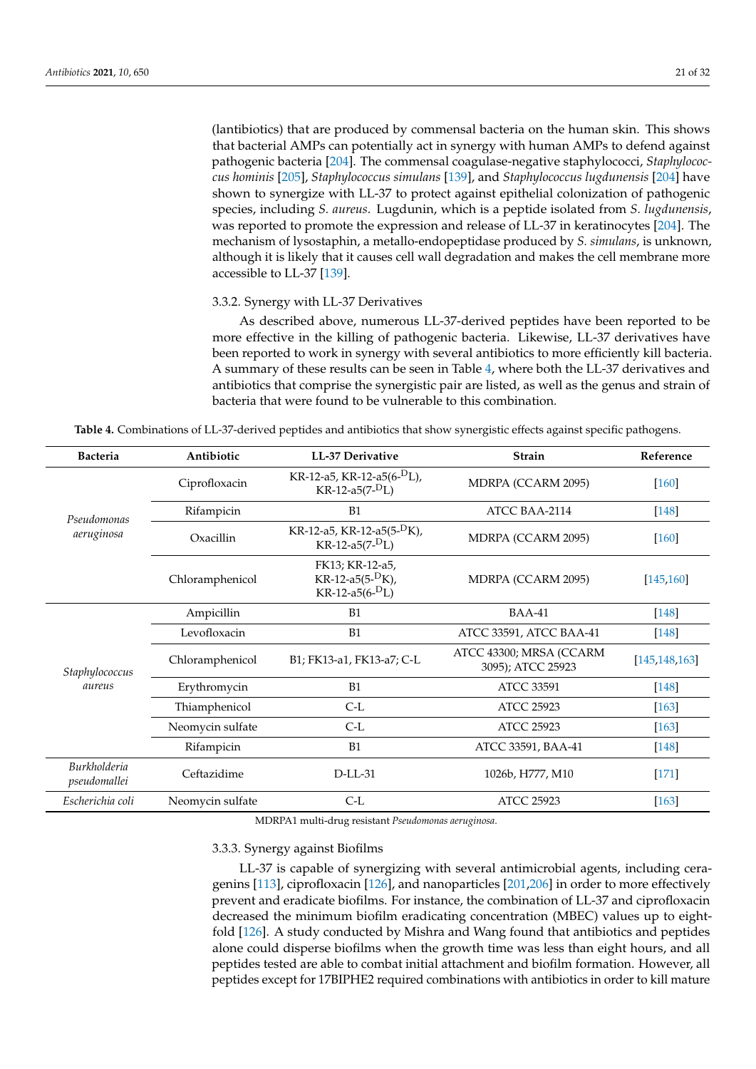(lantibiotics) that are produced by commensal bacteria on the human skin. This shows that bacterial AMPs can potentially act in synergy with human AMPs to defend against pathogenic bacteria [204]. The commensal coagulase-negative staphylococci, *Staphylococcus hominis* [205], *Staphylococcus simulans* [139], and *Staphylococcus lugdunensis* [204] have shown to synergize with LL-37 to protect against epithelial colonization of pathogenic species, including *S. aureus*. Lugdunin, which is a peptide isolated from *S. lugdunensis*, was reported to promote the expression and release of LL-37 in keratinocytes [204]. The mechanism of lysostaphin, a metallo-endopeptidase produced by *S. simulans*, is unknown, although it is likely that it causes cell wall degradation and makes the cell membrane more accessible to LL-37 [139].

### 3.3.2. Synergy with LL-37 Derivatives

As described above, numerous LL-37-derived peptides have been reported to be more effective in the killing of pathogenic bacteria. Likewise, LL-37 derivatives have been reported to work in synergy with several antibiotics to more efficiently kill bacteria. A summary of these results can be seen in Table 4, where both the LL-37 derivatives and antibiotics that comprise the synergistic pair are listed, as well as the genus and strain of bacteria that were found to be vulnerable to this combination.

**Table 4.** Combinations of LL-37-derived peptides and antibiotics that show synergistic effects against specific pathogens.

| Bacteria | Antibiotic | LL-37 Derivative | Strain | Reference |
|---|---|---|---|---|
| *Pseudomonas aeruginosa* | Ciprofloxacin | KR-12-a5, KR-12-a5(6-$^{D}$L), KR-12-a5(7-$^{D}$L) | MDRPA (CCARM 2095) | [160] |
| | Rifampicin | B1 | ATCC BAA-2114 | [148] |
| | Oxacillin | KR-12-a5, KR-12-a5(5-$^{D}$K), KR-12-a5(7-$^{D}$L) | MDRPA (CCARM 2095) | [160] |
| | Chloramphenicol | FK13; KR-12-a5, KR-12-a5(5-$^{D}$K), KR-12-a5(6-$^{D}$L) | MDRPA (CCARM 2095) | [145,160] |
| *Staphylococcus aureus* | Ampicillin | B1 | BAA-41 | [148] |
| | Levofloxacin | B1 | ATCC 33591, ATCC BAA-41 | [148] |
| | Chloramphenicol | B1; FK13-a1, FK13-a7; C-L | ATCC 43300; MRSA (CCARM 3095); ATCC 25923 | [145,148,163] |
| | Erythromycin | B1 | ATCC 33591 | [148] |
| | Thiamphenicol | C-L | ATCC 25923 | [163] |
| | Neomycin sulfate | C-L | ATCC 25923 | [163] |
| | Rifampicin | B1 | ATCC 33591, BAA-41 | [148] |
| *Burkholderia pseudomallei* | Ceftazidime | D-LL-31 | 1026b, H777, M10 | [171] |
| *Escherichia coli* | Neomycin sulfate | C-L | ATCC 25923 | [163] |

MDRPA1 multi-drug resistant *Pseudomonas aeruginosa*.

### 3.3.3. Synergy against Biofilms

LL-37 is capable of synergizing with several antimicrobial agents, including ceragenins [113], ciprofloxacin [126], and nanoparticles [201,206] in order to more effectively prevent and eradicate biofilms. For instance, the combination of LL-37 and ciprofloxacin decreased the minimum biofilm eradicating concentration (MBEC) values up to eight-fold [126]. A study conducted by Mishra and Wang found that antibiotics and peptides alone could disperse biofilms when the growth time was less than eight hours, and all peptides tested are able to combat initial attachment and biofilm formation. However, all peptides except for 17BIPHE2 required combinations with antibiotics in order to kill mature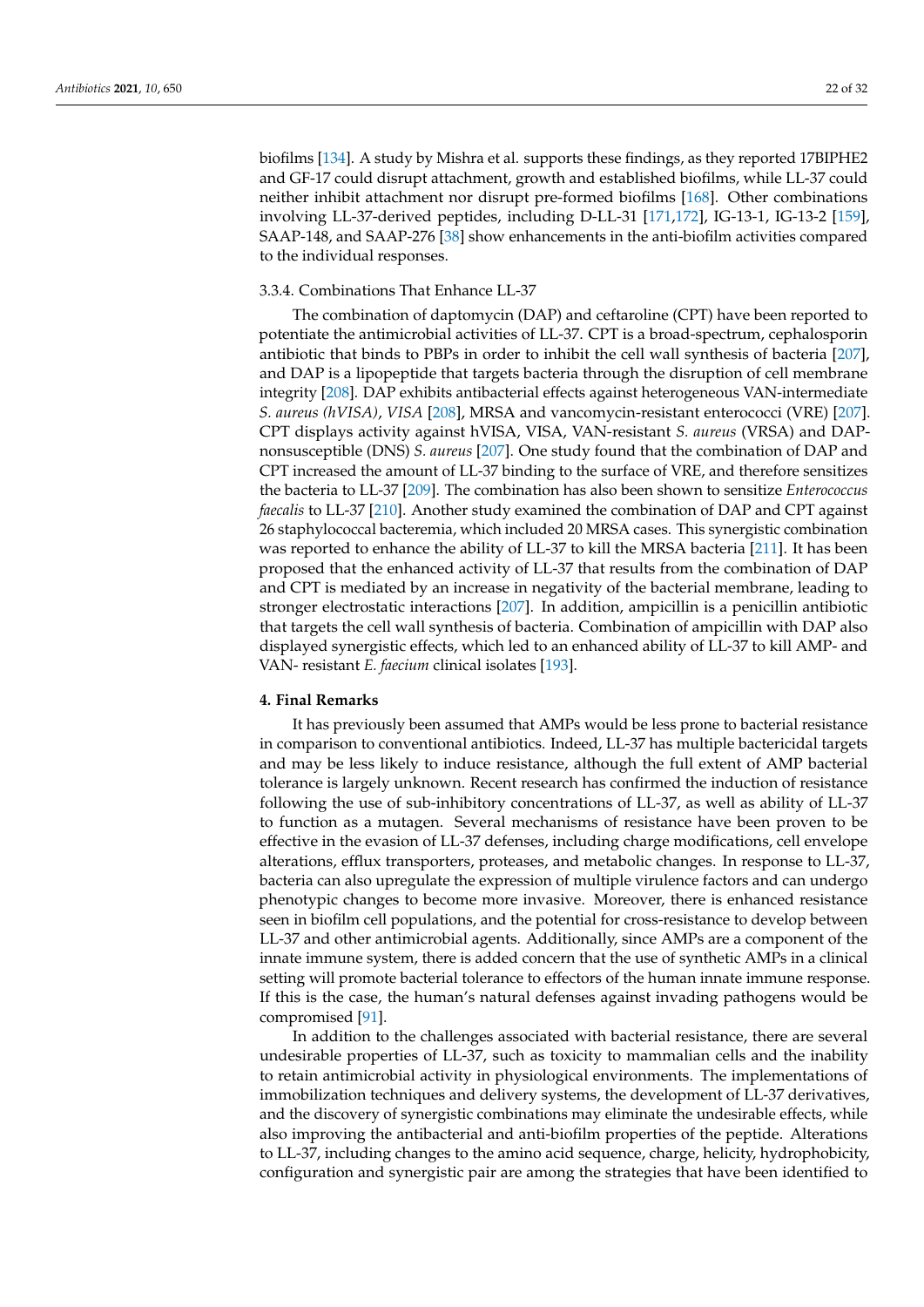biofilms [134]. A study by Mishra et al. supports these findings, as they reported 17BIPHE2 and GF-17 could disrupt attachment, growth and established biofilms, while LL-37 could neither inhibit attachment nor disrupt pre-formed biofilms [168]. Other combinations involving LL-37-derived peptides, including D-LL-31 [171,172], IG-13-1, IG-13-2 [159], SAAP-148, and SAAP-276 [38] show enhancements in the anti-biofilm activities compared to the individual responses.

#### 3.3.4. Combinations That Enhance LL-37

The combination of daptomycin (DAP) and ceftaroline (CPT) have been reported to potentiate the antimicrobial activities of LL-37. CPT is a broad-spectrum, cephalosporin antibiotic that binds to PBPs in order to inhibit the cell wall synthesis of bacteria [207], and DAP is a lipopeptide that targets bacteria through the disruption of cell membrane integrity [208]. DAP exhibits antibacterial effects against heterogeneous VAN-intermediate *S. aureus (hVISA)*, *VISA* [208], MRSA and vancomycin-resistant enterococci (VRE) [207]. CPT displays activity against hVISA, VISA, VAN-resistant *S. aureus* (VRSA) and DAP-nonsusceptible (DNS) *S. aureus* [207]. One study found that the combination of DAP and CPT increased the amount of LL-37 binding to the surface of VRE, and therefore sensitizes the bacteria to LL-37 [209]. The combination has also been shown to sensitize *Enterococcus faecalis* to LL-37 [210]. Another study examined the combination of DAP and CPT against 26 staphylococcal bacteremia, which included 20 MRSA cases. This synergistic combination was reported to enhance the ability of LL-37 to kill the MRSA bacteria [211]. It has been proposed that the enhanced activity of LL-37 that results from the combination of DAP and CPT is mediated by an increase in negativity of the bacterial membrane, leading to stronger electrostatic interactions [207]. In addition, ampicillin is a penicillin antibiotic that targets the cell wall synthesis of bacteria. Combination of ampicillin with DAP also displayed synergistic effects, which led to an enhanced ability of LL-37 to kill AMP- and VAN- resistant *E. faecium* clinical isolates [193].

## 4. Final Remarks

It has previously been assumed that AMPs would be less prone to bacterial resistance in comparison to conventional antibiotics. Indeed, LL-37 has multiple bactericidal targets and may be less likely to induce resistance, although the full extent of AMP bacterial tolerance is largely unknown. Recent research has confirmed the induction of resistance following the use of sub-inhibitory concentrations of LL-37, as well as ability of LL-37 to function as a mutagen. Several mechanisms of resistance have been proven to be effective in the evasion of LL-37 defenses, including charge modifications, cell envelope alterations, efflux transporters, proteases, and metabolic changes. In response to LL-37, bacteria can also upregulate the expression of multiple virulence factors and can undergo phenotypic changes to become more invasive. Moreover, there is enhanced resistance seen in biofilm cell populations, and the potential for cross-resistance to develop between LL-37 and other antimicrobial agents. Additionally, since AMPs are a component of the innate immune system, there is added concern that the use of synthetic AMPs in a clinical setting will promote bacterial tolerance to effectors of the human innate immune response. If this is the case, the human's natural defenses against invading pathogens would be compromised [91].

In addition to the challenges associated with bacterial resistance, there are several undesirable properties of LL-37, such as toxicity to mammalian cells and the inability to retain antimicrobial activity in physiological environments. The implementations of immobilization techniques and delivery systems, the development of LL-37 derivatives, and the discovery of synergistic combinations may eliminate the undesirable effects, while also improving the antibacterial and anti-biofilm properties of the peptide. Alterations to LL-37, including changes to the amino acid sequence, charge, helicity, hydrophobicity, configuration and synergistic pair are among the strategies that have been identified to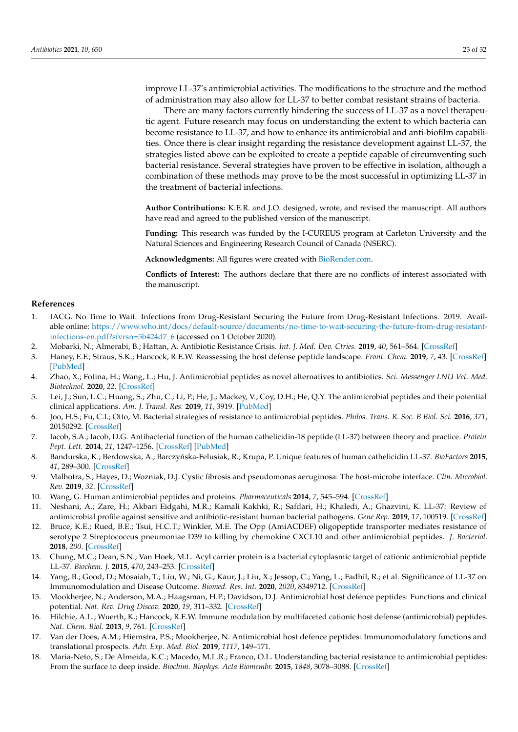improve LL-37's antimicrobial activities. The modifications to the structure and the method of administration may also allow for LL-37 to better combat resistant strains of bacteria.

There are many factors currently hindering the success of LL-37 as a novel therapeutic agent. Future research may focus on understanding the extent to which bacteria can become resistance to LL-37, and how to enhance its antimicrobial and anti-biofilm capabilities. Once there is clear insight regarding the resistance development against LL-37, the strategies listed above can be exploited to create a peptide capable of circumventing such bacterial resistance. Several strategies have proven to be effective in isolation, although a combination of these methods may prove to be the most successful in optimizing LL-37 in the treatment of bacterial infections.

**Author Contributions:** K.E.R. and J.O. designed, wrote, and revised the manuscript. All authors have read and agreed to the published version of the manuscript.

**Funding:** This research was funded by the I-CUREUS program at Carleton University and the Natural Sciences and Engineering Research Council of Canada (NSERC).

**Acknowledgments:** All figures were created with BioRender.com.

**Conflicts of Interest:** The authors declare that there are no conflicts of interest associated with the manuscript.

## References

1. IACG. No Time to Wait: Infections from Drug-Resistant Securing the Future from Drug-Resistant Infections. 2019. Available online: https://www.who.int/docs/default-source/documents/no-time-to-wait-securing-the-future-from-drug-resistant-infections-en.pdf?sfvrsn=5b424d7_6 (accessed on 1 October 2020).
2. Mobarki, N.; Almerabi, B.; Hattan, A. Antibiotic Resistance Crisis. *Int. J. Med. Dev. Ctries.* **2019**, *40*, 561–564. [CrossRef]
3. Haney, E.F.; Straus, S.K.; Hancock, R.E.W. Reassessing the host defense peptide landscape. *Front. Chem.* **2019**, *7*, 43. [CrossRef] [PubMed]
4. Zhao, X.; Fotina, H.; Wang, L.; Hu, J. Antimicrobial peptides as novel alternatives to antibiotics. *Sci. Messenger LNU Vet. Med. Biotechnol.* **2020**, *22*. [CrossRef]
5. Lei, J.; Sun, L.C.; Huang, S.; Zhu, C.; Li, P.; He, J.; Mackey, V.; Coy, D.H.; He, Q.Y. The antimicrobial peptides and their potential clinical applications. *Am. J. Transl. Res.* **2019**, *11*, 3919. [PubMed]
6. Joo, H.S.; Fu, C.I.; Otto, M. Bacterial strategies of resistance to antimicrobial peptides. *Philos. Trans. R. Soc. B Biol. Sci.* **2016**, *371*, 20150292. [CrossRef]
7. Iacob, S.A.; Iacob, D.G. Antibacterial function of the human cathelicidin-18 peptide (LL-37) between theory and practice. *Protein Pept. Lett.* **2014**, *21*, 1247–1256. [CrossRef] [PubMed]
8. Bandurska, K.; Berdowska, A.; Barczyńska-Felusiak, R.; Krupa, P. Unique features of human cathelicidin LL-37. *BioFactors* **2015**, *41*, 289–300. [CrossRef]
9. Malhotra, S.; Hayes, D.; Wozniak, D.J. Cystic fibrosis and pseudomonas aeruginosa: The host-microbe interface. *Clin. Microbiol. Rev.* **2019**, *32*. [CrossRef]
10. Wang, G. Human antimicrobial peptides and proteins. *Pharmaceuticals* **2014**, *7*, 545–594. [CrossRef]
11. Neshani, A.; Zare, H.; Akbari Eidgahi, M.R.; Kamali Kakhki, R.; Safdari, H.; Khaledi, A.; Ghazvini, K. LL-37: Review of antimicrobial profile against sensitive and antibiotic-resistant human bacterial pathogens. *Gene Rep.* **2019**, *17*, 100519. [CrossRef]
12. Bruce, K.E.; Rued, B.E.; Tsui, H.C.T.; Winkler, M.E. The Opp (AmiACDEF) oligopeptide transporter mediates resistance of serotype 2 Streptococcus pneumoniae D39 to killing by chemokine CXCL10 and other antimicrobial peptides. *J. Bacteriol.* **2018**, *200*. [CrossRef]
13. Chung, M.C.; Dean, S.N.; Van Hoek, M.L. Acyl carrier protein is a bacterial cytoplasmic target of cationic antimicrobial peptide LL-37. *Biochem. J.* **2015**, *470*, 243–253. [CrossRef]
14. Yang, B.; Good, D.; Mosaiab, T.; Liu, W.; Ni, G.; Kaur, J.; Liu, X.; Jessop, C.; Yang, L.; Fadhil, R.; et al. Significance of LL-37 on Immunomodulation and Disease Outcome. *Biomed. Res. Int.* **2020**, *2020*, 8349712. [CrossRef]
15. Mookherjee, N.; Anderson, M.A.; Haagsman, H.P.; Davidson, D.J. Antimicrobial host defence peptides: Functions and clinical potential. *Nat. Rev. Drug Discov.* **2020**, *19*, 311–332. [CrossRef]
16. Hilchie, A.L.; Wuerth, K.; Hancock, R.E.W. Immune modulation by multifaceted cationic host defense (antimicrobial) peptides. *Nat. Chem. Biol.* **2013**, *9*, 761. [CrossRef]
17. Van der Does, A.M.; Hiemstra, P.S.; Mookherjee, N. Antimicrobial host defence peptides: Immunomodulatory functions and translational prospects. *Adv. Exp. Med. Biol.* **2019**, *1117*, 149–171.
18. Maria-Neto, S.; De Almeida, K.C.; Macedo, M.L.R.; Franco, O.L. Understanding bacterial resistance to antimicrobial peptides: From the surface to deep inside. *Biochim. Biophys. Acta Biomembr.* **2015**, *1848*, 3078–3088. [CrossRef]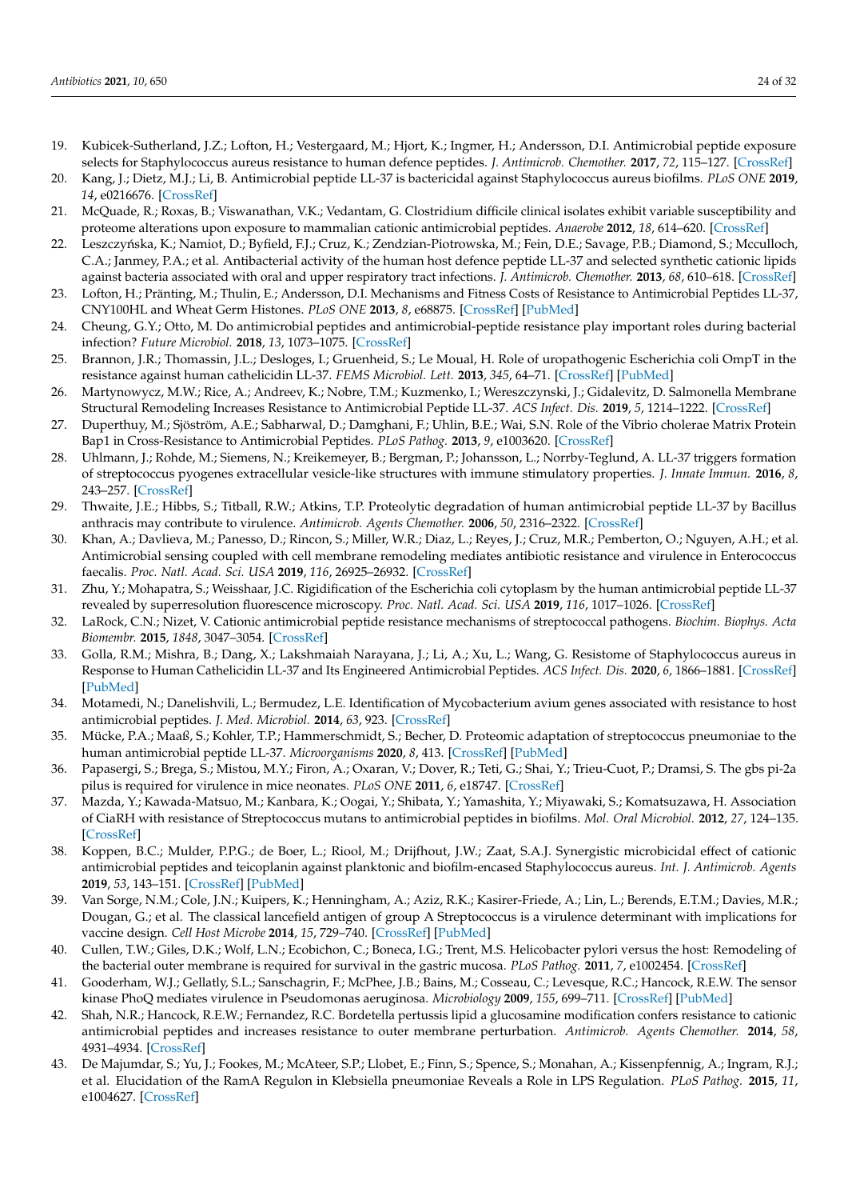19. Kubicek-Sutherland, J.Z.; Lofton, H.; Vestergaard, M.; Hjort, K.; Ingmer, H.; Andersson, D.I. Antimicrobial peptide exposure selects for Staphylococcus aureus resistance to human defence peptides. *J. Antimicrob. Chemother.* **2017**, *72*, 115–127. [CrossRef]
20. Kang, J.; Dietz, M.J.; Li, B. Antimicrobial peptide LL-37 is bactericidal against Staphylococcus aureus biofilms. *PLoS ONE* **2019**, *14*, e0216676. [CrossRef]
21. McQuade, R.; Roxas, B.; Viswanathan, V.K.; Vedantam, G. Clostridium difficile clinical isolates exhibit variable susceptibility and proteome alterations upon exposure to mammalian cationic antimicrobial peptides. *Anaerobe* **2012**, *18*, 614–620. [CrossRef]
22. Leszczyńska, K.; Namiot, D.; Byfield, F.J.; Cruz, K.; Zendzian-Piotrowska, M.; Fein, D.E.; Savage, P.B.; Diamond, S.; Mcculloch, C.A.; Janmey, P.A.; et al. Antibacterial activity of the human host defence peptide LL-37 and selected synthetic cationic lipids against bacteria associated with oral and upper respiratory tract infections. *J. Antimicrob. Chemother.* **2013**, *68*, 610–618. [CrossRef]
23. Lofton, H.; Pränting, M.; Thulin, E.; Andersson, D.I. Mechanisms and Fitness Costs of Resistance to Antimicrobial Peptides LL-37, CNY100HL and Wheat Germ Histones. *PLoS ONE* **2013**, *8*, e68875. [CrossRef] [PubMed]
24. Cheung, G.Y.; Otto, M. Do antimicrobial peptides and antimicrobial-peptide resistance play important roles during bacterial infection? *Future Microbiol.* **2018**, *13*, 1073–1075. [CrossRef]
25. Brannon, J.R.; Thomassin, J.L.; Desloges, I.; Gruenheid, S.; Le Moual, H. Role of uropathogenic Escherichia coli OmpT in the resistance against human cathelicidin LL-37. *FEMS Microbiol. Lett.* **2013**, *345*, 64–71. [CrossRef] [PubMed]
26. Martynowycz, M.W.; Rice, A.; Andreev, K.; Nobre, T.M.; Kuzmenko, I.; Wereszczynski, J.; Gidalevitz, D. Salmonella Membrane Structural Remodeling Increases Resistance to Antimicrobial Peptide LL-37. *ACS Infect. Dis.* **2019**, *5*, 1214–1222. [CrossRef]
27. Duperthuy, M.; Sjöström, A.E.; Sabharwal, D.; Damghani, F.; Uhlin, B.E.; Wai, S.N. Role of the Vibrio cholerae Matrix Protein Bap1 in Cross-Resistance to Antimicrobial Peptides. *PLoS Pathog.* **2013**, *9*, e1003620. [CrossRef]
28. Uhlmann, J.; Rohde, M.; Siemens, N.; Kreikemeyer, B.; Bergman, P.; Johansson, L.; Norrby-Teglund, A. LL-37 triggers formation of streptococcus pyogenes extracellular vesicle-like structures with immune stimulatory properties. *J. Innate Immun.* **2016**, *8*, 243–257. [CrossRef]
29. Thwaite, J.E.; Hibbs, S.; Titball, R.W.; Atkins, T.P. Proteolytic degradation of human antimicrobial peptide LL-37 by Bacillus anthracis may contribute to virulence. *Antimicrob. Agents Chemother.* **2006**, *50*, 2316–2322. [CrossRef]
30. Khan, A.; Davlieva, M.; Panesso, D.; Rincon, S.; Miller, W.R.; Diaz, L.; Reyes, J.; Cruz, M.R.; Pemberton, O.; Nguyen, A.H.; et al. Antimicrobial sensing coupled with cell membrane remodeling mediates antibiotic resistance and virulence in Enterococcus faecalis. *Proc. Natl. Acad. Sci. USA* **2019**, *116*, 26925–26932. [CrossRef]
31. Zhu, Y.; Mohapatra, S.; Weisshaar, J.C. Rigidification of the Escherichia coli cytoplasm by the human antimicrobial peptide LL-37 revealed by superresolution fluorescence microscopy. *Proc. Natl. Acad. Sci. USA* **2019**, *116*, 1017–1026. [CrossRef]
32. LaRock, C.N.; Nizet, V. Cationic antimicrobial peptide resistance mechanisms of streptococcal pathogens. *Biochim. Biophys. Acta Biomembr.* **2015**, *1848*, 3047–3054. [CrossRef]
33. Golla, R.M.; Mishra, B.; Dang, X.; Lakshmaiah Narayana, J.; Li, A.; Xu, L.; Wang, G. Resistome of Staphylococcus aureus in Response to Human Cathelicidin LL-37 and Its Engineered Antimicrobial Peptides. *ACS Infect. Dis.* **2020**, *6*, 1866–1881. [CrossRef] [PubMed]
34. Motamedi, N.; Danelishvili, L.; Bermudez, L.E. Identification of Mycobacterium avium genes associated with resistance to host antimicrobial peptides. *J. Med. Microbiol.* **2014**, *63*, 923. [CrossRef]
35. Mücke, P.A.; Maaß, S.; Kohler, T.P.; Hammerschmidt, S.; Becher, D. Proteomic adaptation of streptococcus pneumoniae to the human antimicrobial peptide LL-37. *Microorganisms* **2020**, *8*, 413. [CrossRef] [PubMed]
36. Papasergi, S.; Brega, S.; Mistou, M.Y.; Firon, A.; Oxaran, V.; Dover, R.; Teti, G.; Shai, Y.; Trieu-Cuot, P.; Dramsi, S. The gbs pi-2a pilus is required for virulence in mice neonates. *PLoS ONE* **2011**, *6*, e18747. [CrossRef]
37. Mazda, Y.; Kawada-Matsuo, M.; Kanbara, K.; Oogai, Y.; Shibata, Y.; Yamashita, Y.; Miyawaki, S.; Komatsuzawa, H. Association of CiaRH with resistance of Streptococcus mutans to antimicrobial peptides in biofilms. *Mol. Oral Microbiol.* **2012**, *27*, 124–135. [CrossRef]
38. Koppen, B.C.; Mulder, P.P.G.; de Boer, L.; Riool, M.; Drijfhout, J.W.; Zaat, S.A.J. Synergistic microbicidal effect of cationic antimicrobial peptides and teicoplanin against planktonic and biofilm-encased Staphylococcus aureus. *Int. J. Antimicrob. Agents* **2019**, *53*, 143–151. [CrossRef] [PubMed]
39. Van Sorge, N.M.; Cole, J.N.; Kuipers, K.; Henningham, A.; Aziz, R.K.; Kasirer-Friede, A.; Lin, L.; Berends, E.T.M.; Davies, M.R.; Dougan, G.; et al. The classical lancefield antigen of group A Streptococcus is a virulence determinant with implications for vaccine design. *Cell Host Microbe* **2014**, *15*, 729–740. [CrossRef] [PubMed]
40. Cullen, T.W.; Giles, D.K.; Wolf, L.N.; Ecobichon, C.; Boneca, I.G.; Trent, M.S. Helicobacter pylori versus the host: Remodeling of the bacterial outer membrane is required for survival in the gastric mucosa. *PLoS Pathog.* **2011**, *7*, e1002454. [CrossRef]
41. Gooderham, W.J.; Gellatly, S.L.; Sanschagrin, F.; McPhee, J.B.; Bains, M.; Cosseau, C.; Levesque, R.C.; Hancock, R.E.W. The sensor kinase PhoQ mediates virulence in Pseudomonas aeruginosa. *Microbiology* **2009**, *155*, 699–711. [CrossRef] [PubMed]
42. Shah, N.R.; Hancock, R.E.W.; Fernandez, R.C. Bordetella pertussis lipid a glucosamine modification confers resistance to cationic antimicrobial peptides and increases resistance to outer membrane perturbation. *Antimicrob. Agents Chemother.* **2014**, *58*, 4931–4934. [CrossRef]
43. De Majumdar, S.; Yu, J.; Fookes, M.; McAteer, S.P.; Llobet, E.; Finn, S.; Spence, S.; Monahan, A.; Kissenpfennig, A.; Ingram, R.J.; et al. Elucidation of the RamA Regulon in Klebsiella pneumoniae Reveals a Role in LPS Regulation. *PLoS Pathog.* **2015**, *11*, e1004627. [CrossRef]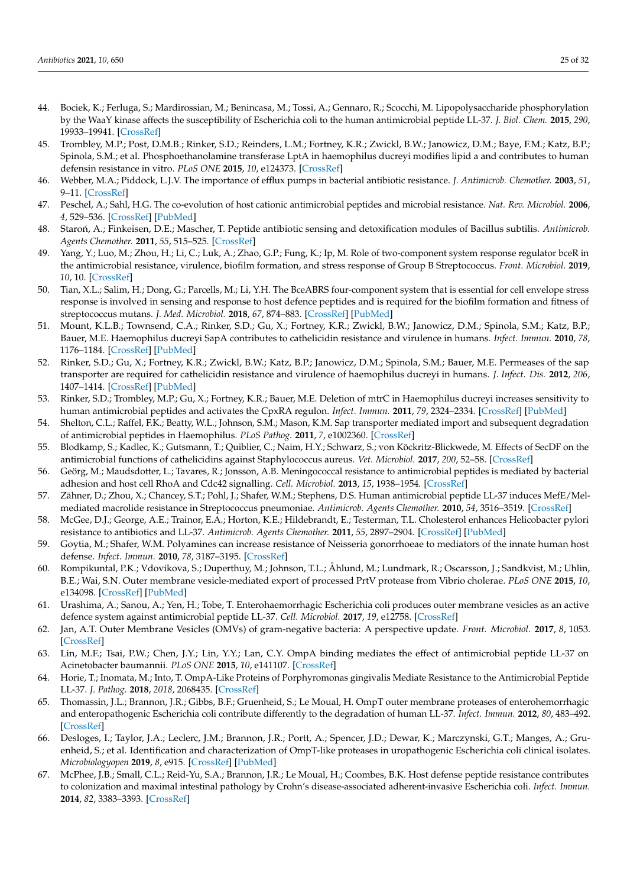44. Bociek, K.; Ferluga, S.; Mardirossian, M.; Benincasa, M.; Tossi, A.; Gennaro, R.; Scocchi, M. Lipopolysaccharide phosphorylation by the WaaY kinase affects the susceptibility of Escherichia coli to the human antimicrobial peptide LL-37. *J. Biol. Chem.* **2015**, *290*, 19933–19941. [CrossRef]
45. Trombley, M.P.; Post, D.M.B.; Rinker, S.D.; Reinders, L.M.; Fortney, K.R.; Zwickl, B.W.; Janowicz, D.M.; Baye, F.M.; Katz, B.P.; Spinola, S.M.; et al. Phosphoethanolamine transferase LptA in haemophilus ducreyi modifies lipid a and contributes to human defensin resistance in vitro. *PLoS ONE* **2015**, *10*, e124373. [CrossRef]
46. Webber, M.A.; Piddock, L.J.V. The importance of efflux pumps in bacterial antibiotic resistance. *J. Antimicrob. Chemother.* **2003**, *51*, 9–11. [CrossRef]
47. Peschel, A.; Sahl, H.G. The co-evolution of host cationic antimicrobial peptides and microbial resistance. *Nat. Rev. Microbiol.* **2006**, *4*, 529–536. [CrossRef] [PubMed]
48. Staroń, A.; Finkeisen, D.E.; Mascher, T. Peptide antibiotic sensing and detoxification modules of Bacillus subtilis. *Antimicrob. Agents Chemother.* **2011**, *55*, 515–525. [CrossRef]
49. Yang, Y.; Luo, M.; Zhou, H.; Li, C.; Luk, A.; Zhao, G.P.; Fung, K.; Ip, M. Role of two-component system response regulator bceR in the antimicrobial resistance, virulence, biofilm formation, and stress response of Group B Streptococcus. *Front. Microbiol.* **2019**, *10*, 10. [CrossRef]
50. Tian, X.L.; Salim, H.; Dong, G.; Parcells, M.; Li, Y.H. The BceABRS four-component system that is essential for cell envelope stress response is involved in sensing and response to host defence peptides and is required for the biofilm formation and fitness of streptococcus mutans. *J. Med. Microbiol.* **2018**, *67*, 874–883. [CrossRef] [PubMed]
51. Mount, K.L.B.; Townsend, C.A.; Rinker, S.D.; Gu, X.; Fortney, K.R.; Zwickl, B.W.; Janowicz, D.M.; Spinola, S.M.; Katz, B.P.; Bauer, M.E. Haemophilus ducreyi SapA contributes to cathelicidin resistance and virulence in humans. *Infect. Immun.* **2010**, *78*, 1176–1184. [CrossRef] [PubMed]
52. Rinker, S.D.; Gu, X.; Fortney, K.R.; Zwickl, B.W.; Katz, B.P.; Janowicz, D.M.; Spinola, S.M.; Bauer, M.E. Permeases of the sap transporter are required for cathelicidin resistance and virulence of haemophilus ducreyi in humans. *J. Infect. Dis.* **2012**, *206*, 1407–1414. [CrossRef] [PubMed]
53. Rinker, S.D.; Trombley, M.P.; Gu, X.; Fortney, K.R.; Bauer, M.E. Deletion of mtrC in Haemophilus ducreyi increases sensitivity to human antimicrobial peptides and activates the CpxRA regulon. *Infect. Immun.* **2011**, *79*, 2324–2334. [CrossRef] [PubMed]
54. Shelton, C.L.; Raffel, F.K.; Beatty, W.L.; Johnson, S.M.; Mason, K.M. Sap transporter mediated import and subsequent degradation of antimicrobial peptides in Haemophilus. *PLoS Pathog.* **2011**, *7*, e1002360. [CrossRef]
55. Blodkamp, S.; Kadlec, K.; Gutsmann, T.; Quiblier, C.; Naim, H.Y.; Schwarz, S.; von Köckritz-Blickwede, M. Effects of SecDF on the antimicrobial functions of cathelicidins against Staphylococcus aureus. *Vet. Microbiol.* **2017**, *200*, 52–58. [CrossRef]
56. Geörg, M.; Maudsdotter, L.; Tavares, R.; Jonsson, A.B. Meningococcal resistance to antimicrobial peptides is mediated by bacterial adhesion and host cell RhoA and Cdc42 signalling. *Cell. Microbiol.* **2013**, *15*, 1938–1954. [CrossRef]
57. Zähner, D.; Zhou, X.; Chancey, S.T.; Pohl, J.; Shafer, W.M.; Stephens, D.S. Human antimicrobial peptide LL-37 induces MefE/Mel-mediated macrolide resistance in Streptococcus pneumoniae. *Antimicrob. Agents Chemother.* **2010**, *54*, 3516–3519. [CrossRef]
58. McGee, D.J.; George, A.E.; Trainor, E.A.; Horton, K.E.; Hildebrandt, E.; Testerman, T.L. Cholesterol enhances Helicobacter pylori resistance to antibiotics and LL-37. *Antimicrob. Agents Chemother.* **2011**, *55*, 2897–2904. [CrossRef] [PubMed]
59. Goytia, M.; Shafer, W.M. Polyamines can increase resistance of Neisseria gonorrhoeae to mediators of the innate human host defense. *Infect. Immun.* **2010**, *78*, 3187–3195. [CrossRef]
60. Rompikuntal, P.K.; Vdovikova, S.; Duperthuy, M.; Johnson, T.L.; Åhlund, M.; Lundmark, R.; Oscarsson, J.; Sandkvist, M.; Uhlin, B.E.; Wai, S.N. Outer membrane vesicle-mediated export of processed PrtV protease from Vibrio cholerae. *PLoS ONE* **2015**, *10*, e134098. [CrossRef] [PubMed]
61. Urashima, A.; Sanou, A.; Yen, H.; Tobe, T. Enterohaemorrhagic Escherichia coli produces outer membrane vesicles as an active defence system against antimicrobial peptide LL-37. *Cell. Microbiol.* **2017**, *19*, e12758. [CrossRef]
62. Jan, A.T. Outer Membrane Vesicles (OMVs) of gram-negative bacteria: A perspective update. *Front. Microbiol.* **2017**, *8*, 1053. [CrossRef]
63. Lin, M.F.; Tsai, P.W.; Chen, J.Y.; Lin, Y.Y.; Lan, C.Y. OmpA binding mediates the effect of antimicrobial peptide LL-37 on Acinetobacter baumannii. *PLoS ONE* **2015**, *10*, e141107. [CrossRef]
64. Horie, T.; Inomata, M.; Into, T. OmpA-Like Proteins of Porphyromonas gingivalis Mediate Resistance to the Antimicrobial Peptide LL-37. *J. Pathog.* **2018**, *2018*, 2068435. [CrossRef]
65. Thomassin, J.L.; Brannon, J.R.; Gibbs, B.F.; Gruenheid, S.; Le Moual, H. OmpT outer membrane proteases of enterohemorrhagic and enteropathogenic Escherichia coli contribute differently to the degradation of human LL-37. *Infect. Immun.* **2012**, *80*, 483–492. [CrossRef]
66. Desloges, I.; Taylor, J.A.; Leclerc, J.M.; Brannon, J.R.; Portt, A.; Spencer, J.D.; Dewar, K.; Marczynski, G.T.; Manges, A.; Gruenheid, S.; et al. Identification and characterization of OmpT-like proteases in uropathogenic Escherichia coli clinical isolates. *Microbiologyopen* **2019**, *8*, e915. [CrossRef] [PubMed]
67. McPhee, J.B.; Small, C.L.; Reid-Yu, S.A.; Brannon, J.R.; Le Moual, H.; Coombes, B.K. Host defense peptide resistance contributes to colonization and maximal intestinal pathology by Crohn's disease-associated adherent-invasive Escherichia coli. *Infect. Immun.* **2014**, *82*, 3383–3393. [CrossRef]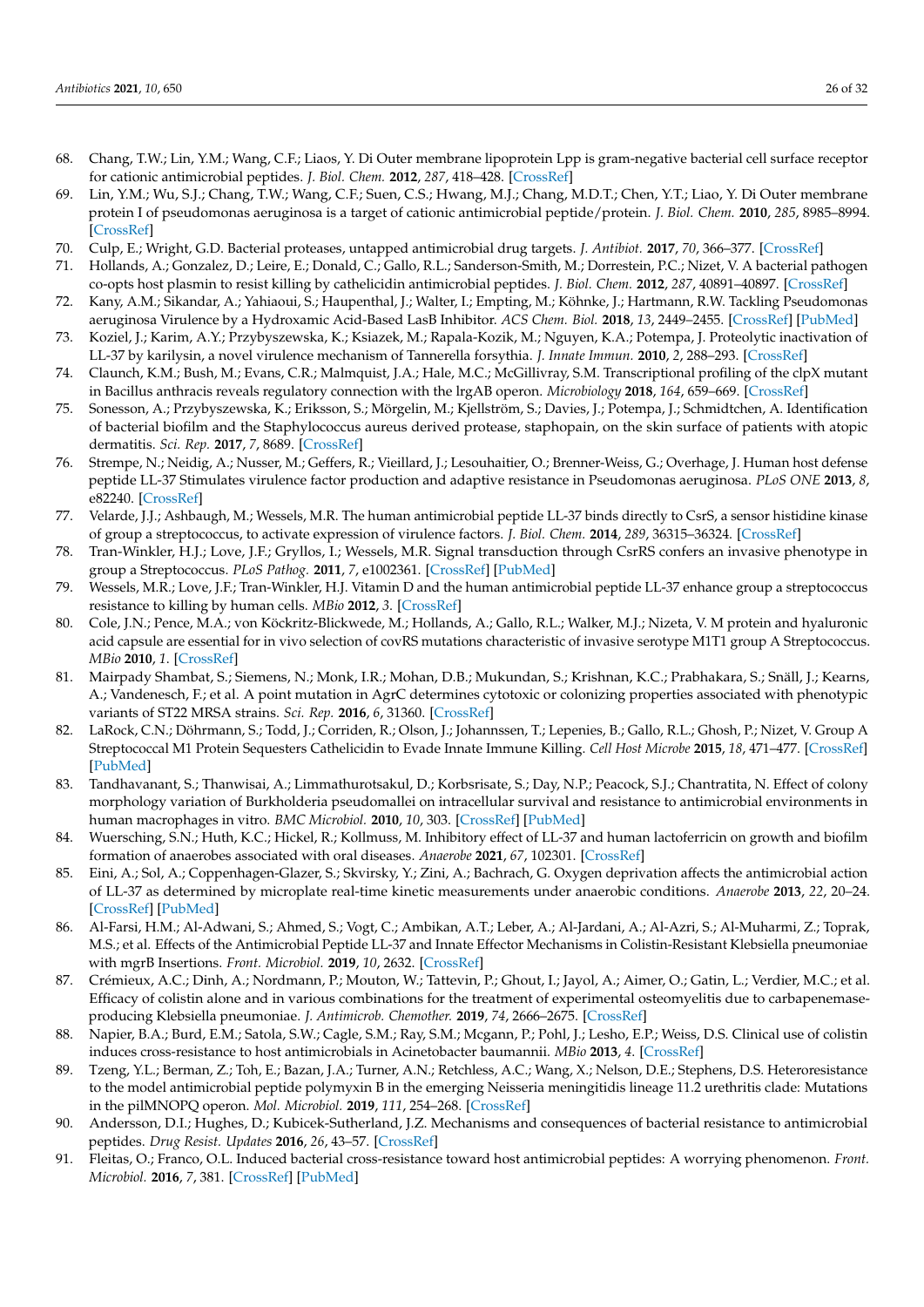68. Chang, T.W.; Lin, Y.M.; Wang, C.F.; Liaos, Y. Di Outer membrane lipoprotein Lpp is gram-negative bacterial cell surface receptor for cationic antimicrobial peptides. *J. Biol. Chem.* **2012**, *287*, 418–428. [CrossRef]
69. Lin, Y.M.; Wu, S.J.; Chang, T.W.; Wang, C.F.; Suen, C.S.; Hwang, M.J.; Chang, M.D.T.; Chen, Y.T.; Liao, Y. Di Outer membrane protein I of pseudomonas aeruginosa is a target of cationic antimicrobial peptide/protein. *J. Biol. Chem.* **2010**, *285*, 8985–8994. [CrossRef]
70. Culp, E.; Wright, G.D. Bacterial proteases, untapped antimicrobial drug targets. *J. Antibiot.* **2017**, *70*, 366–377. [CrossRef]
71. Hollands, A.; Gonzalez, D.; Leire, E.; Donald, C.; Gallo, R.L.; Sanderson-Smith, M.; Dorrestein, P.C.; Nizet, V. A bacterial pathogen co-opts host plasmin to resist killing by cathelicidin antimicrobial peptides. *J. Biol. Chem.* **2012**, *287*, 40891–40897. [CrossRef]
72. Kany, A.M.; Sikandar, A.; Yahiaoui, S.; Haupenthal, J.; Walter, I.; Empting, M.; Köhnke, J.; Hartmann, R.W. Tackling Pseudomonas aeruginosa Virulence by a Hydroxamic Acid-Based LasB Inhibitor. *ACS Chem. Biol.* **2018**, *13*, 2449–2455. [CrossRef] [PubMed]
73. Koziel, J.; Karim, A.Y.; Przybyszewska, K.; Ksiazek, M.; Rapala-Kozik, M.; Nguyen, K.A.; Potempa, J. Proteolytic inactivation of LL-37 by karilysin, a novel virulence mechanism of Tannerella forsythia. *J. Innate Immun.* **2010**, *2*, 288–293. [CrossRef]
74. Claunch, K.M.; Bush, M.; Evans, C.R.; Malmquist, J.A.; Hale, M.C.; McGillivray, S.M. Transcriptional profiling of the clpX mutant in Bacillus anthracis reveals regulatory connection with the lrgAB operon. *Microbiology* **2018**, *164*, 659–669. [CrossRef]
75. Sonesson, A.; Przybyszewska, K.; Eriksson, S.; Mörgelin, M.; Kjellström, S.; Davies, J.; Potempa, J.; Schmidtchen, A. Identification of bacterial biofilm and the Staphylococcus aureus derived protease, staphopain, on the skin surface of patients with atopic dermatitis. *Sci. Rep.* **2017**, *7*, 8689. [CrossRef]
76. Strempe, N.; Neidig, A.; Nusser, M.; Geffers, R.; Vieillard, J.; Lesouhaitier, O.; Brenner-Weiss, G.; Overhage, J. Human host defense peptide LL-37 Stimulates virulence factor production and adaptive resistance in Pseudomonas aeruginosa. *PLoS ONE* **2013**, *8*, e82240. [CrossRef]
77. Velarde, J.J.; Ashbaugh, M.; Wessels, M.R. The human antimicrobial peptide LL-37 binds directly to CsrS, a sensor histidine kinase of group a streptococcus, to activate expression of virulence factors. *J. Biol. Chem.* **2014**, *289*, 36315–36324. [CrossRef]
78. Tran-Winkler, H.J.; Love, J.F.; Gryllos, I.; Wessels, M.R. Signal transduction through CsrRS confers an invasive phenotype in group a Streptococcus. *PLoS Pathog.* **2011**, *7*, e1002361. [CrossRef] [PubMed]
79. Wessels, M.R.; Love, J.F.; Tran-Winkler, H.J. Vitamin D and the human antimicrobial peptide LL-37 enhance group a streptococcus resistance to killing by human cells. *MBio* **2012**, *3*. [CrossRef]
80. Cole, J.N.; Pence, M.A.; von Köckritz-Blickwede, M.; Hollands, A.; Gallo, R.L.; Walker, M.J.; Nizeta, V. M protein and hyaluronic acid capsule are essential for in vivo selection of covRS mutations characteristic of invasive serotype M1T1 group A Streptococcus. *MBio* **2010**, *1*. [CrossRef]
81. Mairpady Shambat, S.; Siemens, N.; Monk, I.R.; Mohan, D.B.; Mukundan, S.; Krishnan, K.C.; Prabhakara, S.; Snäll, J.; Kearns, A.; Vandenesch, F.; et al. A point mutation in AgrC determines cytotoxic or colonizing properties associated with phenotypic variants of ST22 MRSA strains. *Sci. Rep.* **2016**, *6*, 31360. [CrossRef]
82. LaRock, C.N.; Döhrmann, S.; Todd, J.; Corriden, R.; Olson, J.; Johannssen, T.; Lepenies, B.; Gallo, R.L.; Ghosh, P.; Nizet, V. Group A Streptococcal M1 Protein Sequesters Cathelicidin to Evade Innate Immune Killing. *Cell Host Microbe* **2015**, *18*, 471–477. [CrossRef] [PubMed]
83. Tandhavanant, S.; Thanwisai, A.; Limmathurotsakul, D.; Korbsrisate, S.; Day, N.P.; Peacock, S.J.; Chantratita, N. Effect of colony morphology variation of Burkholderia pseudomallei on intracellular survival and resistance to antimicrobial environments in human macrophages in vitro. *BMC Microbiol.* **2010**, *10*, 303. [CrossRef] [PubMed]
84. Wuersching, S.N.; Huth, K.C.; Hickel, R.; Kollmuss, M. Inhibitory effect of LL-37 and human lactoferricin on growth and biofilm formation of anaerobes associated with oral diseases. *Anaerobe* **2021**, *67*, 102301. [CrossRef]
85. Eini, A.; Sol, A.; Coppenhagen-Glazer, S.; Skvirsky, Y.; Zini, A.; Bachrach, G. Oxygen deprivation affects the antimicrobial action of LL-37 as determined by microplate real-time kinetic measurements under anaerobic conditions. *Anaerobe* **2013**, *22*, 20–24. [CrossRef] [PubMed]
86. Al-Farsi, H.M.; Al-Adwani, S.; Ahmed, S.; Vogt, C.; Ambikan, A.T.; Leber, A.; Al-Jardani, A.; Al-Azri, S.; Al-Muharmi, Z.; Toprak, M.S.; et al. Effects of the Antimicrobial Peptide LL-37 and Innate Effector Mechanisms in Colistin-Resistant Klebsiella pneumoniae with mgrB Insertions. *Front. Microbiol.* **2019**, *10*, 2632. [CrossRef]
87. Crémieux, A.C.; Dinh, A.; Nordmann, P.; Mouton, W.; Tattevin, P.; Ghout, I.; Jayol, A.; Aimer, O.; Gatin, L.; Verdier, M.C.; et al. Efficacy of colistin alone and in various combinations for the treatment of experimental osteomyelitis due to carbapenemase-producing Klebsiella pneumoniae. *J. Antimicrob. Chemother.* **2019**, *74*, 2666–2675. [CrossRef]
88. Napier, B.A.; Burd, E.M.; Satola, S.W.; Cagle, S.M.; Ray, S.M.; Mcgann, P.; Pohl, J.; Lesho, E.P.; Weiss, D.S. Clinical use of colistin induces cross-resistance to host antimicrobials in Acinetobacter baumannii. *MBio* **2013**, *4*. [CrossRef]
89. Tzeng, Y.L.; Berman, Z.; Toh, E.; Bazan, J.A.; Turner, A.N.; Retchless, A.C.; Wang, X.; Nelson, D.E.; Stephens, D.S. Heteroresistance to the model antimicrobial peptide polymyxin B in the emerging Neisseria meningitidis lineage 11.2 urethritis clade: Mutations in the pilMNOPQ operon. *Mol. Microbiol.* **2019**, *111*, 254–268. [CrossRef]
90. Andersson, D.I.; Hughes, D.; Kubicek-Sutherland, J.Z. Mechanisms and consequences of bacterial resistance to antimicrobial peptides. *Drug Resist. Updates* **2016**, *26*, 43–57. [CrossRef]
91. Fleitas, O.; Franco, O.L. Induced bacterial cross-resistance toward host antimicrobial peptides: A worrying phenomenon. *Front. Microbiol.* **2016**, *7*, 381. [CrossRef] [PubMed]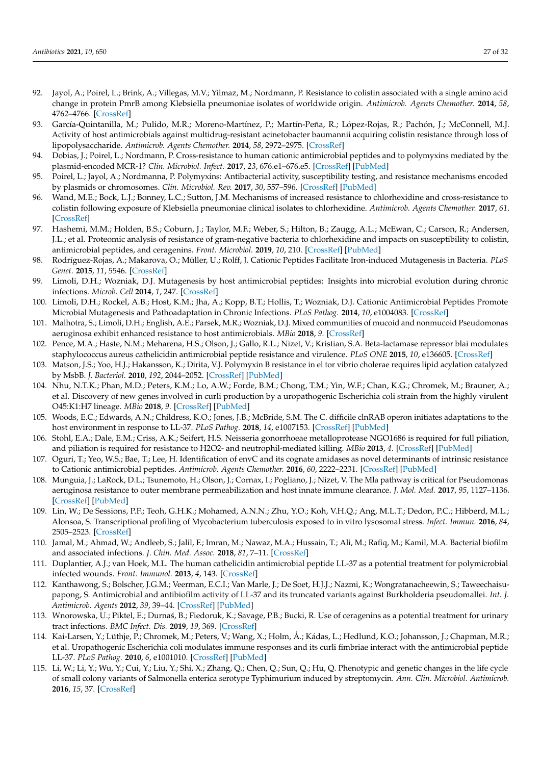92. Jayol, A.; Poirel, L.; Brink, A.; Villegas, M.V.; Yilmaz, M.; Nordmann, P. Resistance to colistin associated with a single amino acid change in protein PmrB among Klebsiella pneumoniae isolates of worldwide origin. *Antimicrob. Agents Chemother.* **2014**, *58*, 4762–4766. [CrossRef]
93. García-Quintanilla, M.; Pulido, M.R.; Moreno-Martínez, P.; Martín-Peña, R.; López-Rojas, R.; Pachón, J.; McConnell, M.J. Activity of host antimicrobials against multidrug-resistant acinetobacter baumannii acquiring colistin resistance through loss of lipopolysaccharide. *Antimicrob. Agents Chemother.* **2014**, *58*, 2972–2975. [CrossRef]
94. Dobias, J.; Poirel, L.; Nordmann, P. Cross-resistance to human cationic antimicrobial peptides and to polymyxins mediated by the plasmid-encoded MCR-1? *Clin. Microbiol. Infect.* **2017**, *23*, 676.e1–676.e5. [CrossRef] [PubMed]
95. Poirel, L.; Jayol, A.; Nordmanna, P. Polymyxins: Antibacterial activity, susceptibility testing, and resistance mechanisms encoded by plasmids or chromosomes. *Clin. Microbiol. Rev.* **2017**, *30*, 557–596. [CrossRef] [PubMed]
96. Wand, M.E.; Bock, L.J.; Bonney, L.C.; Sutton, J.M. Mechanisms of increased resistance to chlorhexidine and cross-resistance to colistin following exposure of Klebsiella pneumoniae clinical isolates to chlorhexidine. *Antimicrob. Agents Chemother.* **2017**, *61*. [CrossRef]
97. Hashemi, M.M.; Holden, B.S.; Coburn, J.; Taylor, M.F.; Weber, S.; Hilton, B.; Zaugg, A.L.; McEwan, C.; Carson, R.; Andersen, J.L.; et al. Proteomic analysis of resistance of gram-negative bacteria to chlorhexidine and impacts on susceptibility to colistin, antimicrobial peptides, and ceragenins. *Front. Microbiol.* **2019**, *10*, 210. [CrossRef] [PubMed]
98. Rodríguez-Rojas, A.; Makarova, O.; Müller, U.; Rolff, J. Cationic Peptides Facilitate Iron-induced Mutagenesis in Bacteria. *PLoS Genet.* **2015**, *11*, 5546. [CrossRef]
99. Limoli, D.H.; Wozniak, D.J. Mutagenesis by host antimicrobial peptides: Insights into microbial evolution during chronic infections. *Microb. Cell* **2014**, *1*, 247. [CrossRef]
100. Limoli, D.H.; Rockel, A.B.; Host, K.M.; Jha, A.; Kopp, B.T.; Hollis, T.; Wozniak, D.J. Cationic Antimicrobial Peptides Promote Microbial Mutagenesis and Pathoadaptation in Chronic Infections. *PLoS Pathog.* **2014**, *10*, e1004083. [CrossRef]
101. Malhotra, S.; Limoli, D.H.; English, A.E.; Parsek, M.R.; Wozniak, D.J. Mixed communities of mucoid and nonmucoid Pseudomonas aeruginosa exhibit enhanced resistance to host antimicrobials. *MBio* **2018**, *9*. [CrossRef]
102. Pence, M.A.; Haste, N.M.; Meharena, H.S.; Olson, J.; Gallo, R.L.; Nizet, V.; Kristian, S.A. Beta-lactamase repressor blaI modulates staphylococcus aureus cathelicidin antimicrobial peptide resistance and virulence. *PLoS ONE* **2015**, *10*, e136605. [CrossRef]
103. Matson, J.S.; Yoo, H.J.; Hakansson, K.; Dirita, V.J. Polymyxin B resistance in el tor vibrio cholerae requires lipid acylation catalyzed by MsbB. *J. Bacteriol.* **2010**, *192*, 2044–2052. [CrossRef] [PubMed]
104. Nhu, N.T.K.; Phan, M.D.; Peters, K.M.; Lo, A.W.; Forde, B.M.; Chong, T.M.; Yin, W.F.; Chan, K.G.; Chromek, M.; Brauner, A.; et al. Discovery of new genes involved in curli production by a uropathogenic Escherichia coli strain from the highly virulent O45:K1:H7 lineage. *MBio* **2018**, *9*. [CrossRef] [PubMed]
105. Woods, E.C.; Edwards, A.N.; Childress, K.O.; Jones, J.B.; McBride, S.M. The C. difficile clnRAB operon initiates adaptations to the host environment in response to LL-37. *PLoS Pathog.* **2018**, *14*, e1007153. [CrossRef] [PubMed]
106. Stohl, E.A.; Dale, E.M.; Criss, A.K.; Seifert, H.S. Neisseria gonorrhoeae metalloprotease NGO1686 is required for full piliation, and piliation is required for resistance to H2O2- and neutrophil-mediated killing. *MBio* **2013**, *4*. [CrossRef] [PubMed]
107. Oguri, T.; Yeo, W.S.; Bae, T.; Lee, H. Identification of envC and its cognate amidases as novel determinants of intrinsic resistance to Cationic antimicrobial peptides. *Antimicrob. Agents Chemother.* **2016**, *60*, 2222–2231. [CrossRef] [PubMed]
108. Munguia, J.; LaRock, D.L.; Tsunemoto, H.; Olson, J.; Cornax, I.; Pogliano, J.; Nizet, V. The Mla pathway is critical for Pseudomonas aeruginosa resistance to outer membrane permeabilization and host innate immune clearance. *J. Mol. Med.* **2017**, *95*, 1127–1136. [CrossRef] [PubMed]
109. Lin, W.; De Sessions, P.F.; Teoh, G.H.K.; Mohamed, A.N.N.; Zhu, Y.O.; Koh, V.H.Q.; Ang, M.L.T.; Dedon, P.C.; Hibberd, M.L.; Alonsoa, S. Transcriptional profiling of Mycobacterium tuberculosis exposed to in vitro lysosomal stress. *Infect. Immun.* **2016**, *84*, 2505–2523. [CrossRef]
110. Jamal, M.; Ahmad, W.; Andleeb, S.; Jalil, F.; Imran, M.; Nawaz, M.A.; Hussain, T.; Ali, M.; Rafiq, M.; Kamil, M.A. Bacterial biofilm and associated infections. *J. Chin. Med. Assoc.* **2018**, *81*, 7–11. [CrossRef]
111. Duplantier, A.J.; van Hoek, M.L. The human cathelicidin antimicrobial peptide LL-37 as a potential treatment for polymicrobial infected wounds. *Front. Immunol.* **2013**, *4*, 143. [CrossRef]
112. Kanthawong, S.; Bolscher, J.G.M.; Veerman, E.C.I.; Van Marle, J.; De Soet, H.J.J.; Nazmi, K.; Wongratanacheewin, S.; Taweechaisupapong, S. Antimicrobial and antibiofilm activity of LL-37 and its truncated variants against Burkholderia pseudomallei. *Int. J. Antimicrob. Agents* **2012**, *39*, 39–44. [CrossRef] [PubMed]
113. Wnorowska, U.; Piktel, E.; Durnaś, B.; Fiedoruk, K.; Savage, P.B.; Bucki, R. Use of ceragenins as a potential treatment for urinary tract infections. *BMC Infect. Dis.* **2019**, *19*, 369. [CrossRef]
114. Kai-Larsen, Y.; Lüthje, P.; Chromek, M.; Peters, V.; Wang, X.; Holm, Å.; Kádas, L.; Hedlund, K.O.; Johansson, J.; Chapman, M.R.; et al. Uropathogenic Escherichia coli modulates immune responses and its curli fimbriae interact with the antimicrobial peptide LL-37. *PLoS Pathog.* **2010**, *6*, e1001010. [CrossRef] [PubMed]
115. Li, W.; Li, Y.; Wu, Y.; Cui, Y.; Liu, Y.; Shi, X.; Zhang, Q.; Chen, Q.; Sun, Q.; Hu, Q. Phenotypic and genetic changes in the life cycle of small colony variants of Salmonella enterica serotype Typhimurium induced by streptomycin. *Ann. Clin. Microbiol. Antimicrob.* **2016**, *15*, 37. [CrossRef]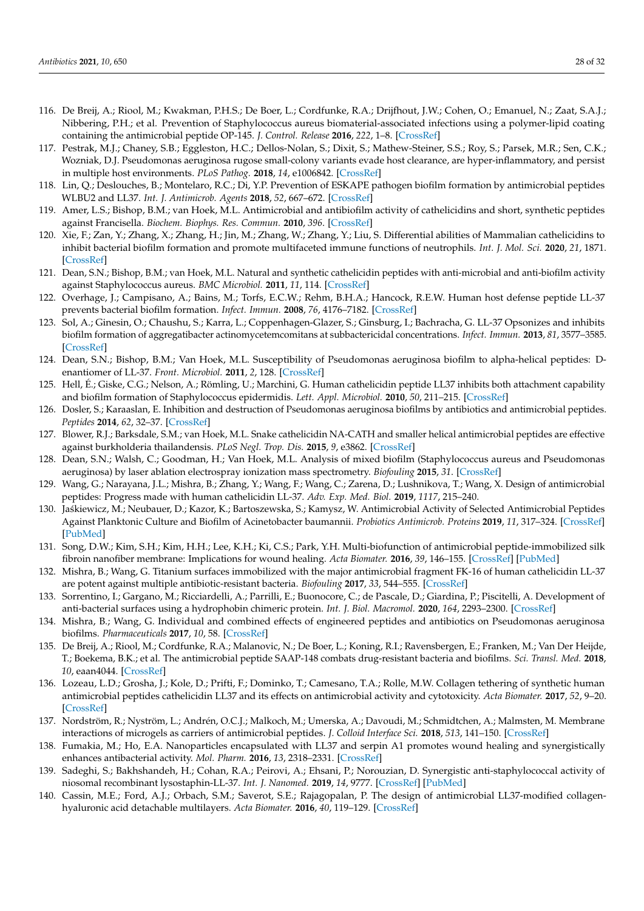116. De Breij, A.; Riool, M.; Kwakman, P.H.S.; De Boer, L.; Cordfunke, R.A.; Drijfhout, J.W.; Cohen, O.; Emanuel, N.; Zaat, S.A.J.; Nibbering, P.H.; et al. Prevention of Staphylococcus aureus biomaterial-associated infections using a polymer-lipid coating containing the antimicrobial peptide OP-145. *J. Control. Release* **2016**, *222*, 1–8. [CrossRef]
117. Pestrak, M.J.; Chaney, S.B.; Eggleston, H.C.; Dellos-Nolan, S.; Dixit, S.; Mathew-Steiner, S.S.; Roy, S.; Parsek, M.R.; Sen, C.K.; Wozniak, D.J. Pseudomonas aeruginosa rugose small-colony variants evade host clearance, are hyper-inflammatory, and persist in multiple host environments. *PLoS Pathog.* **2018**, *14*, e1006842. [CrossRef]
118. Lin, Q.; Deslouches, B.; Montelaro, R.C.; Di, Y.P. Prevention of ESKAPE pathogen biofilm formation by antimicrobial peptides WLBU2 and LL37. *Int. J. Antimicrob. Agents* **2018**, *52*, 667–672. [CrossRef]
119. Amer, L.S.; Bishop, B.M.; van Hoek, M.L. Antimicrobial and antibiofilm activity of cathelicidins and short, synthetic peptides against Francisella. *Biochem. Biophys. Res. Commun.* **2010**, *396*. [CrossRef]
120. Xie, F.; Zan, Y.; Zhang, X.; Zhang, H.; Jin, M.; Zhang, W.; Zhang, Y.; Liu, S. Differential abilities of Mammalian cathelicidins to inhibit bacterial biofilm formation and promote multifaceted immune functions of neutrophils. *Int. J. Mol. Sci.* **2020**, *21*, 1871. [CrossRef]
121. Dean, S.N.; Bishop, B.M.; van Hoek, M.L. Natural and synthetic cathelicidin peptides with anti-microbial and anti-biofilm activity against Staphylococcus aureus. *BMC Microbiol.* **2011**, *11*, 114. [CrossRef]
122. Overhage, J.; Campisano, A.; Bains, M.; Torfs, E.C.W.; Rehm, B.H.A.; Hancock, R.E.W. Human host defense peptide LL-37 prevents bacterial biofilm formation. *Infect. Immun.* **2008**, *76*, 4176–7182. [CrossRef]
123. Sol, A.; Ginesin, O.; Chaushu, S.; Karra, L.; Coppenhagen-Glazer, S.; Ginsburg, I.; Bachracha, G. LL-37 Opsonizes and inhibits biofilm formation of aggregatibacter actinomycetemcomitans at subbactericidal concentrations. *Infect. Immun.* **2013**, *81*, 3577–3585. [CrossRef]
124. Dean, S.N.; Bishop, B.M.; Van Hoek, M.L. Susceptibility of Pseudomonas aeruginosa biofilm to alpha-helical peptides: D-enantiomer of LL-37. *Front. Microbiol.* **2011**, *2*, 128. [CrossRef]
125. Hell, É.; Giske, C.G.; Nelson, A.; Römling, U.; Marchini, G. Human cathelicidin peptide LL37 inhibits both attachment capability and biofilm formation of Staphylococcus epidermidis. *Lett. Appl. Microbiol.* **2010**, *50*, 211–215. [CrossRef]
126. Dosler, S.; Karaaslan, E. Inhibition and destruction of Pseudomonas aeruginosa biofilms by antibiotics and antimicrobial peptides. *Peptides* **2014**, *62*, 32–37. [CrossRef]
127. Blower, R.J.; Barksdale, S.M.; van Hoek, M.L. Snake cathelicidin NA-CATH and smaller helical antimicrobial peptides are effective against burkholderia thailandensis. *PLoS Negl. Trop. Dis.* **2015**, *9*, e3862. [CrossRef]
128. Dean, S.N.; Walsh, C.; Goodman, H.; Van Hoek, M.L. Analysis of mixed biofilm (Staphylococcus aureus and Pseudomonas aeruginosa) by laser ablation electrospray ionization mass spectrometry. *Biofouling* **2015**, *31*. [CrossRef]
129. Wang, G.; Narayana, J.L.; Mishra, B.; Zhang, Y.; Wang, F.; Wang, C.; Zarena, D.; Lushnikova, T.; Wang, X. Design of antimicrobial peptides: Progress made with human cathelicidin LL-37. *Adv. Exp. Med. Biol.* **2019**, *1117*, 215–240.
130. Jaśkiewicz, M.; Neubauer, D.; Kazor, K.; Bartoszewska, S.; Kamysz, W. Antimicrobial Activity of Selected Antimicrobial Peptides Against Planktonic Culture and Biofilm of Acinetobacter baumannii. *Probiotics Antimicrob. Proteins* **2019**, *11*, 317–324. [CrossRef] [PubMed]
131. Song, D.W.; Kim, S.H.; Kim, H.H.; Lee, K.H.; Ki, C.S.; Park, Y.H. Multi-biofunction of antimicrobial peptide-immobilized silk fibroin nanofiber membrane: Implications for wound healing. *Acta Biomater.* **2016**, *39*, 146–155. [CrossRef] [PubMed]
132. Mishra, B.; Wang, G. Titanium surfaces immobilized with the major antimicrobial fragment FK-16 of human cathelicidin LL-37 are potent against multiple antibiotic-resistant bacteria. *Biofouling* **2017**, *33*, 544–555. [CrossRef]
133. Sorrentino, I.; Gargano, M.; Ricciardelli, A.; Parrilli, E.; Buonocore, C.; de Pascale, D.; Giardina, P.; Piscitelli, A. Development of anti-bacterial surfaces using a hydrophobin chimeric protein. *Int. J. Biol. Macromol.* **2020**, *164*, 2293–2300. [CrossRef]
134. Mishra, B.; Wang, G. Individual and combined effects of engineered peptides and antibiotics on Pseudomonas aeruginosa biofilms. *Pharmaceuticals* **2017**, *10*, 58. [CrossRef]
135. De Breij, A.; Riool, M.; Cordfunke, R.A.; Malanovic, N.; De Boer, L.; Koning, R.I.; Ravensbergen, E.; Franken, M.; Van Der Heijde, T.; Boekema, B.K.; et al. The antimicrobial peptide SAAP-148 combats drug-resistant bacteria and biofilms. *Sci. Transl. Med.* **2018**, *10*, eaan4044. [CrossRef]
136. Lozeau, L.D.; Grosha, J.; Kole, D.; Prifti, F.; Dominko, T.; Camesano, T.A.; Rolle, M.W. Collagen tethering of synthetic human antimicrobial peptides cathelicidin LL37 and its effects on antimicrobial activity and cytotoxicity. *Acta Biomater.* **2017**, *52*, 9–20. [CrossRef]
137. Nordström, R.; Nyström, L.; Andrén, O.C.J.; Malkoch, M.; Umerska, A.; Davoudi, M.; Schmidtchen, A.; Malmsten, M. Membrane interactions of microgels as carriers of antimicrobial peptides. *J. Colloid Interface Sci.* **2018**, *513*, 141–150. [CrossRef]
138. Fumakia, M.; Ho, E.A. Nanoparticles encapsulated with LL37 and serpin A1 promotes wound healing and synergistically enhances antibacterial activity. *Mol. Pharm.* **2016**, *13*, 2318–2331. [CrossRef]
139. Sadeghi, S.; Bakhshandeh, H.; Cohan, R.A.; Peirovi, A.; Ehsani, P.; Norouzian, D. Synergistic anti-staphylococcal activity of niosomal recombinant lysostaphin-LL-37. *Int. J. Nanomed.* **2019**, *14*, 9777. [CrossRef] [PubMed]
140. Cassin, M.E.; Ford, A.J.; Orbach, S.M.; Saverot, S.E.; Rajagopalan, P. The design of antimicrobial LL37-modified collagen-hyaluronic acid detachable multilayers. *Acta Biomater.* **2016**, *40*, 119–129. [CrossRef]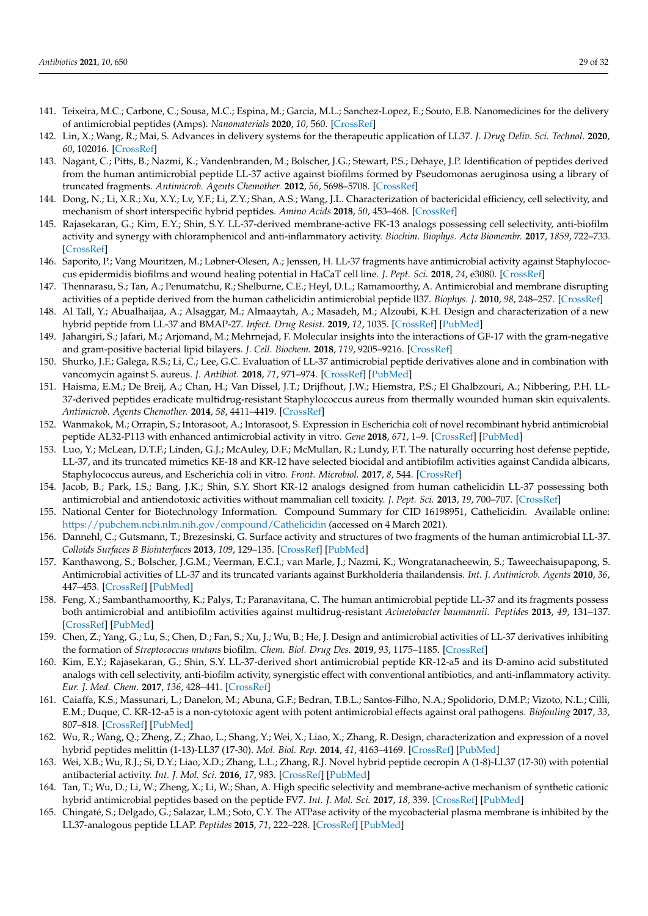141. Teixeira, M.C.; Carbone, C.; Sousa, M.C.; Espina, M.; Garcia, M.L.; Sanchez-Lopez, E.; Souto, E.B. Nanomedicines for the delivery of antimicrobial peptides (Amps). *Nanomaterials* **2020**, *10*, 560. [CrossRef]
142. Lin, X.; Wang, R.; Mai, S. Advances in delivery systems for the therapeutic application of LL37. *J. Drug Deliv. Sci. Technol.* **2020**, *60*, 102016. [CrossRef]
143. Nagant, C.; Pitts, B.; Nazmi, K.; Vandenbranden, M.; Bolscher, J.G.; Stewart, P.S.; Dehaye, J.P. Identification of peptides derived from the human antimicrobial peptide LL-37 active against biofilms formed by Pseudomonas aeruginosa using a library of truncated fragments. *Antimicrob. Agents Chemother.* **2012**, *56*, 5698–5708. [CrossRef]
144. Dong, N.; Li, X.R.; Xu, X.Y.; Lv, Y.F.; Li, Z.Y.; Shan, A.S.; Wang, J.L. Characterization of bactericidal efficiency, cell selectivity, and mechanism of short interspecific hybrid peptides. *Amino Acids* **2018**, *50*, 453–468. [CrossRef]
145. Rajasekaran, G.; Kim, E.Y.; Shin, S.Y. LL-37-derived membrane-active FK-13 analogs possessing cell selectivity, anti-biofilm activity and synergy with chloramphenicol and anti-inflammatory activity. *Biochim. Biophys. Acta Biomembr.* **2017**, *1859*, 722–733. [CrossRef]
146. Saporito, P.; Vang Mouritzen, M.; Løbner-Olesen, A.; Jenssen, H. LL-37 fragments have antimicrobial activity against Staphylococcus epidermidis biofilms and wound healing potential in HaCaT cell line. *J. Pept. Sci.* **2018**, *24*, e3080. [CrossRef]
147. Thennarasu, S.; Tan, A.; Penumatchu, R.; Shelburne, C.E.; Heyl, D.L.; Ramamoorthy, A. Antimicrobial and membrane disrupting activities of a peptide derived from the human cathelicidin antimicrobial peptide ll37. *Biophys. J.* **2010**, *98*, 248–257. [CrossRef]
148. Al Tall, Y.; Abualhaijaa, A.; Alsaggar, M.; Almaaytah, A.; Masadeh, M.; Alzoubi, K.H. Design and characterization of a new hybrid peptide from LL-37 and BMAP-27. *Infect. Drug Resist.* **2019**, *12*, 1035. [CrossRef] [PubMed]
149. Jahangiri, S.; Jafari, M.; Arjomand, M.; Mehrnejad, F. Molecular insights into the interactions of GF-17 with the gram-negative and gram-positive bacterial lipid bilayers. *J. Cell. Biochem.* **2018**, *119*, 9205–9216. [CrossRef]
150. Shurko, J.F.; Galega, R.S.; Li, C.; Lee, G.C. Evaluation of LL-37 antimicrobial peptide derivatives alone and in combination with vancomycin against S. aureus. *J. Antibiot.* **2018**, *71*, 971–974. [CrossRef] [PubMed]
151. Haisma, E.M.; De Breij, A.; Chan, H.; Van Dissel, J.T.; Drijfhout, J.W.; Hiemstra, P.S.; El Ghalbzouri, A.; Nibbering, P.H. LL-37-derived peptides eradicate multidrug-resistant Staphylococcus aureus from thermally wounded human skin equivalents. *Antimicrob. Agents Chemother.* **2014**, *58*, 4411–4419. [CrossRef]
152. Wanmakok, M.; Orrapin, S.; Intorasoot, A.; Intorasoot, S. Expression in Escherichia coli of novel recombinant hybrid antimicrobial peptide AL32-P113 with enhanced antimicrobial activity in vitro. *Gene* **2018**, *671*, 1–9. [CrossRef] [PubMed]
153. Luo, Y.; McLean, D.T.F.; Linden, G.J.; McAuley, D.F.; McMullan, R.; Lundy, F.T. The naturally occurring host defense peptide, LL-37, and its truncated mimetics KE-18 and KR-12 have selected biocidal and antibiofilm activities against Candida albicans, Staphylococcus aureus, and Escherichia coli in vitro. *Front. Microbiol.* **2017**, *8*, 544. [CrossRef]
154. Jacob, B.; Park, I.S.; Bang, J.K.; Shin, S.Y. Short KR-12 analogs designed from human cathelicidin LL-37 possessing both antimicrobial and antiendotoxic activities without mammalian cell toxicity. *J. Pept. Sci.* **2013**, *19*, 700–707. [CrossRef]
155. National Center for Biotechnology Information. Compound Summary for CID 16198951, Cathelicidin. Available online: https://pubchem.ncbi.nlm.nih.gov/compound/Cathelicidin (accessed on 4 March 2021).
156. Dannehl, C.; Gutsmann, T.; Brezesinski, G. Surface activity and structures of two fragments of the human antimicrobial LL-37. *Colloids Surfaces B Biointerfaces* **2013**, *109*, 129–135. [CrossRef] [PubMed]
157. Kanthawong, S.; Bolscher, J.G.M.; Veerman, E.C.I.; van Marle, J.; Nazmi, K.; Wongratanacheewin, S.; Taweechaisupapong, S. Antimicrobial activities of LL-37 and its truncated variants against Burkholderia thailandensis. *Int. J. Antimicrob. Agents* **2010**, *36*, 447–453. [CrossRef] [PubMed]
158. Feng, X.; Sambanthamoorthy, K.; Palys, T.; Paranavitana, C. The human antimicrobial peptide LL-37 and its fragments possess both antimicrobial and antibiofilm activities against multidrug-resistant *Acinetobacter baumannii*. *Peptides* **2013**, *49*, 131–137. [CrossRef] [PubMed]
159. Chen, Z.; Yang, G.; Lu, S.; Chen, D.; Fan, S.; Xu, J.; Wu, B.; He, J. Design and antimicrobial activities of LL-37 derivatives inhibiting the formation of *Streptococcus mutans* biofilm. *Chem. Biol. Drug Des.* **2019**, *93*, 1175–1185. [CrossRef]
160. Kim, E.Y.; Rajasekaran, G.; Shin, S.Y. LL-37-derived short antimicrobial peptide KR-12-a5 and its D-amino acid substituted analogs with cell selectivity, anti-biofilm activity, synergistic effect with conventional antibiotics, and anti-inflammatory activity. *Eur. J. Med. Chem.* **2017**, *136*, 428–441. [CrossRef]
161. Caiaffa, K.S.; Massunari, L.; Danelon, M.; Abuna, G.F.; Bedran, T.B.L.; Santos-Filho, N.A.; Spolidorio, D.M.P.; Vizoto, N.L.; Cilli, E.M.; Duque, C. KR-12-a5 is a non-cytotoxic agent with potent antimicrobial effects against oral pathogens. *Biofouling* **2017**, *33*, 807–818. [CrossRef] [PubMed]
162. Wu, R.; Wang, Q.; Zheng, Z.; Zhao, L.; Shang, Y.; Wei, X.; Liao, X.; Zhang, R. Design, characterization and expression of a novel hybrid peptides melittin (1-13)-LL37 (17-30). *Mol. Biol. Rep.* **2014**, *41*, 4163–4169. [CrossRef] [PubMed]
163. Wei, X.B.; Wu, R.J.; Si, D.Y.; Liao, X.D.; Zhang, L.L.; Zhang, R.J. Novel hybrid peptide cecropin A (1-8)-LL37 (17-30) with potential antibacterial activity. *Int. J. Mol. Sci.* **2016**, *17*, 983. [CrossRef] [PubMed]
164. Tan, T.; Wu, D.; Li, W.; Zheng, X.; Li, W.; Shan, A. High specific selectivity and membrane-active mechanism of synthetic cationic hybrid antimicrobial peptides based on the peptide FV7. *Int. J. Mol. Sci.* **2017**, *18*, 339. [CrossRef] [PubMed]
165. Chingaté, S.; Delgado, G.; Salazar, L.M.; Soto, C.Y. The ATPase activity of the mycobacterial plasma membrane is inhibited by the LL37-analogous peptide LLAP. *Peptides* **2015**, *71*, 222–228. [CrossRef] [PubMed]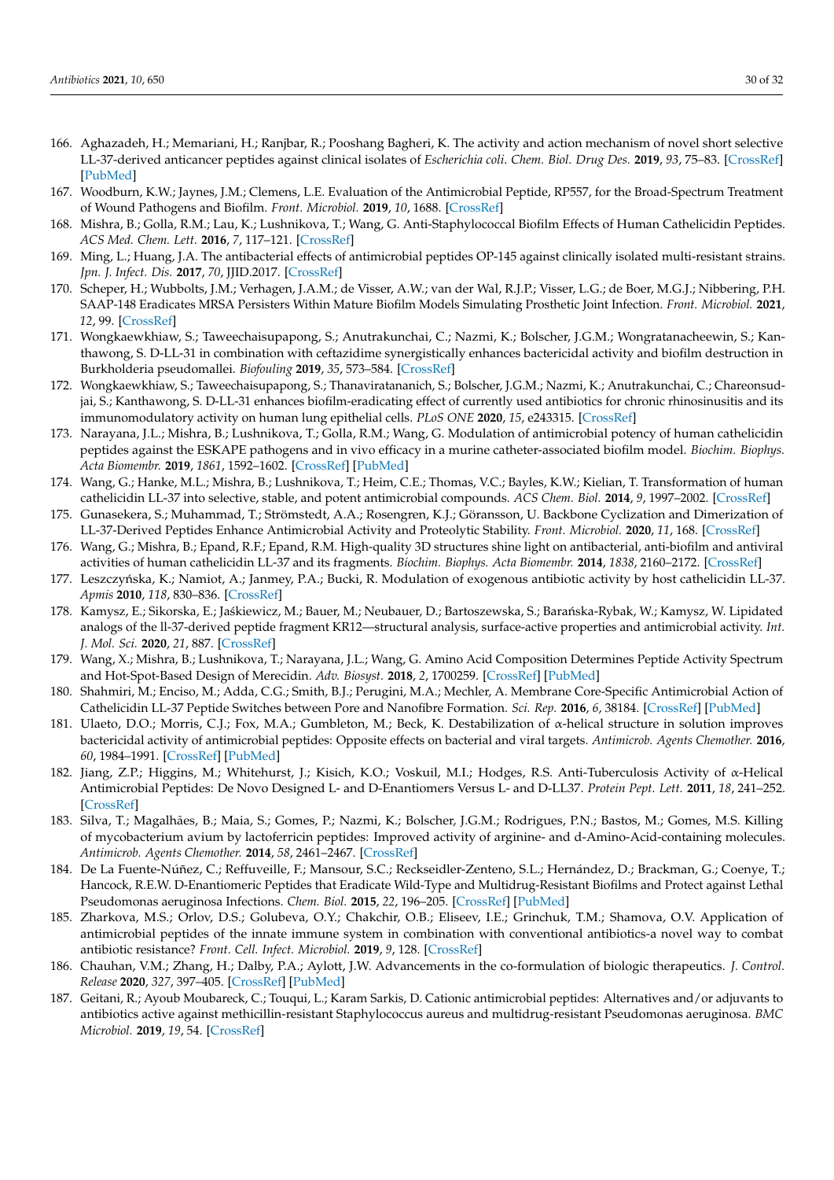166. Aghazadeh, H.; Memariani, H.; Ranjbar, R.; Pooshang Bagheri, K. The activity and action mechanism of novel short selective LL-37-derived anticancer peptides against clinical isolates of *Escherichia coli*. *Chem. Biol. Drug Des.* **2019**, *93*, 75–83. [CrossRef] [PubMed]
167. Woodburn, K.W.; Jaynes, J.M.; Clemens, L.E. Evaluation of the Antimicrobial Peptide, RP557, for the Broad-Spectrum Treatment of Wound Pathogens and Biofilm. *Front. Microbiol.* **2019**, *10*, 1688. [CrossRef]
168. Mishra, B.; Golla, R.M.; Lau, K.; Lushnikova, T.; Wang, G. Anti-Staphylococcal Biofilm Effects of Human Cathelicidin Peptides. *ACS Med. Chem. Lett.* **2016**, *7*, 117–121. [CrossRef]
169. Ming, L.; Huang, J.A. The antibacterial effects of antimicrobial peptides OP-145 against clinically isolated multi-resistant strains. *Jpn. J. Infect. Dis.* **2017**, *70*, JJID.2017. [CrossRef]
170. Scheper, H.; Wubbolts, J.M.; Verhagen, J.A.M.; de Visser, A.W.; van der Wal, R.J.P.; Visser, L.G.; de Boer, M.G.J.; Nibbering, P.H. SAAP-148 Eradicates MRSA Persisters Within Mature Biofilm Models Simulating Prosthetic Joint Infection. *Front. Microbiol.* **2021**, *12*, 99. [CrossRef]
171. Wongkaewkhiaw, S.; Taweechaisupapong, S.; Anutrakunchai, C.; Nazmi, K.; Bolscher, J.G.M.; Wongratanacheewin, S.; Kanthawong, S. D-LL-31 in combination with ceftazidime synergistically enhances bactericidal activity and biofilm destruction in Burkholderia pseudomallei. *Biofouling* **2019**, *35*, 573–584. [CrossRef]
172. Wongkaewkhiaw, S.; Taweechaisupapong, S.; Thanaviratananich, S.; Bolscher, J.G.M.; Nazmi, K.; Anutrakunchai, C.; Chareonsudjai, S.; Kanthawong, S. D-LL-31 enhances biofilm-eradicating effect of currently used antibiotics for chronic rhinosinusitis and its immunomodulatory activity on human lung epithelial cells. *PLoS ONE* **2020**, *15*, e243315. [CrossRef]
173. Narayana, J.L.; Mishra, B.; Lushnikova, T.; Golla, R.M.; Wang, G. Modulation of antimicrobial potency of human cathelicidin peptides against the ESKAPE pathogens and in vivo efficacy in a murine catheter-associated biofilm model. *Biochim. Biophys. Acta Biomembr.* **2019**, *1861*, 1592–1602. [CrossRef] [PubMed]
174. Wang, G.; Hanke, M.L.; Mishra, B.; Lushnikova, T.; Heim, C.E.; Thomas, V.C.; Bayles, K.W.; Kielian, T. Transformation of human cathelicidin LL-37 into selective, stable, and potent antimicrobial compounds. *ACS Chem. Biol.* **2014**, *9*, 1997–2002. [CrossRef]
175. Gunasekera, S.; Muhammad, T.; Strömstedt, A.A.; Rosengren, K.J.; Göransson, U. Backbone Cyclization and Dimerization of LL-37-Derived Peptides Enhance Antimicrobial Activity and Proteolytic Stability. *Front. Microbiol.* **2020**, *11*, 168. [CrossRef]
176. Wang, G.; Mishra, B.; Epand, R.F.; Epand, R.M. High-quality 3D structures shine light on antibacterial, anti-biofilm and antiviral activities of human cathelicidin LL-37 and its fragments. *Biochim. Biophys. Acta Biomembr.* **2014**, *1838*, 2160–2172. [CrossRef]
177. Leszczyńska, K.; Namiot, A.; Janmey, P.A.; Bucki, R. Modulation of exogenous antibiotic activity by host cathelicidin LL-37. *Apmis* **2010**, *118*, 830–836. [CrossRef]
178. Kamysz, E.; Sikorska, E.; Jaśkiewicz, M.; Bauer, M.; Neubauer, D.; Bartoszewska, S.; Barańska-Rybak, W.; Kamysz, W. Lipidated analogs of the ll-37-derived peptide fragment KR12—structural analysis, surface-active properties and antimicrobial activity. *Int. J. Mol. Sci.* **2020**, *21*, 887. [CrossRef]
179. Wang, X.; Mishra, B.; Lushnikova, T.; Narayana, J.L.; Wang, G. Amino Acid Composition Determines Peptide Activity Spectrum and Hot-Spot-Based Design of Merecidin. *Adv. Biosyst.* **2018**, *2*, 1700259. [CrossRef] [PubMed]
180. Shahmiri, M.; Enciso, M.; Adda, C.G.; Smith, B.J.; Perugini, M.A.; Mechler, A. Membrane Core-Specific Antimicrobial Action of Cathelicidin LL-37 Peptide Switches between Pore and Nanofibre Formation. *Sci. Rep.* **2016**, *6*, 38184. [CrossRef] [PubMed]
181. Ulaeto, D.O.; Morris, C.J.; Fox, M.A.; Gumbleton, M.; Beck, K. Destabilization of α-helical structure in solution improves bactericidal activity of antimicrobial peptides: Opposite effects on bacterial and viral targets. *Antimicrob. Agents Chemother.* **2016**, *60*, 1984–1991. [CrossRef] [PubMed]
182. Jiang, Z.P.; Higgins, M.; Whitehurst, J.; Kisich, K.O.; Voskuil, M.I.; Hodges, R.S. Anti-Tuberculosis Activity of α-Helical Antimicrobial Peptides: De Novo Designed L- and D-Enantiomers Versus L- and D-LL37. *Protein Pept. Lett.* **2011**, *18*, 241–252. [CrossRef]
183. Silva, T.; Magalhães, B.; Maia, S.; Gomes, P.; Nazmi, K.; Bolscher, J.G.M.; Rodrigues, P.N.; Bastos, M.; Gomes, M.S. Killing of mycobacterium avium by lactoferricin peptides: Improved activity of arginine- and d-Amino-Acid-containing molecules. *Antimicrob. Agents Chemother.* **2014**, *58*, 2461–2467. [CrossRef]
184. De La Fuente-Núñez, C.; Reffuveille, F.; Mansour, S.C.; Reckseidler-Zenteno, S.L.; Hernández, D.; Brackman, G.; Coenye, T.; Hancock, R.E.W. D-Enantiomeric Peptides that Eradicate Wild-Type and Multidrug-Resistant Biofilms and Protect against Lethal Pseudomonas aeruginosa Infections. *Chem. Biol.* **2015**, *22*, 196–205. [CrossRef] [PubMed]
185. Zharkova, M.S.; Orlov, D.S.; Golubeva, O.Y.; Chakchir, O.B.; Eliseev, I.E.; Grinchuk, T.M.; Shamova, O.V. Application of antimicrobial peptides of the innate immune system in combination with conventional antibiotics-a novel way to combat antibiotic resistance? *Front. Cell. Infect. Microbiol.* **2019**, *9*, 128. [CrossRef]
186. Chauhan, V.M.; Zhang, H.; Dalby, P.A.; Aylott, J.W. Advancements in the co-formulation of biologic therapeutics. *J. Control. Release* **2020**, *327*, 397–405. [CrossRef] [PubMed]
187. Geitani, R.; Ayoub Moubareck, C.; Touqui, L.; Karam Sarkis, D. Cationic antimicrobial peptides: Alternatives and/or adjuvants to antibiotics active against methicillin-resistant Staphylococcus aureus and multidrug-resistant Pseudomonas aeruginosa. *BMC Microbiol.* **2019**, *19*, 54. [CrossRef]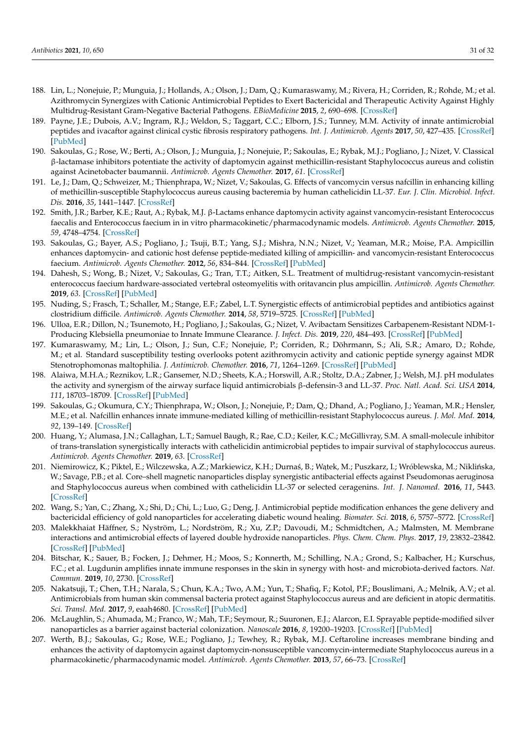188. Lin, L.; Nonejuie, P.; Munguia, J.; Hollands, A.; Olson, J.; Dam, Q.; Kumaraswamy, M.; Rivera, H.; Corriden, R.; Rohde, M.; et al. Azithromycin Synergizes with Cationic Antimicrobial Peptides to Exert Bactericidal and Therapeutic Activity Against Highly Multidrug-Resistant Gram-Negative Bacterial Pathogens. *EBioMedicine* **2015**, *2*, 690–698. [CrossRef]
189. Payne, J.E.; Dubois, A.V.; Ingram, R.J.; Weldon, S.; Taggart, C.C.; Elborn, J.S.; Tunney, M.M. Activity of innate antimicrobial peptides and ivacaftor against clinical cystic fibrosis respiratory pathogens. *Int. J. Antimicrob. Agents* **2017**, *50*, 427–435. [CrossRef] [PubMed]
190. Sakoulas, G.; Rose, W.; Berti, A.; Olson, J.; Munguia, J.; Nonejuie, P.; Sakoulas, E.; Rybak, M.J.; Pogliano, J.; Nizet, V. Classical β-lactamase inhibitors potentiate the activity of daptomycin against methicillin-resistant Staphylococcus aureus and colistin against Acinetobacter baumannii. *Antimicrob. Agents Chemother.* **2017**, *61*. [CrossRef]
191. Le, J.; Dam, Q.; Schweizer, M.; Thienphrapa, W.; Nizet, V.; Sakoulas, G. Effects of vancomycin versus nafcillin in enhancing killing of methicillin-susceptible Staphylococcus aureus causing bacteremia by human cathelicidin LL-37. *Eur. J. Clin. Microbiol. Infect. Dis.* **2016**, *35*, 1441–1447. [CrossRef]
192. Smith, J.R.; Barber, K.E.; Raut, A.; Rybak, M.J. β-Lactams enhance daptomycin activity against vancomycin-resistant Enterococcus faecalis and Enterococcus faecium in in vitro pharmacokinetic/pharmacodynamic models. *Antimicrob. Agents Chemother.* **2015**, *59*, 4748–4754. [CrossRef]
193. Sakoulas, G.; Bayer, A.S.; Pogliano, J.; Tsuji, B.T.; Yang, S.J.; Mishra, N.N.; Nizet, V.; Yeaman, M.R.; Moise, P.A. Ampicillin enhances daptomycin- and cationic host defense peptide-mediated killing of ampicillin- and vancomycin-resistant Enterococcus faecium. *Antimicrob. Agents Chemother.* **2012**, *56*, 834–844. [CrossRef] [PubMed]
194. Dahesh, S.; Wong, B.; Nizet, V.; Sakoulas, G.; Tran, T.T.; Aitken, S.L. Treatment of multidrug-resistant vancomycin-resistant enterococcus faecium hardware-associated vertebral osteomyelitis with oritavancin plus ampicillin. *Antimicrob. Agents Chemother.* **2019**, *63*. [CrossRef] [PubMed]
195. Nuding, S.; Frasch, T.; Schaller, M.; Stange, E.F.; Zabel, L.T. Synergistic effects of antimicrobial peptides and antibiotics against clostridium difficile. *Antimicrob. Agents Chemother.* **2014**, *58*, 5719–5725. [CrossRef] [PubMed]
196. Ulloa, E.R.; Dillon, N.; Tsunemoto, H.; Pogliano, J.; Sakoulas, G.; Nizet, V. Avibactam Sensitizes Carbapenem-Resistant NDM-1-Producing Klebsiella pneumoniae to Innate Immune Clearance. *J. Infect. Dis.* **2019**, *220*, 484–493. [CrossRef] [PubMed]
197. Kumaraswamy, M.; Lin, L.; Olson, J.; Sun, C.F.; Nonejuie, P.; Corriden, R.; Döhrmann, S.; Ali, S.R.; Amaro, D.; Rohde, M.; et al. Standard susceptibility testing overlooks potent azithromycin activity and cationic peptide synergy against MDR Stenotrophomonas maltophilia. *J. Antimicrob. Chemother.* **2016**, *71*, 1264–1269. [CrossRef] [PubMed]
198. Alaiwa, M.H.A.; Reznikov, L.R.; Gansemer, N.D.; Sheets, K.A.; Horswill, A.R.; Stoltz, D.A.; Zabner, J.; Welsh, M.J. pH modulates the activity and synergism of the airway surface liquid antimicrobials β-defensin-3 and LL-37. *Proc. Natl. Acad. Sci. USA* **2014**, *111*, 18703–18709. [CrossRef] [PubMed]
199. Sakoulas, G.; Okumura, C.Y.; Thienphrapa, W.; Olson, J.; Nonejuie, P.; Dam, Q.; Dhand, A.; Pogliano, J.; Yeaman, M.R.; Hensler, M.E.; et al. Nafcillin enhances innate immune-mediated killing of methicillin-resistant Staphylococcus aureus. *J. Mol. Med.* **2014**, *92*, 139–149. [CrossRef]
200. Huang, Y.; Alumasa, J.N.; Callaghan, L.T.; Samuel Baugh, R.; Rae, C.D.; Keiler, K.C.; McGillivray, S.M. A small-molecule inhibitor of trans-translation synergistically interacts with cathelicidin antimicrobial peptides to impair survival of staphylococcus aureus. *Antimicrob. Agents Chemother.* **2019**, *63*. [CrossRef]
201. Niemirowicz, K.; Piktel, E.; Wilczewska, A.Z.; Markiewicz, K.H.; Durnaś, B.; Wątek, M.; Puszkarz, I.; Wróblewska, M.; Niklińska, W.; Savage, P.B.; et al. Core–shell magnetic nanoparticles display synergistic antibacterial effects against Pseudomonas aeruginosa and Staphylococcus aureus when combined with cathelicidin LL-37 or selected ceragenins. *Int. J. Nanomed.* **2016**, *11*, 5443. [CrossRef]
202. Wang, S.; Yan, C.; Zhang, X.; Shi, D.; Chi, L.; Luo, G.; Deng, J. Antimicrobial peptide modification enhances the gene delivery and bactericidal efficiency of gold nanoparticles for accelerating diabetic wound healing. *Biomater. Sci.* **2018**, *6*, 5757–5772. [CrossRef]
203. Malekkhaiat Häffner, S.; Nyström, L.; Nordström, R.; Xu, Z.P.; Davoudi, M.; Schmidtchen, A.; Malmsten, M. Membrane interactions and antimicrobial effects of layered double hydroxide nanoparticles. *Phys. Chem. Chem. Phys.* **2017**, *19*, 23832–23842. [CrossRef] [PubMed]
204. Bitschar, K.; Sauer, B.; Focken, J.; Dehmer, H.; Moos, S.; Konnerth, M.; Schilling, N.A.; Grond, S.; Kalbacher, H.; Kurschus, F.C.; et al. Lugdunin amplifies innate immune responses in the skin in synergy with host- and microbiota-derived factors. *Nat. Commun.* **2019**, *10*, 2730. [CrossRef]
205. Nakatsuji, T.; Chen, T.H.; Narala, S.; Chun, K.A.; Two, A.M.; Yun, T.; Shafiq, F.; Kotol, P.F.; Bouslimani, A.; Melnik, A.V.; et al. Antimicrobials from human skin commensal bacteria protect against Staphylococcus aureus and are deficient in atopic dermatitis. *Sci. Transl. Med.* **2017**, *9*, eaah4680. [CrossRef] [PubMed]
206. McLaughlin, S.; Ahumada, M.; Franco, W.; Mah, T.F.; Seymour, R.; Suuronen, E.J.; Alarcon, E.I. Sprayable peptide-modified silver nanoparticles as a barrier against bacterial colonization. *Nanoscale* **2016**, *8*, 19200–19203. [CrossRef] [PubMed]
207. Werth, B.J.; Sakoulas, G.; Rose, W.E.; Pogliano, J.; Tewhey, R.; Rybak, M.J. Ceftaroline increases membrane binding and enhances the activity of daptomycin against daptomycin-nonsusceptible vancomycin-intermediate Staphylococcus aureus in a pharmacokinetic/pharmacodynamic model. *Antimicrob. Agents Chemother.* **2013**, *57*, 66–73. [CrossRef]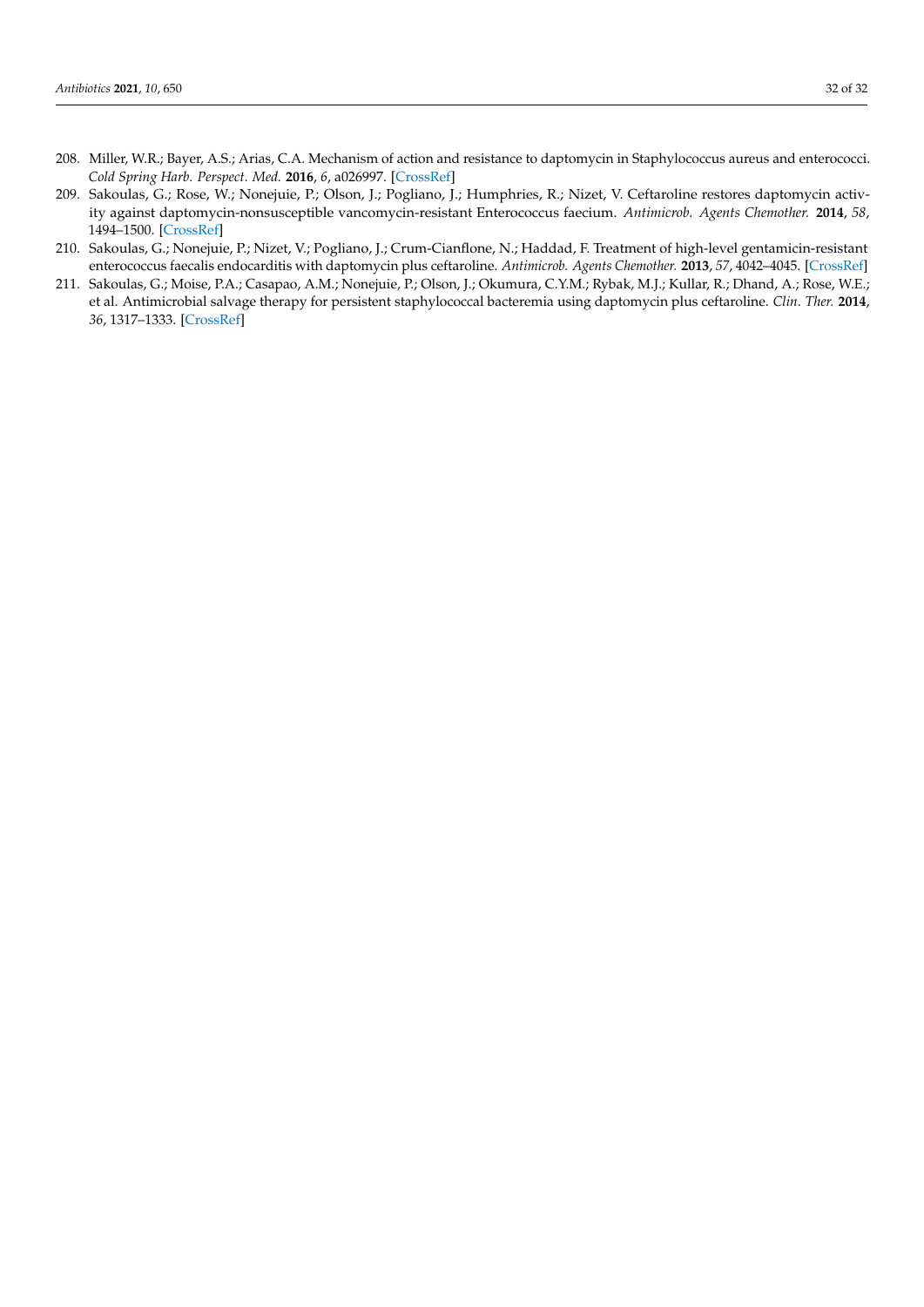208. Miller, W.R.; Bayer, A.S.; Arias, C.A. Mechanism of action and resistance to daptomycin in Staphylococcus aureus and enterococci. *Cold Spring Harb. Perspect. Med.* **2016**, *6*, a026997. [CrossRef]
209. Sakoulas, G.; Rose, W.; Nonejuie, P.; Olson, J.; Pogliano, J.; Humphries, R.; Nizet, V. Ceftaroline restores daptomycin activity against daptomycin-nonsusceptible vancomycin-resistant Enterococcus faecium. *Antimicrob. Agents Chemother.* **2014**, *58*, 1494–1500. [CrossRef]
210. Sakoulas, G.; Nonejuie, P.; Nizet, V.; Pogliano, J.; Crum-Cianflone, N.; Haddad, F. Treatment of high-level gentamicin-resistant enterococcus faecalis endocarditis with daptomycin plus ceftaroline. *Antimicrob. Agents Chemother.* **2013**, *57*, 4042–4045. [CrossRef]
211. Sakoulas, G.; Moise, P.A.; Casapao, A.M.; Nonejuie, P.; Olson, J.; Okumura, C.Y.M.; Rybak, M.J.; Kullar, R.; Dhand, A.; Rose, W.E.; et al. Antimicrobial salvage therapy for persistent staphylococcal bacteremia using daptomycin plus ceftaroline. *Clin. Ther.* **2014**, *36*, 1317–1333. [CrossRef]